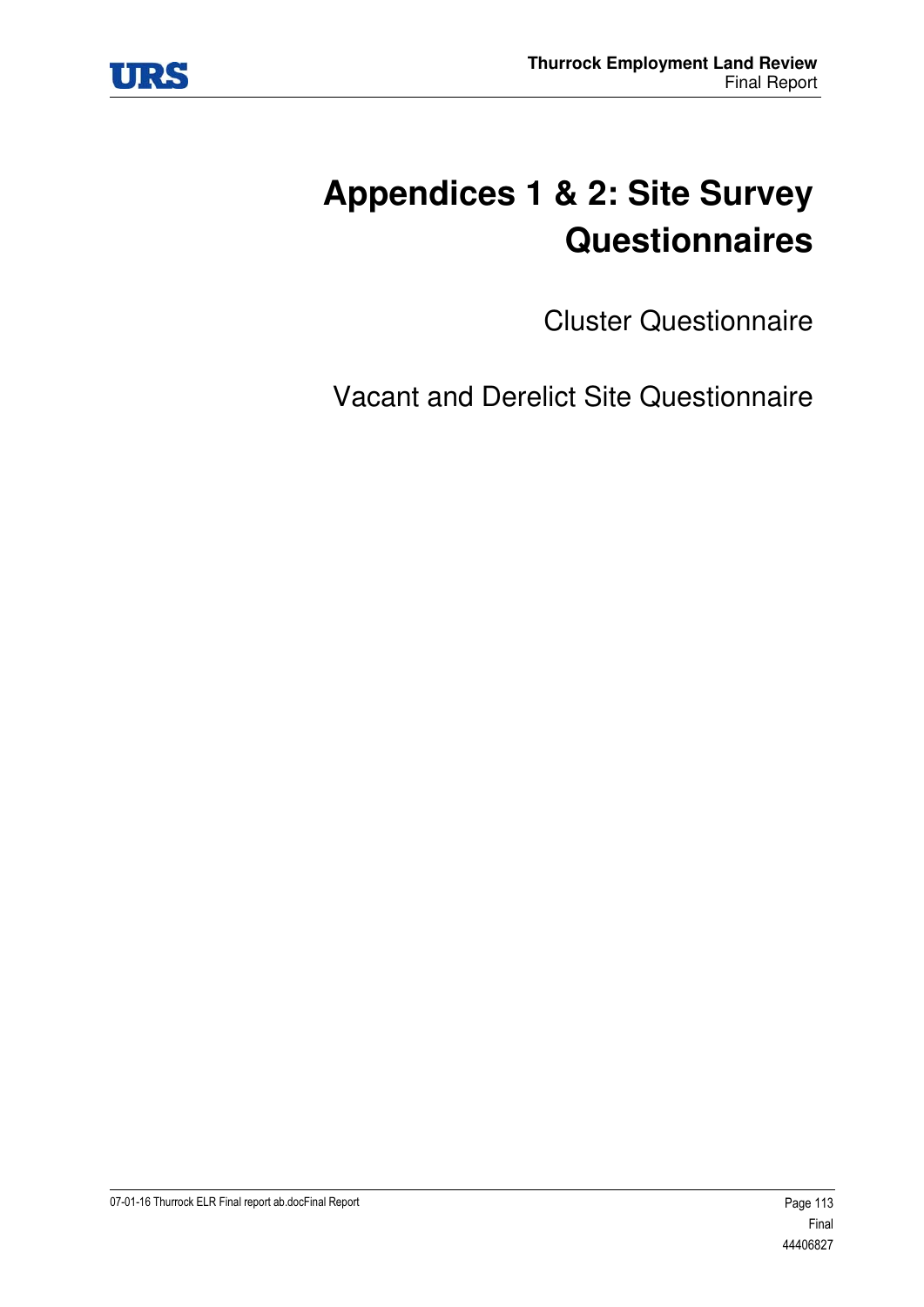# Appendices 1 & 2: Site Survey Questionnaires

Cluster Questionnaire

Vacant and Derelict Site Questionnaire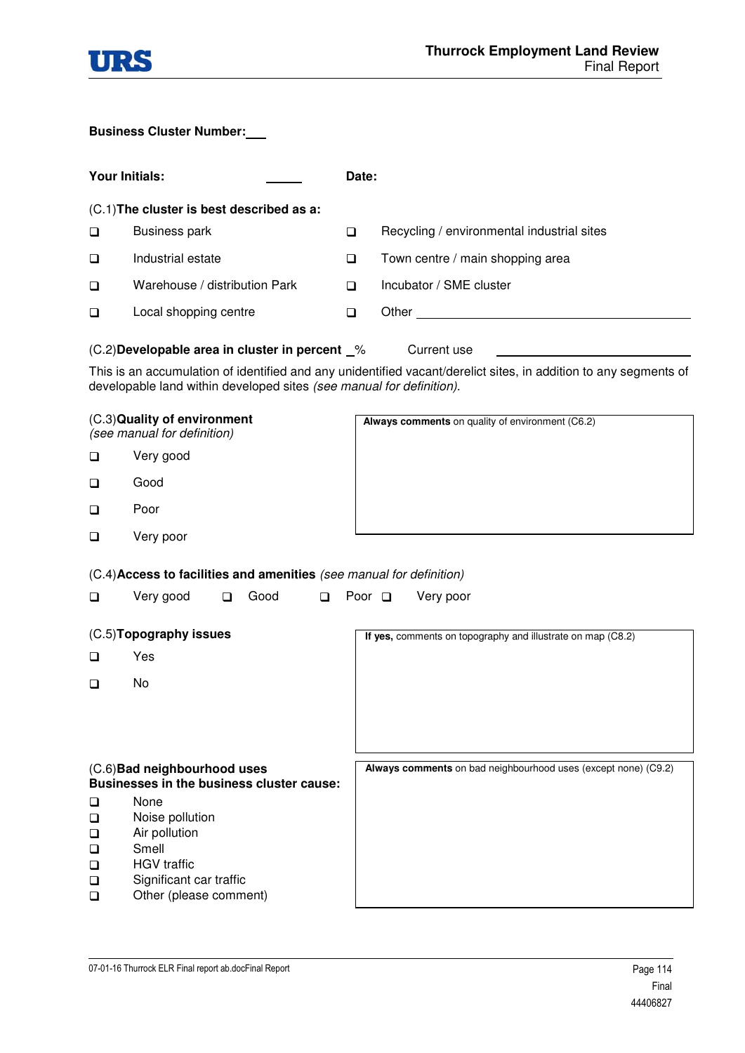**Business Cluster Number:**___

**Your Initials:** _____ **Date:**

(C.1)**The cluster is best described as a:**

- ❑ Business park
- ❑ Industrial estate
- ❑ Warehouse / distribution Park
- ❑ Local shopping centre
- ❑ Recycling / environmental industrial sites
- ❑ Town centre / main shopping area
- ❑ Incubator / SME cluster
- ❑ Other ______________________________

(C.2)**Developable area in cluster in percent** _% Current use ______________________

This is an accumulation of identified and any unidentified vacant/derelict sites, in addition to any segments of developable land within developed sites *(see manual for definition)*.

(C.3)**Quality of environment**
*(see manual for definition)*

- ❑ Very good
- ❑ Good
- ❑ Poor
- ❑ Very poor

**Always comments** on quality of environment (C6.2)

(C.4)**Access to facilities and amenities** *(see manual for definition)*

❑ Very good ❑ Good ❑ Poor ❑ Very poor

(C.5)**Topography issues**

- ❑ Yes
- ❑ No

**If yes,** comments on topography and illustrate on map (C8.2)

(C.6)**Bad neighbourhood uses**
**Businesses in the business cluster cause:**

- ❑ None
- ❑ Noise pollution
- ❑ Air pollution
- ❑ Smell
- ❑ HGV traffic
- ❑ Significant car traffic
- ❑ Other (please comment)

**Always comments** on bad neighbourhood uses (except none) (C9.2)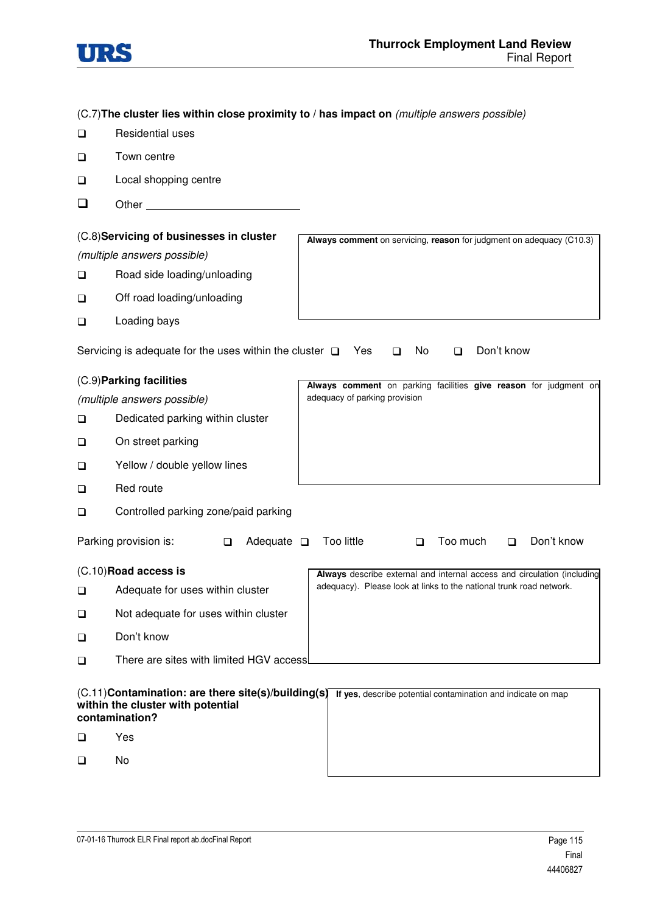(C.7) **The cluster lies within close proximity to / has impact on** *(multiple answers possible)*

- ❑ Residential uses
- ❑ Town centre
- ❑ Local shopping centre
- ❑ Other \_\_\_\_\_\_\_\_\_\_\_\_\_\_\_\_\_\_\_\_\_\_\_\_\_\_

(C.8) **Servicing of businesses in cluster**

*(multiple answers possible)*

- ❑ Road side loading/unloading
- ❑ Off road loading/unloading
- ❑ Loading bays

**Always comment** on servicing, **reason** for judgment on adequacy (C10.3)

Servicing is adequate for the uses within the cluster ❑ Yes ❑ No ❑ Don't know

(C.9) **Parking facilities**

*(multiple answers possible)*

- ❑ Dedicated parking within cluster
- ❑ On street parking
- ❑ Yellow / double yellow lines
- ❑ Red route
- ❑ Controlled parking zone/paid parking

**Always comment** on parking facilities **give reason** for judgment on adequacy of parking provision

Parking provision is: ❑ Adequate ❑ Too little ❑ Too much ❑ Don't know

(C.10) **Road access is**

- ❑ Adequate for uses within cluster
- ❑ Not adequate for uses within cluster
- ❑ Don't know
- ❑ There are sites with limited HGV access

**Always** describe external and internal access and circulation (including adequacy). Please look at links to the national trunk road network.

(C.11) **Contamination: are there site(s)/building(s) within the cluster with potential contamination?**

- ❑ Yes
- ❑ No

**If yes**, describe potential contamination and indicate on map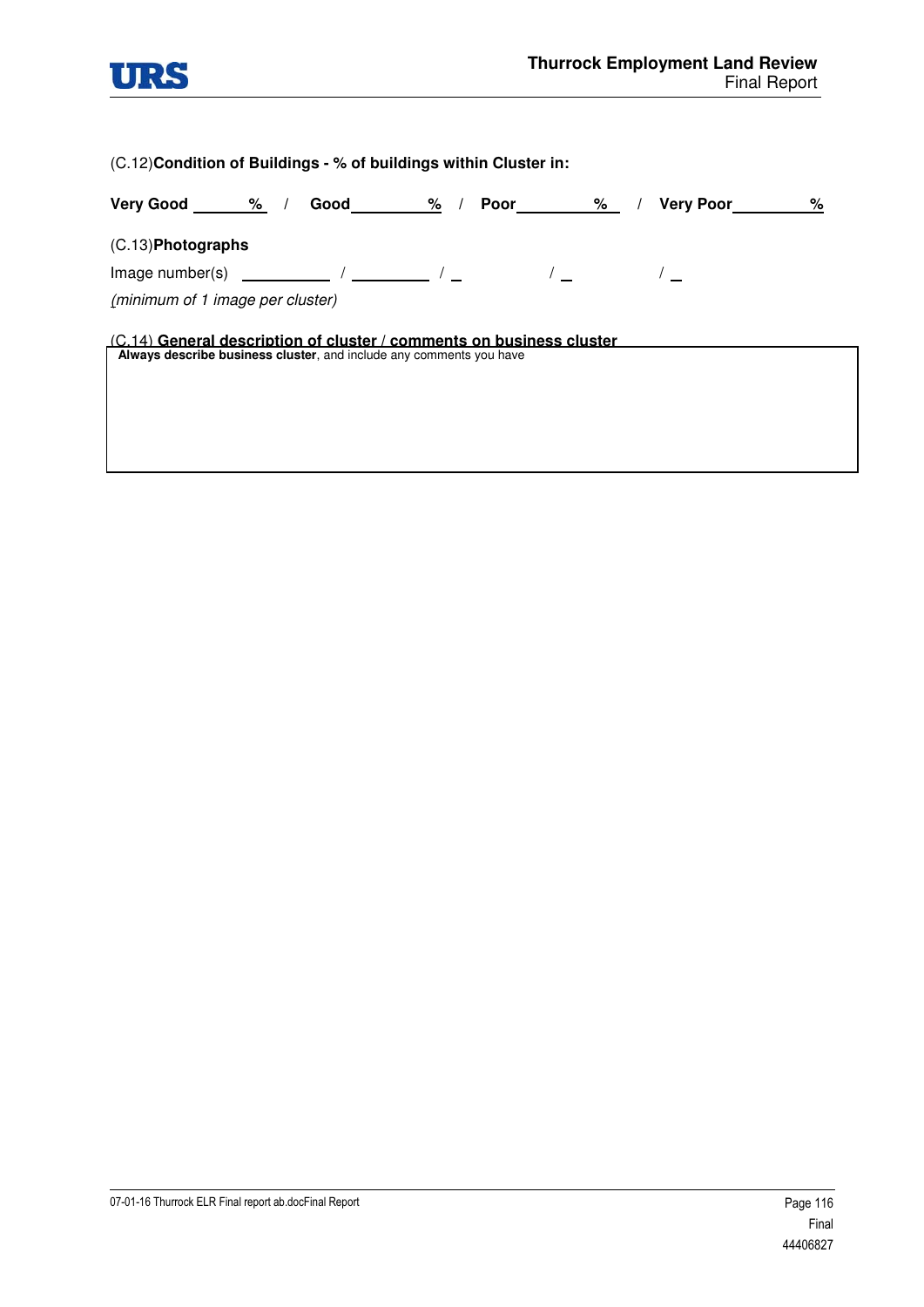(C.12)**Condition of Buildings - % of buildings within Cluster in:**

**Very Good** ______ **%** / **Good** ________ **%** / **Poor** ________ **%** / **Very Poor** ________ **%**

(C.13)**Photographs**

Image number(s) __________ / _________ / _ / _ / _

*(minimum of 1 image per cluster)*

(C.14) **General description of cluster / comments on business cluster**

| **Always describe business cluster**, and include any comments you have |
| --- |
| |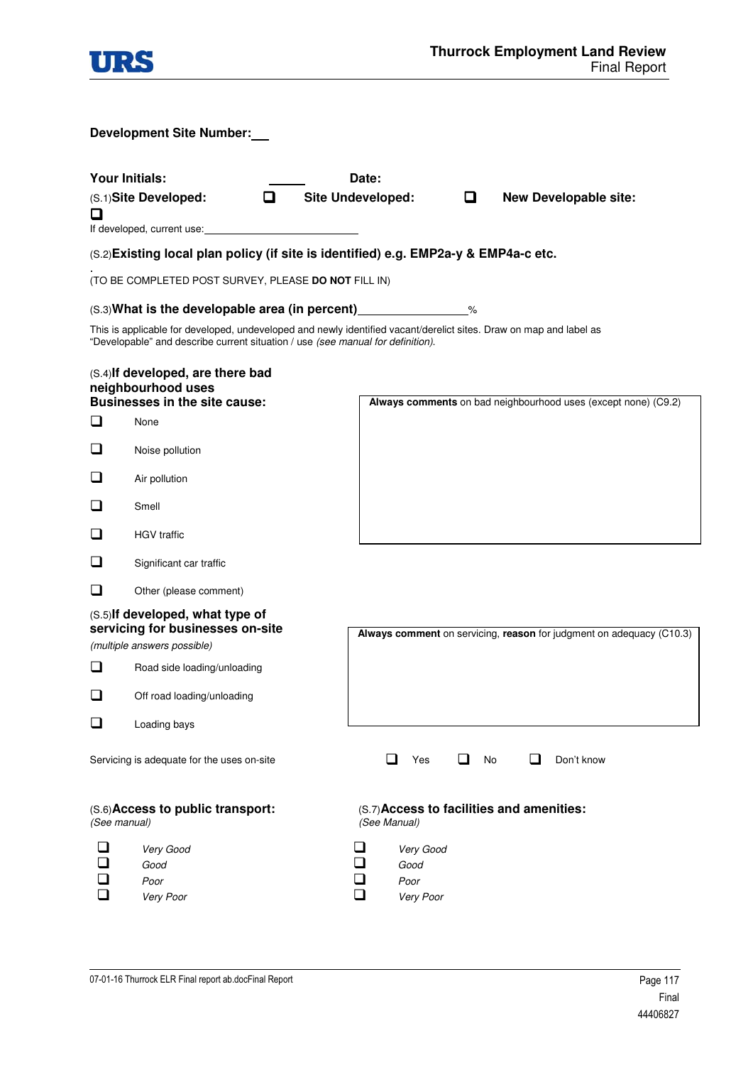**Development Site Number:___**

**Your Initials:** ______ **Date:**

(S.1)**Site Developed:** ☐ **Site Undeveloped:** ☐ **New Developable site:** ☐

If developed, current use:____________________________

(S.2)**Existing local plan policy (if site is identified) e.g. EMP2a-y & EMP4a-c etc.**

.
(TO BE COMPLETED POST SURVEY, PLEASE **DO NOT** FILL IN)

(S.3)**What is the developable area (in percent)**________________%

This is applicable for developed, undeveloped and newly identified vacant/derelict sites. Draw on map and label as "Developable" and describe current situation / use *(see manual for definition).*

(S.4)**If developed, are there bad neighbourhood uses Businesses in the site cause:**

- ☐ None
- ☐ Noise pollution
- ☐ Air pollution
- ☐ Smell
- ☐ HGV traffic
- ☐ Significant car traffic
- ☐ Other (please comment)

**Always comments** on bad neighbourhood uses (except none) (C9.2)

(S.5)**If developed, what type of servicing for businesses on-site**
*(multiple answers possible)*

- ☐ Road side loading/unloading
- ☐ Off road loading/unloading
- ☐ Loading bays

**Always comment** on servicing, **reason** for judgment on adequacy (C10.3)

Servicing is adequate for the uses on-site ☐ Yes ☐ No ☐ Don't know

(S.6)**Access to public transport:**
*(See manual)*

- ☐ *Very Good*
- ☐ *Good*
- ☐ *Poor*
- ☐ *Very Poor*

(S.7)**Access to facilities and amenities:**
*(See Manual)*

- ☐ *Very Good*
- ☐ *Good*
- ☐ *Poor*
- ☐ *Very Poor*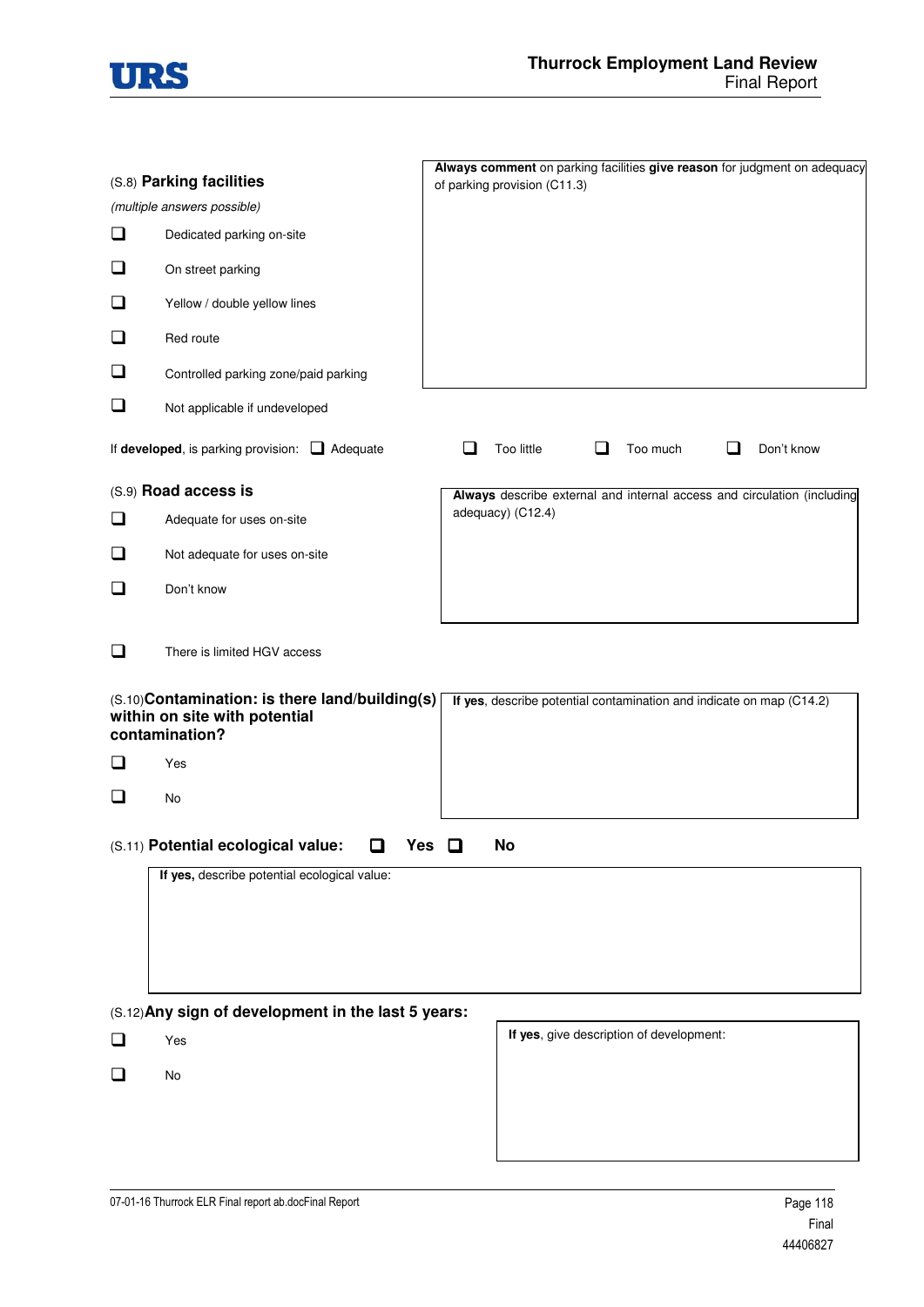(S.8) **Parking facilities**

*(multiple answers possible)*

- ❑ Dedicated parking on-site
- ❑ On street parking
- ❑ Yellow / double yellow lines
- ❑ Red route
- ❑ Controlled parking zone/paid parking
- ❑ Not applicable if undeveloped

**Always comment** on parking facilities **give reason** for judgment on adequacy of parking provision (C11.3)

If **developed**, is parking provision: ❑ Adequate ❑ Too little ❑ Too much ❑ Don't know

(S.9) **Road access is**

- ❑ Adequate for uses on-site
- ❑ Not adequate for uses on-site
- ❑ Don't know

**Always** describe external and internal access and circulation (including adequacy) (C12.4)

- ❑ There is limited HGV access

(S.10) **Contamination: is there land/building(s) within on site with potential contamination?**

- ❑ Yes
- ❑ No

**If yes**, describe potential contamination and indicate on map (C14.2)

(S.11) **Potential ecological value:** ❑ **Yes** ❑ **No**

**If yes,** describe potential ecological value:

(S.12) **Any sign of development in the last 5 years:**

- ❑ Yes
- ❑ No

**If yes**, give description of development: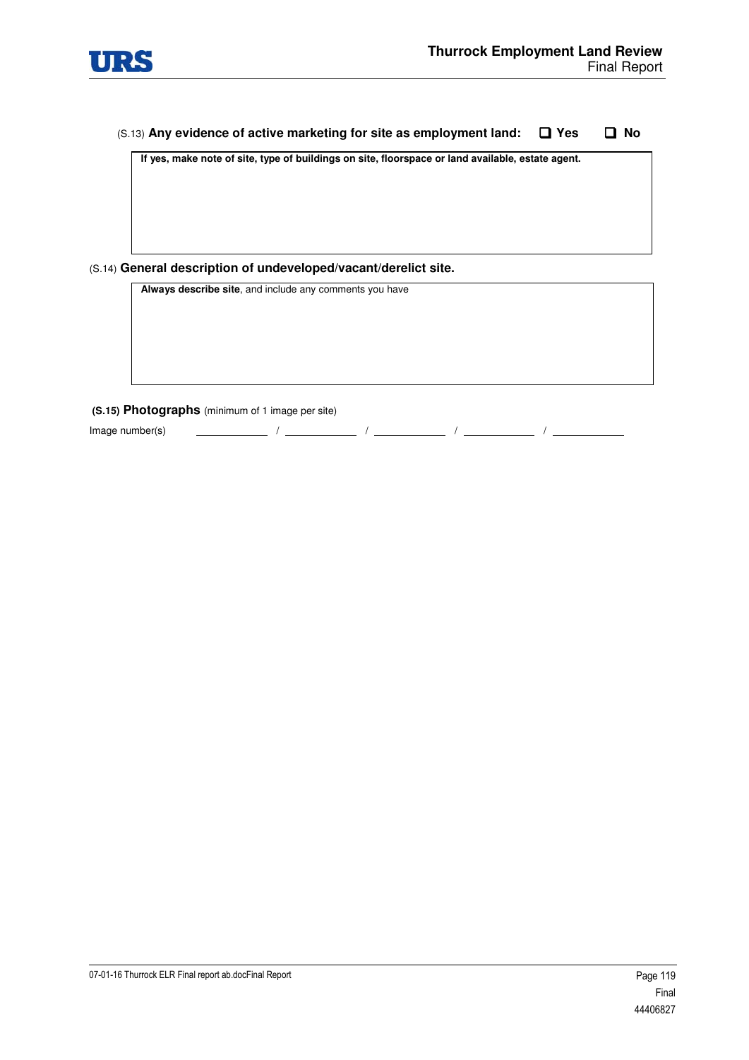(S.13) **Any evidence of active marketing for site as employment land:** ❑ **Yes** ❑ **No**

| **If yes, make note of site, type of buildings on site, floorspace or land available, estate agent.** |
|---|
| |

(S.14) **General description of undeveloped/vacant/derelict site.**

| **Always describe site**, and include any comments you have |
|---|
| |

**(S.15) Photographs** (minimum of 1 image per site)

Image number(s) \_\_\_\_\_\_\_\_\_\_ / \_\_\_\_\_\_\_\_\_\_ / \_\_\_\_\_\_\_\_\_\_ / \_\_\_\_\_\_\_\_\_\_ / \_\_\_\_\_\_\_\_\_\_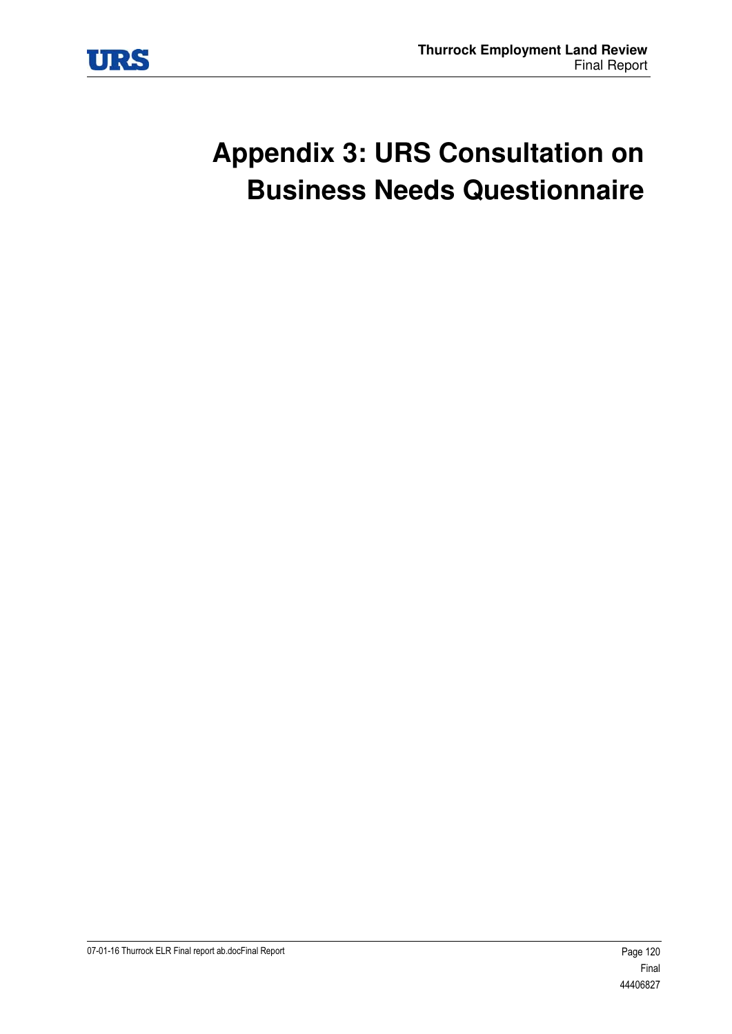# Appendix 3: URS Consultation on Business Needs Questionnaire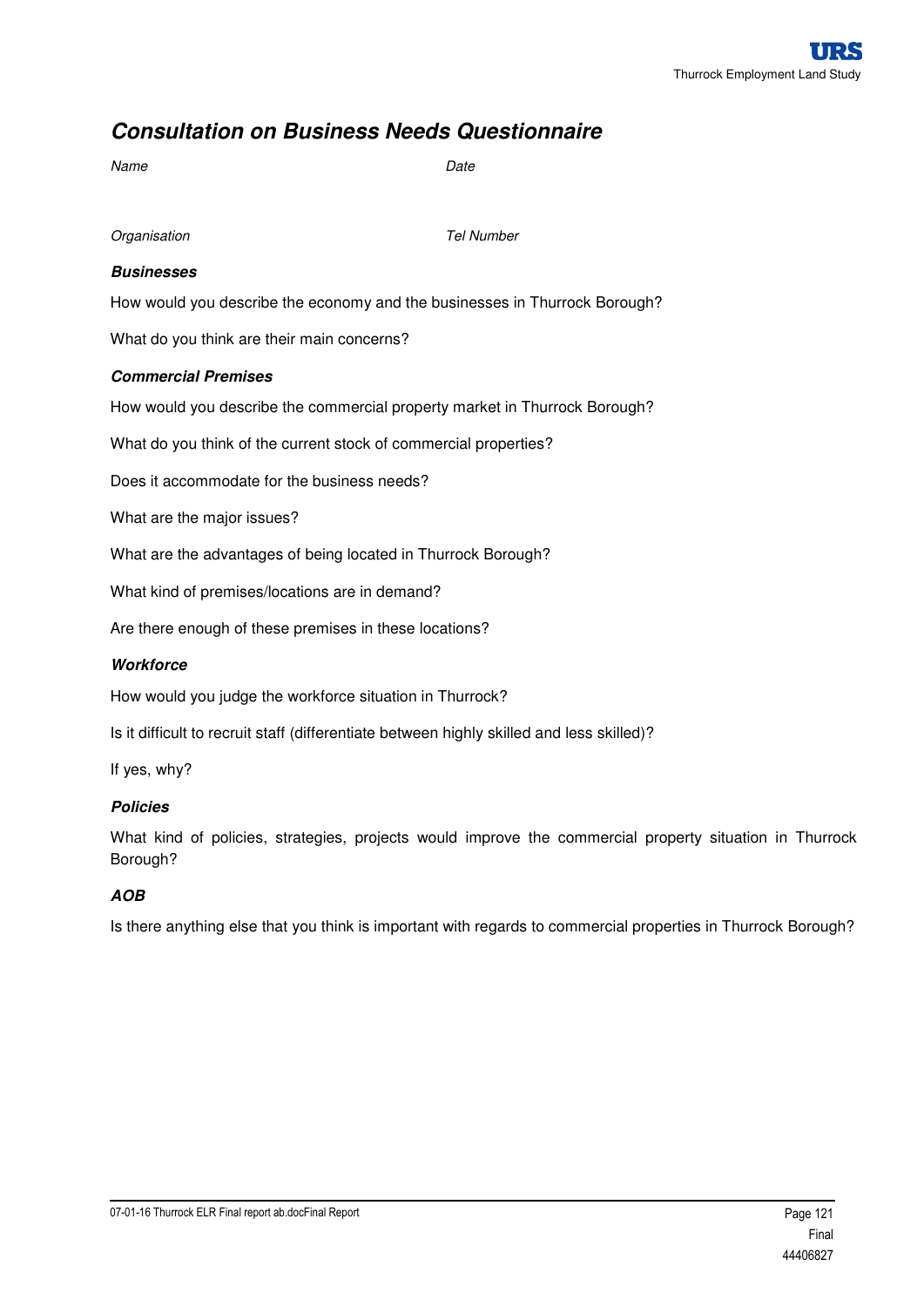## *Consultation on Business Needs Questionnaire*

*Name* *Date*

*Organisation* *Tel Number*

### *Businesses*

How would you describe the economy and the businesses in Thurrock Borough?

What do you think are their main concerns?

### *Commercial Premises*

How would you describe the commercial property market in Thurrock Borough?

What do you think of the current stock of commercial properties?

Does it accommodate for the business needs?

What are the major issues?

What are the advantages of being located in Thurrock Borough?

What kind of premises/locations are in demand?

Are there enough of these premises in these locations?

### *Workforce*

How would you judge the workforce situation in Thurrock?

Is it difficult to recruit staff (differentiate between highly skilled and less skilled)?

If yes, why?

### *Policies*

What kind of policies, strategies, projects would improve the commercial property situation in Thurrock Borough?

### *AOB*

Is there anything else that you think is important with regards to commercial properties in Thurrock Borough?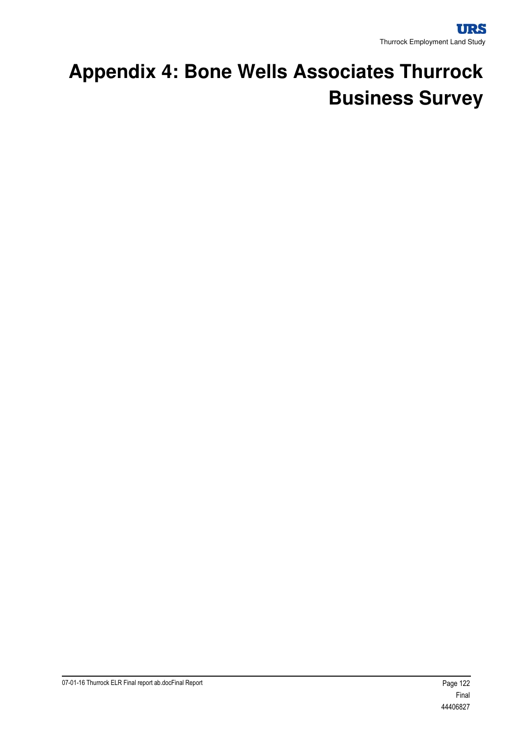# Appendix 4: Bone Wells Associates Thurrock Business Survey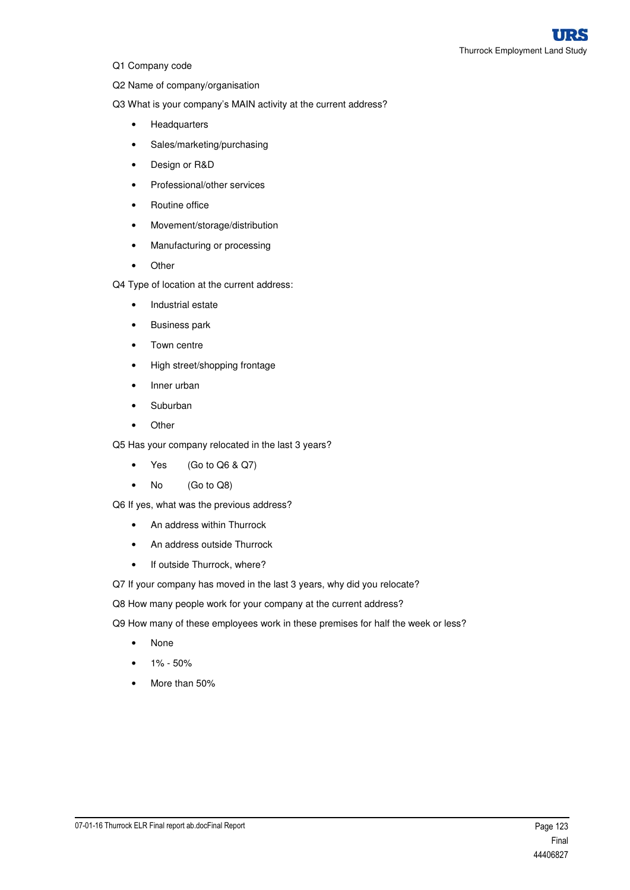Q1 Company code

Q2 Name of company/organisation

Q3 What is your company's MAIN activity at the current address?

- Headquarters
- Sales/marketing/purchasing
- Design or R&D
- Professional/other services
- Routine office
- Movement/storage/distribution
- Manufacturing or processing
- Other

Q4 Type of location at the current address:

- Industrial estate
- Business park
- Town centre
- High street/shopping frontage
- Inner urban
- Suburban
- Other

Q5 Has your company relocated in the last 3 years?

- Yes (Go to Q6 & Q7)
- No (Go to Q8)

Q6 If yes, what was the previous address?

- An address within Thurrock
- An address outside Thurrock
- If outside Thurrock, where?

Q7 If your company has moved in the last 3 years, why did you relocate?

Q8 How many people work for your company at the current address?

Q9 How many of these employees work in these premises for half the week or less?

- None
- 1% - 50%
- More than 50%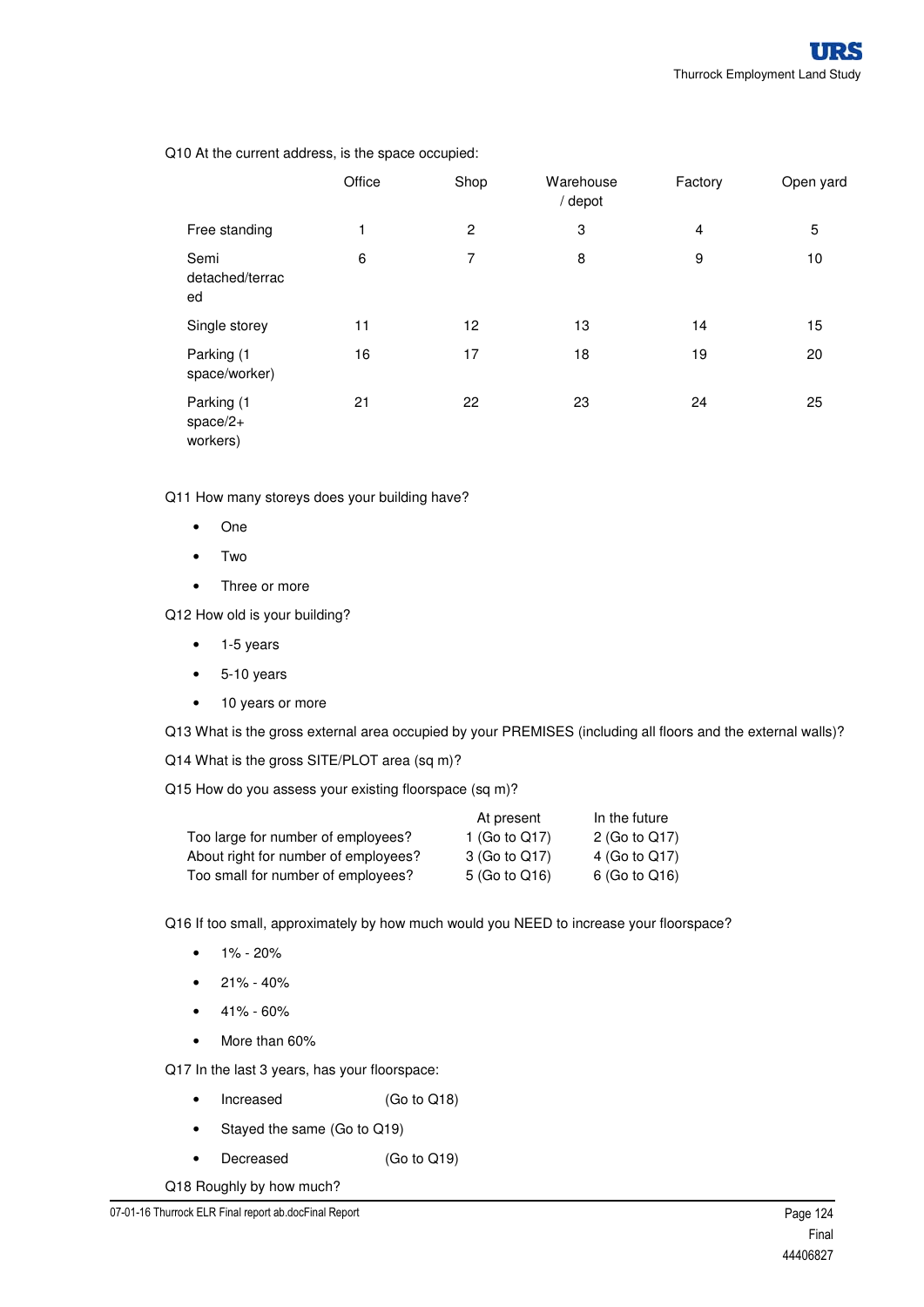Q10 At the current address, is the space occupied:

| | Office | Shop | Warehouse / depot | Factory | Open yard |
|---|---|---|---|---|---|
| Free standing | 1 | 2 | 3 | 4 | 5 |
| Semi detached/terraced | 6 | 7 | 8 | 9 | 10 |
| Single storey | 11 | 12 | 13 | 14 | 15 |
| Parking (1 space/worker) | 16 | 17 | 18 | 19 | 20 |
| Parking (1 space/2+ workers) | 21 | 22 | 23 | 24 | 25 |

Q11 How many storeys does your building have?

- One
- Two
- Three or more

Q12 How old is your building?

- 1-5 years
- 5-10 years
- 10 years or more

Q13 What is the gross external area occupied by your PREMISES (including all floors and the external walls)?

Q14 What is the gross SITE/PLOT area (sq m)?

Q15 How do you assess your existing floorspace (sq m)?

| | At present | In the future |
|---|---|---|
| Too large for number of employees? | 1 (Go to Q17) | 2 (Go to Q17) |
| About right for number of employees? | 3 (Go to Q17) | 4 (Go to Q17) |
| Too small for number of employees? | 5 (Go to Q16) | 6 (Go to Q16) |

Q16 If too small, approximately by how much would you NEED to increase your floorspace?

- 1% - 20%
- 21% - 40%
- 41% - 60%
- More than 60%

Q17 In the last 3 years, has your floorspace:

- Increased (Go to Q18)
- Stayed the same (Go to Q19)
- Decreased (Go to Q19)

Q18 Roughly by how much?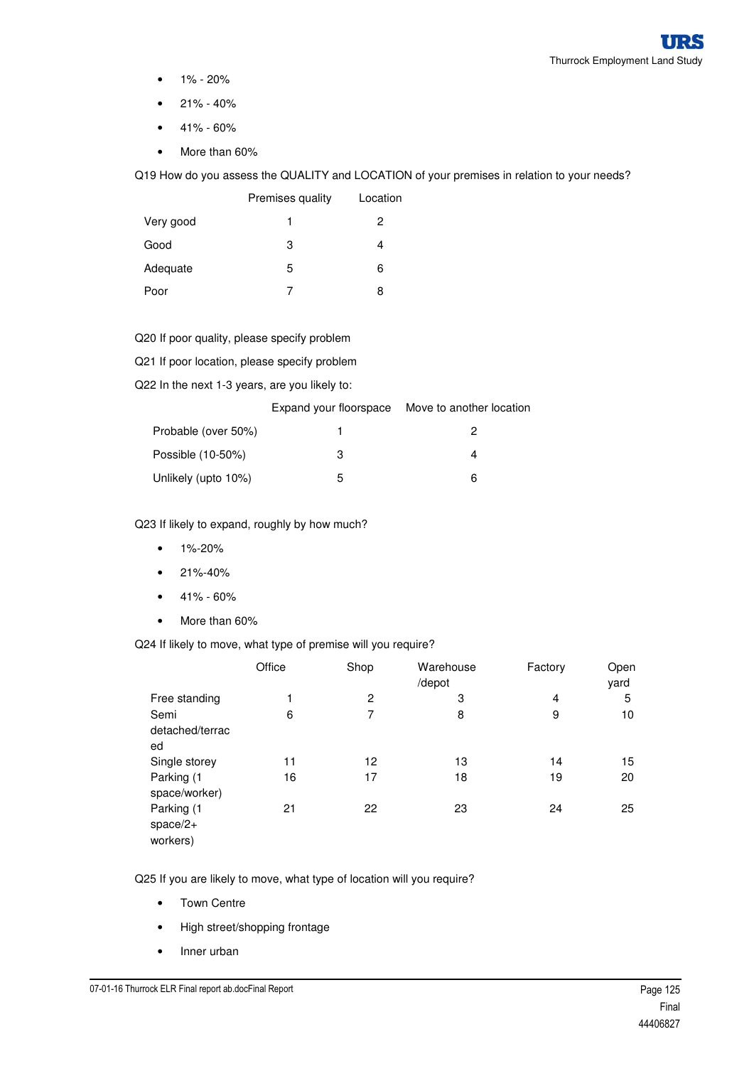- 1% - 20%
- 21% - 40%
- 41% - 60%
- More than 60%

Q19 How do you assess the QUALITY and LOCATION of your premises in relation to your needs?

| | Premises quality | Location |
|---|---|---|
| Very good | 1 | 2 |
| Good | 3 | 4 |
| Adequate | 5 | 6 |
| Poor | 7 | 8 |

Q20 If poor quality, please specify problem

Q21 If poor location, please specify problem

Q22 In the next 1-3 years, are you likely to:

| | Expand your floorspace | Move to another location |
|---|---|---|
| Probable (over 50%) | 1 | 2 |
| Possible (10-50%) | 3 | 4 |
| Unlikely (upto 10%) | 5 | 6 |

Q23 If likely to expand, roughly by how much?

- 1%-20%
- 21%-40%
- 41% - 60%
- More than 60%

Q24 If likely to move, what type of premise will you require?

| | Office | Shop | Warehouse /depot | Factory | Open yard |
|---|---|---|---|---|---|
| Free standing | 1 | 2 | 3 | 4 | 5 |
| Semi detached/terraced | 6 | 7 | 8 | 9 | 10 |
| Single storey | 11 | 12 | 13 | 14 | 15 |
| Parking (1 space/worker) | 16 | 17 | 18 | 19 | 20 |
| Parking (1 space/2+ workers) | 21 | 22 | 23 | 24 | 25 |

Q25 If you are likely to move, what type of location will you require?

- Town Centre
- High street/shopping frontage
- Inner urban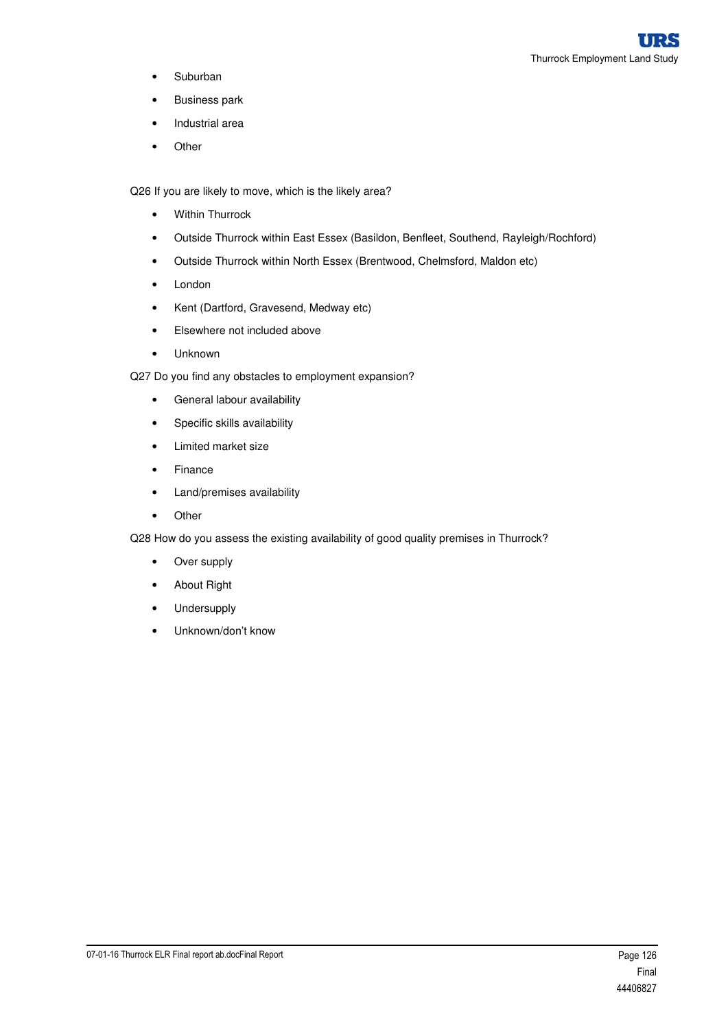- Suburban
- Business park
- Industrial area
- Other

Q26 If you are likely to move, which is the likely area?

- Within Thurrock
- Outside Thurrock within East Essex (Basildon, Benfleet, Southend, Rayleigh/Rochford)
- Outside Thurrock within North Essex (Brentwood, Chelmsford, Maldon etc)
- London
- Kent (Dartford, Gravesend, Medway etc)
- Elsewhere not included above
- Unknown

Q27 Do you find any obstacles to employment expansion?

- General labour availability
- Specific skills availability
- Limited market size
- Finance
- Land/premises availability
- Other

Q28 How do you assess the existing availability of good quality premises in Thurrock?

- Over supply
- About Right
- Undersupply
- Unknown/don't know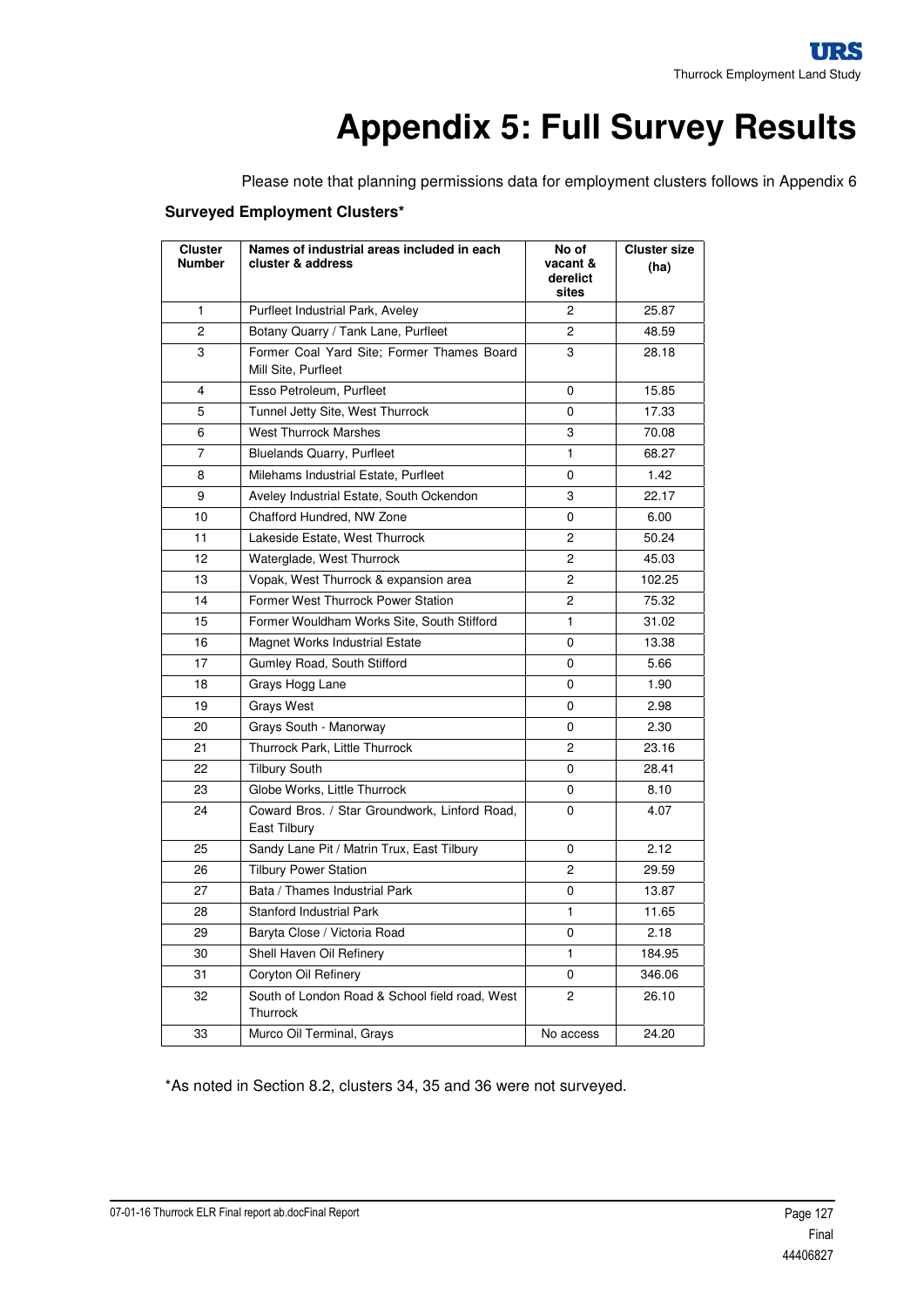# Appendix 5: Full Survey Results

Please note that planning permissions data for employment clusters follows in Appendix 6

**Surveyed Employment Clusters***

| Cluster Number | Names of industrial areas included in each cluster & address | No of vacant & derelict sites | Cluster size (ha) |
|---|---|---|---|
| 1 | Purfleet Industrial Park, Aveley | 2 | 25.87 |
| 2 | Botany Quarry / Tank Lane, Purfleet | 2 | 48.59 |
| 3 | Former Coal Yard Site; Former Thames Board Mill Site, Purfleet | 3 | 28.18 |
| 4 | Esso Petroleum, Purfleet | 0 | 15.85 |
| 5 | Tunnel Jetty Site, West Thurrock | 0 | 17.33 |
| 6 | West Thurrock Marshes | 3 | 70.08 |
| 7 | Bluelands Quarry, Purfleet | 1 | 68.27 |
| 8 | Milehams Industrial Estate, Purfleet | 0 | 1.42 |
| 9 | Aveley Industrial Estate, South Ockendon | 3 | 22.17 |
| 10 | Chafford Hundred, NW Zone | 0 | 6.00 |
| 11 | Lakeside Estate, West Thurrock | 2 | 50.24 |
| 12 | Waterglade, West Thurrock | 2 | 45.03 |
| 13 | Vopak, West Thurrock & expansion area | 2 | 102.25 |
| 14 | Former West Thurrock Power Station | 2 | 75.32 |
| 15 | Former Wouldham Works Site, South Stifford | 1 | 31.02 |
| 16 | Magnet Works Industrial Estate | 0 | 13.38 |
| 17 | Gumley Road, South Stifford | 0 | 5.66 |
| 18 | Grays Hogg Lane | 0 | 1.90 |
| 19 | Grays West | 0 | 2.98 |
| 20 | Grays South - Manorway | 0 | 2.30 |
| 21 | Thurrock Park, Little Thurrock | 2 | 23.16 |
| 22 | Tilbury South | 0 | 28.41 |
| 23 | Globe Works, Little Thurrock | 0 | 8.10 |
| 24 | Coward Bros. / Star Groundwork, Linford Road, East Tilbury | 0 | 4.07 |
| 25 | Sandy Lane Pit / Matrin Trux, East Tilbury | 0 | 2.12 |
| 26 | Tilbury Power Station | 2 | 29.59 |
| 27 | Bata / Thames Industrial Park | 0 | 13.87 |
| 28 | Stanford Industrial Park | 1 | 11.65 |
| 29 | Baryta Close / Victoria Road | 0 | 2.18 |
| 30 | Shell Haven Oil Refinery | 1 | 184.95 |
| 31 | Coryton Oil Refinery | 0 | 346.06 |
| 32 | South of London Road & School field road, West Thurrock | 2 | 26.10 |
| 33 | Murco Oil Terminal, Grays | No access | 24.20 |

*As noted in Section 8.2, clusters 34, 35 and 36 were not surveyed.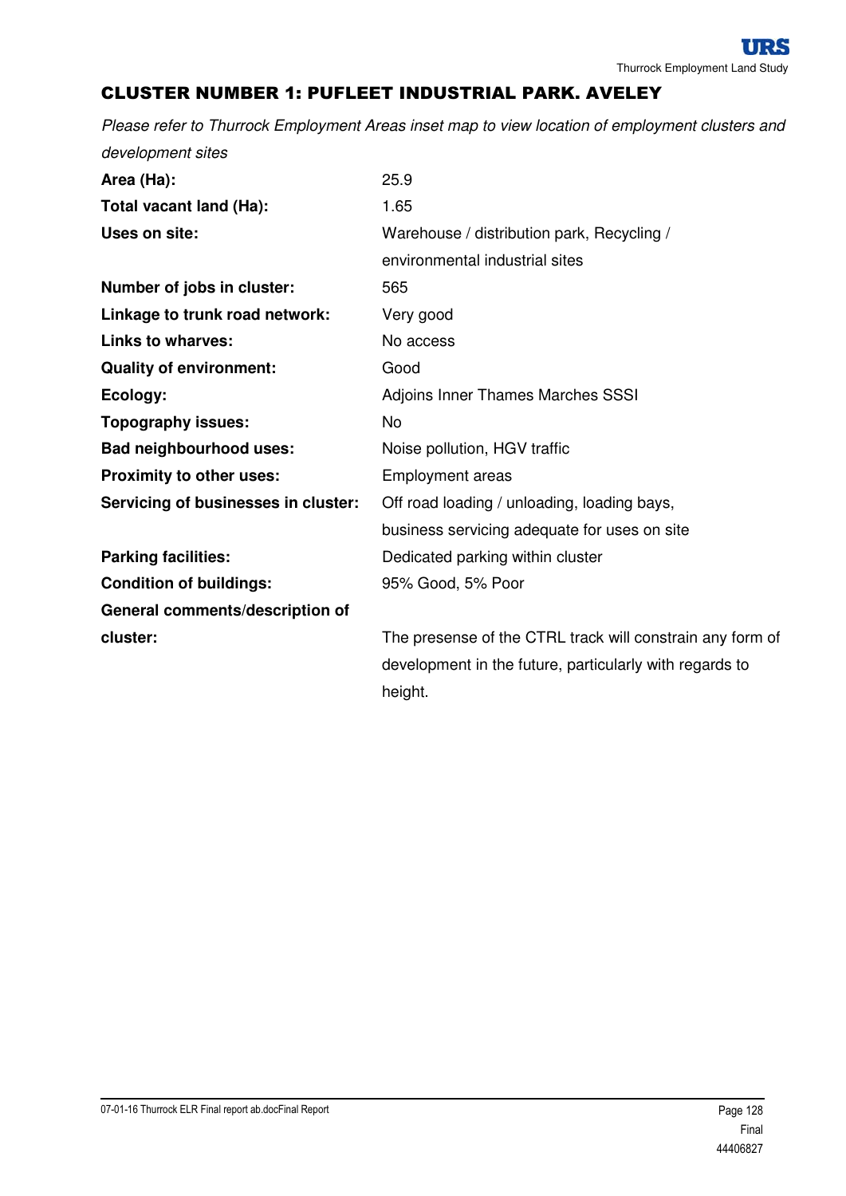## CLUSTER NUMBER 1: PUFLEET INDUSTRIAL PARK. AVELEY

*Please refer to Thurrock Employment Areas inset map to view location of employment clusters and development sites*

| | |
|---|---|
| **Area (Ha):** | 25.9 |
| **Total vacant land (Ha):** | 1.65 |
| **Uses on site:** | Warehouse / distribution park, Recycling / environmental industrial sites |
| **Number of jobs in cluster:** | 565 |
| **Linkage to trunk road network:** | Very good |
| **Links to wharves:** | No access |
| **Quality of environment:** | Good |
| **Ecology:** | Adjoins Inner Thames Marches SSSI |
| **Topography issues:** | No |
| **Bad neighbourhood uses:** | Noise pollution, HGV traffic |
| **Proximity to other uses:** | Employment areas |
| **Servicing of businesses in cluster:** | Off road loading / unloading, loading bays, business servicing adequate for uses on site |
| **Parking facilities:** | Dedicated parking within cluster |
| **Condition of buildings:** | 95% Good, 5% Poor |
| **General comments/description of cluster:** | The presense of the CTRL track will constrain any form of development in the future, particularly with regards to height. |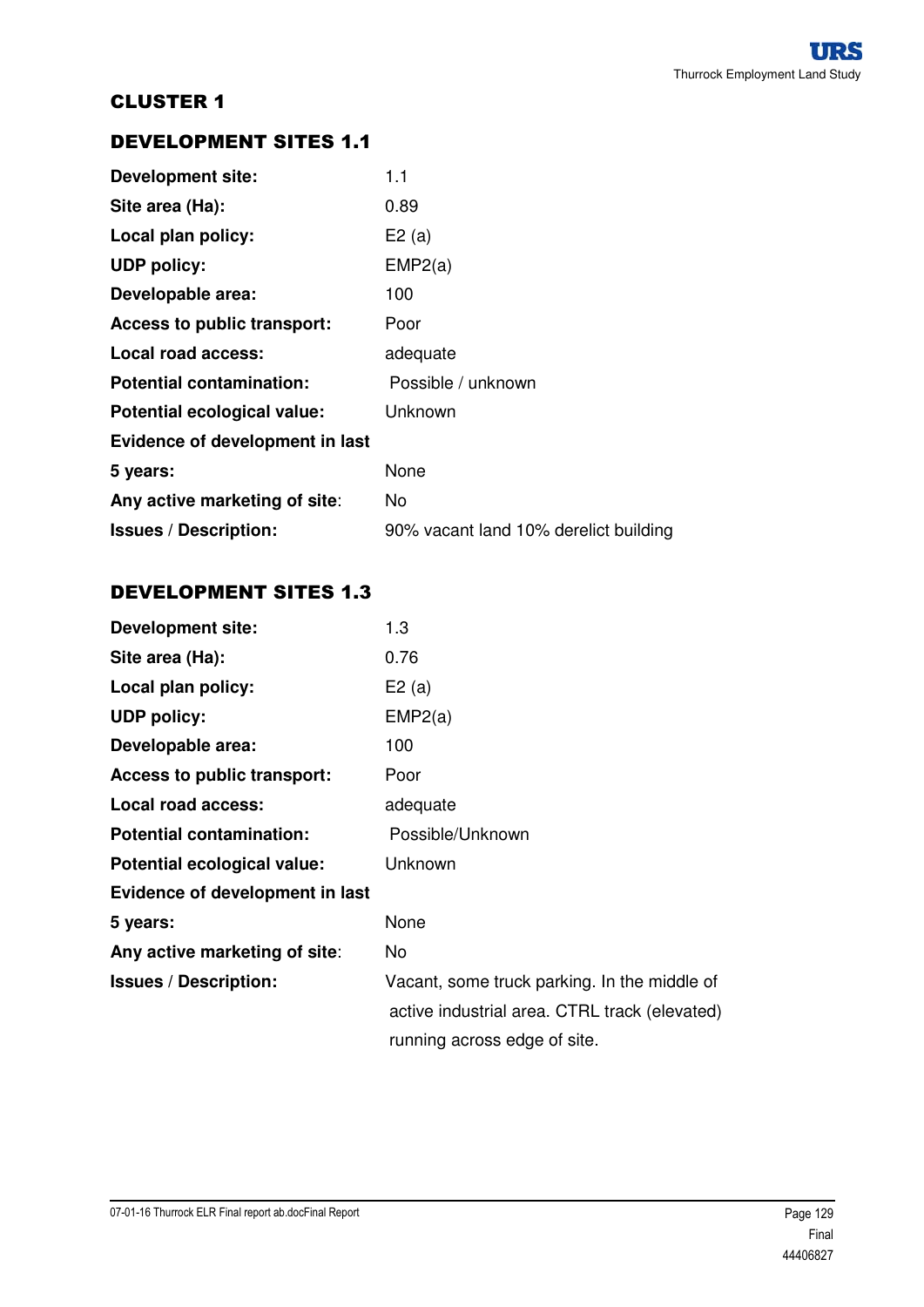## CLUSTER 1

### DEVELOPMENT SITES 1.1

| | |
|---|---|
| **Development site:** | 1.1 |
| **Site area (Ha):** | 0.89 |
| **Local plan policy:** | E2 (a) |
| **UDP policy:** | EMP2(a) |
| **Developable area:** | 100 |
| **Access to public transport:** | Poor |
| **Local road access:** | adequate |
| **Potential contamination:** | Possible / unknown |
| **Potential ecological value:** | Unknown |
| **Evidence of development in last 5 years:** | None |
| **Any active marketing of site:** | No |
| **Issues / Description:** | 90% vacant land 10% derelict building |

### DEVELOPMENT SITES 1.3

| | |
|---|---|
| **Development site:** | 1.3 |
| **Site area (Ha):** | 0.76 |
| **Local plan policy:** | E2 (a) |
| **UDP policy:** | EMP2(a) |
| **Developable area:** | 100 |
| **Access to public transport:** | Poor |
| **Local road access:** | adequate |
| **Potential contamination:** | Possible/Unknown |
| **Potential ecological value:** | Unknown |
| **Evidence of development in last 5 years:** | None |
| **Any active marketing of site:** | No |
| **Issues / Description:** | Vacant, some truck parking. In the middle of active industrial area. CTRL track (elevated) running across edge of site. |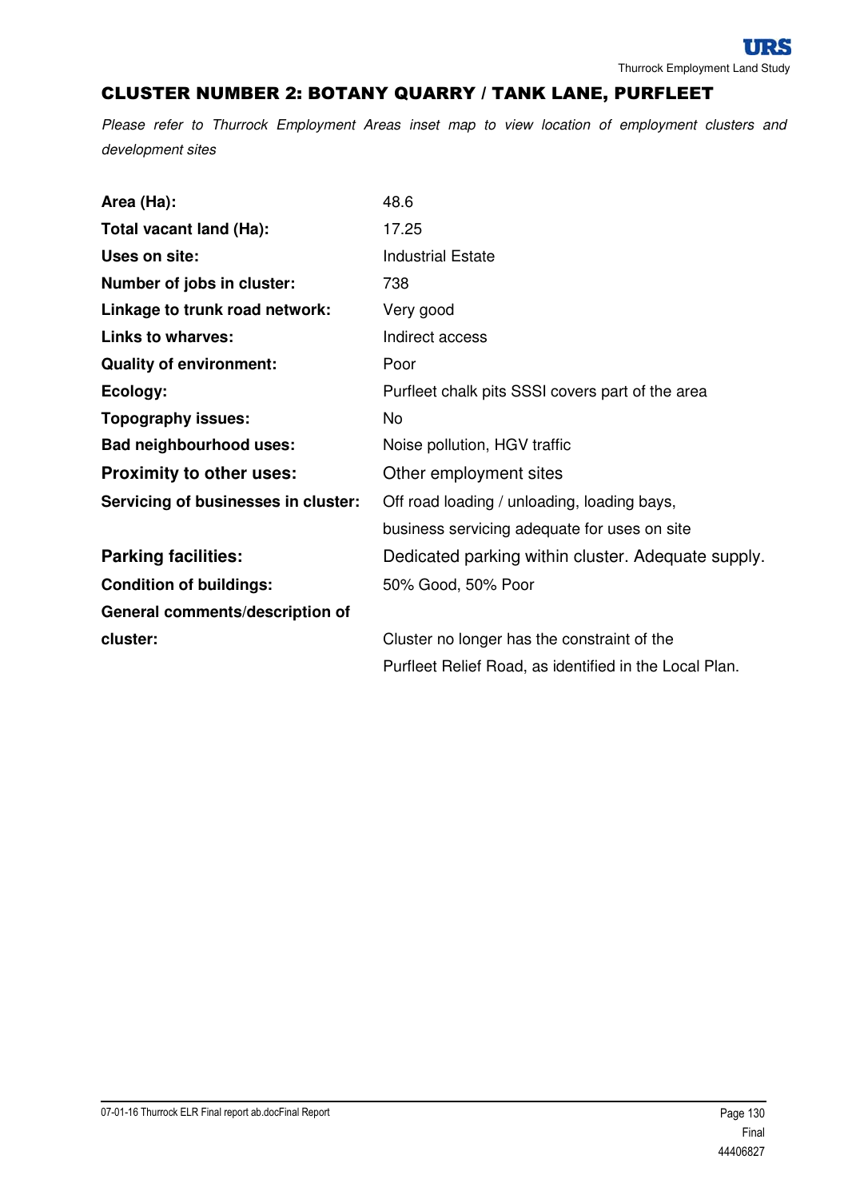## CLUSTER NUMBER 2: BOTANY QUARRY / TANK LANE, PURFLEET

*Please refer to Thurrock Employment Areas inset map to view location of employment clusters and development sites*

| | |
|---|---|
| **Area (Ha):** | 48.6 |
| **Total vacant land (Ha):** | 17.25 |
| **Uses on site:** | Industrial Estate |
| **Number of jobs in cluster:** | 738 |
| **Linkage to trunk road network:** | Very good |
| **Links to wharves:** | Indirect access |
| **Quality of environment:** | Poor |
| **Ecology:** | Purfleet chalk pits SSSI covers part of the area |
| **Topography issues:** | No |
| **Bad neighbourhood uses:** | Noise pollution, HGV traffic |
| **Proximity to other uses:** | Other employment sites |
| **Servicing of businesses in cluster:** | Off road loading / unloading, loading bays, business servicing adequate for uses on site |
| **Parking facilities:** | Dedicated parking within cluster. Adequate supply. |
| **Condition of buildings:** | 50% Good, 50% Poor |
| **General comments/description of cluster:** | Cluster no longer has the constraint of the Purfleet Relief Road, as identified in the Local Plan. |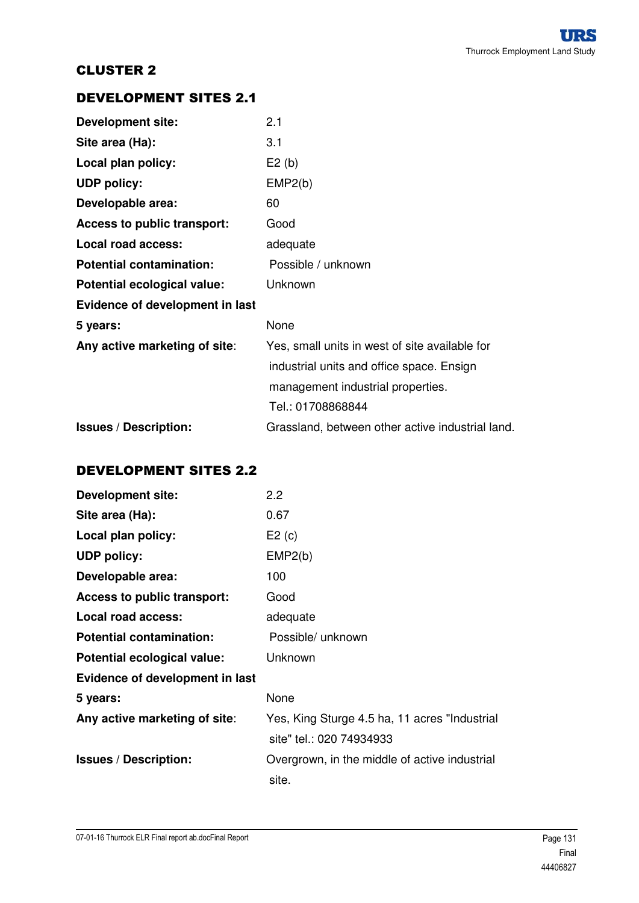## CLUSTER 2

### DEVELOPMENT SITES 2.1

| | |
|---|---|
| **Development site:** | 2.1 |
| **Site area (Ha):** | 3.1 |
| **Local plan policy:** | E2 (b) |
| **UDP policy:** | EMP2(b) |
| **Developable area:** | 60 |
| **Access to public transport:** | Good |
| **Local road access:** | adequate |
| **Potential contamination:** | Possible / unknown |
| **Potential ecological value:** | Unknown |
| **Evidence of development in last 5 years:** | None |
| **Any active marketing of site:** | Yes, small units in west of site available for industrial units and office space. Ensign management industrial properties. Tel.: 01708868844 |
| **Issues / Description:** | Grassland, between other active industrial land. |

### DEVELOPMENT SITES 2.2

| | |
|---|---|
| **Development site:** | 2.2 |
| **Site area (Ha):** | 0.67 |
| **Local plan policy:** | E2 (c) |
| **UDP policy:** | EMP2(b) |
| **Developable area:** | 100 |
| **Access to public transport:** | Good |
| **Local road access:** | adequate |
| **Potential contamination:** | Possible/ unknown |
| **Potential ecological value:** | Unknown |
| **Evidence of development in last 5 years:** | None |
| **Any active marketing of site:** | Yes, King Sturge 4.5 ha, 11 acres "Industrial site" tel.: 020 74934933 |
| **Issues / Description:** | Overgrown, in the middle of active industrial site. |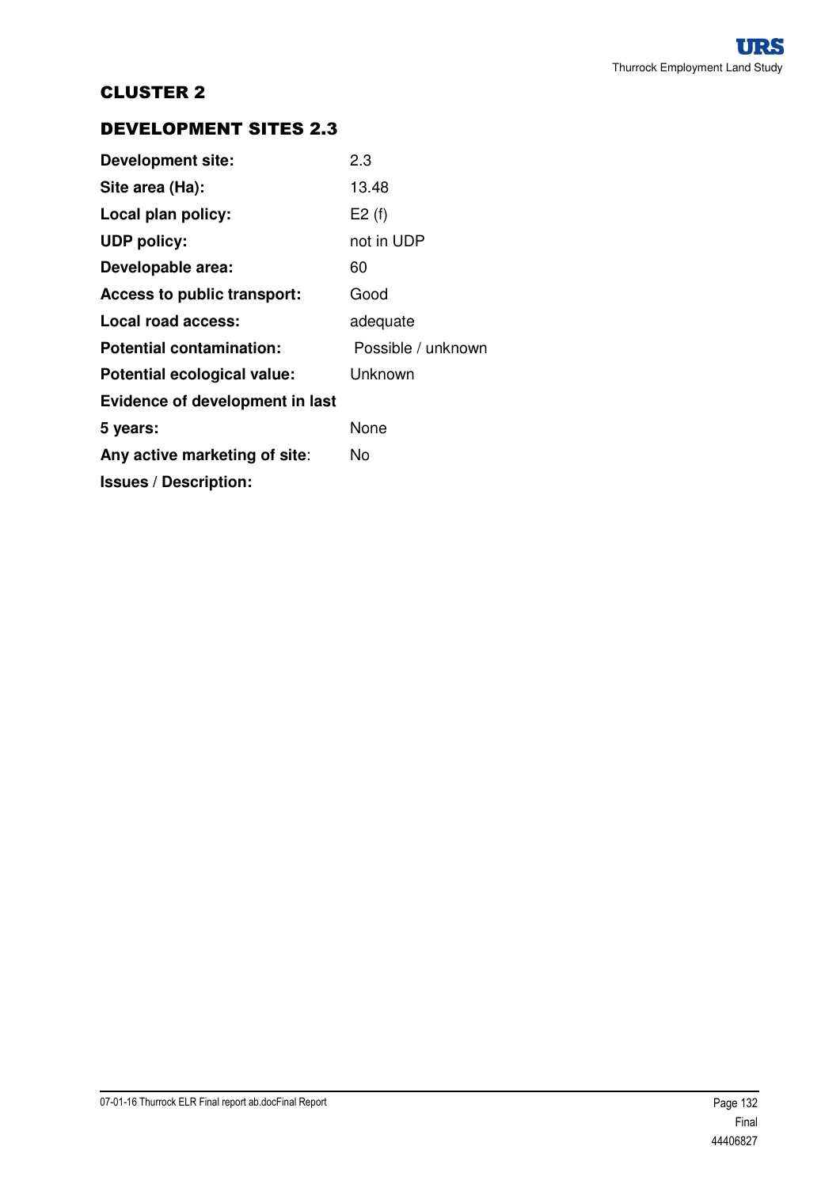## CLUSTER 2

## DEVELOPMENT SITES 2.3

| | |
|---|---|
| **Development site:** | 2.3 |
| **Site area (Ha):** | 13.48 |
| **Local plan policy:** | E2 (f) |
| **UDP policy:** | not in UDP |
| **Developable area:** | 60 |
| **Access to public transport:** | Good |
| **Local road access:** | adequate |
| **Potential contamination:** | Possible / unknown |
| **Potential ecological value:** | Unknown |
| **Evidence of development in last 5 years:** | None |
| **Any active marketing of site:** | No |
| **Issues / Description:** | |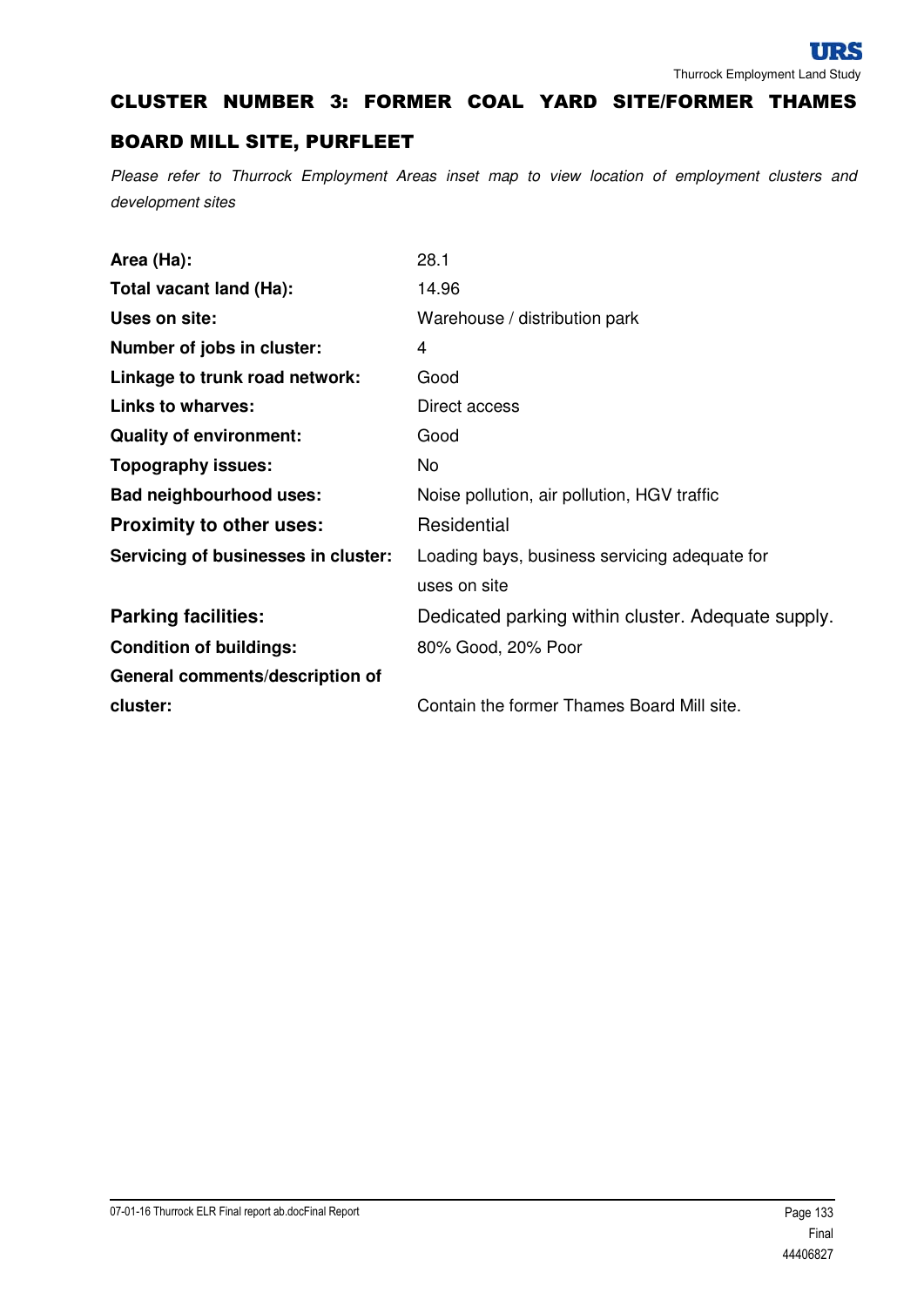## CLUSTER NUMBER 3: FORMER COAL YARD SITE/FORMER THAMES BOARD MILL SITE, PURFLEET

*Please refer to Thurrock Employment Areas inset map to view location of employment clusters and development sites*

| | |
|---|---|
| **Area (Ha):** | 28.1 |
| **Total vacant land (Ha):** | 14.96 |
| **Uses on site:** | Warehouse / distribution park |
| **Number of jobs in cluster:** | 4 |
| **Linkage to trunk road network:** | Good |
| **Links to wharves:** | Direct access |
| **Quality of environment:** | Good |
| **Topography issues:** | No |
| **Bad neighbourhood uses:** | Noise pollution, air pollution, HGV traffic |
| **Proximity to other uses:** | Residential |
| **Servicing of businesses in cluster:** | Loading bays, business servicing adequate for uses on site |
| **Parking facilities:** | Dedicated parking within cluster. Adequate supply. |
| **Condition of buildings:** | 80% Good, 20% Poor |
| **General comments/description of cluster:** | Contain the former Thames Board Mill site. |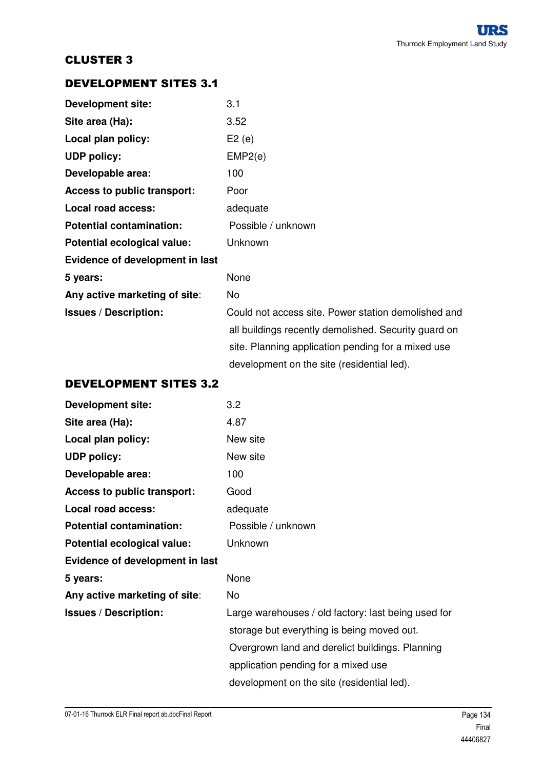## CLUSTER 3

### DEVELOPMENT SITES 3.1

| | |
|---|---|
| **Development site:** | 3.1 |
| **Site area (Ha):** | 3.52 |
| **Local plan policy:** | E2 (e) |
| **UDP policy:** | EMP2(e) |
| **Developable area:** | 100 |
| **Access to public transport:** | Poor |
| **Local road access:** | adequate |
| **Potential contamination:** | Possible / unknown |
| **Potential ecological value:** | Unknown |
| **Evidence of development in last 5 years:** | None |
| **Any active marketing of site:** | No |
| **Issues / Description:** | Could not access site. Power station demolished and all buildings recently demolished. Security guard on site. Planning application pending for a mixed use development on the site (residential led). |

### DEVELOPMENT SITES 3.2

| | |
|---|---|
| **Development site:** | 3.2 |
| **Site area (Ha):** | 4.87 |
| **Local plan policy:** | New site |
| **UDP policy:** | New site |
| **Developable area:** | 100 |
| **Access to public transport:** | Good |
| **Local road access:** | adequate |
| **Potential contamination:** | Possible / unknown |
| **Potential ecological value:** | Unknown |
| **Evidence of development in last 5 years:** | None |
| **Any active marketing of site:** | No |
| **Issues / Description:** | Large warehouses / old factory: last being used for storage but everything is being moved out. Overgrown land and derelict buildings. Planning application pending for a mixed use development on the site (residential led). |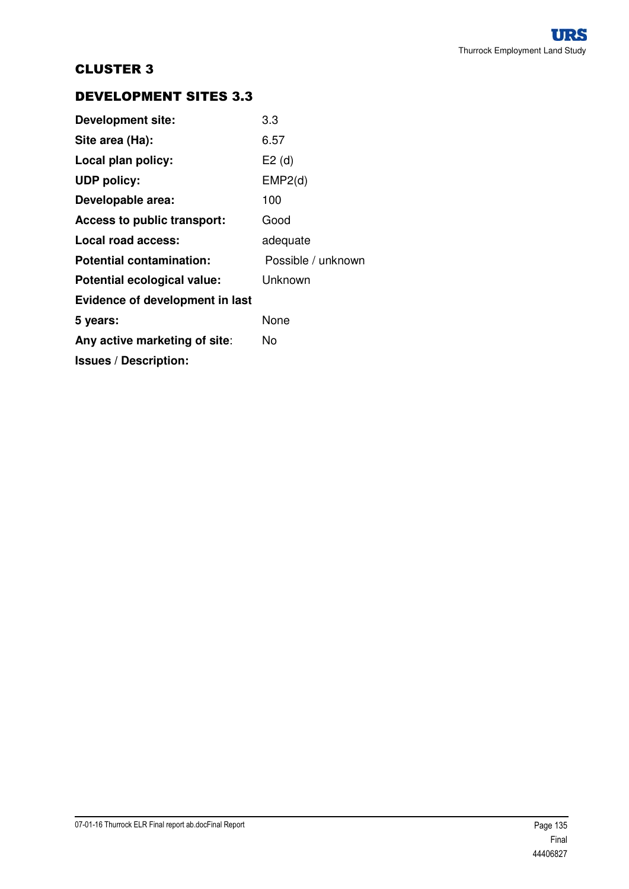## CLUSTER 3

## DEVELOPMENT SITES 3.3

| | |
|---|---|
| **Development site:** | 3.3 |
| **Site area (Ha):** | 6.57 |
| **Local plan policy:** | E2 (d) |
| **UDP policy:** | EMP2(d) |
| **Developable area:** | 100 |
| **Access to public transport:** | Good |
| **Local road access:** | adequate |
| **Potential contamination:** | Possible / unknown |
| **Potential ecological value:** | Unknown |
| **Evidence of development in last 5 years:** | None |
| **Any active marketing of site:** | No |
| **Issues / Description:** | |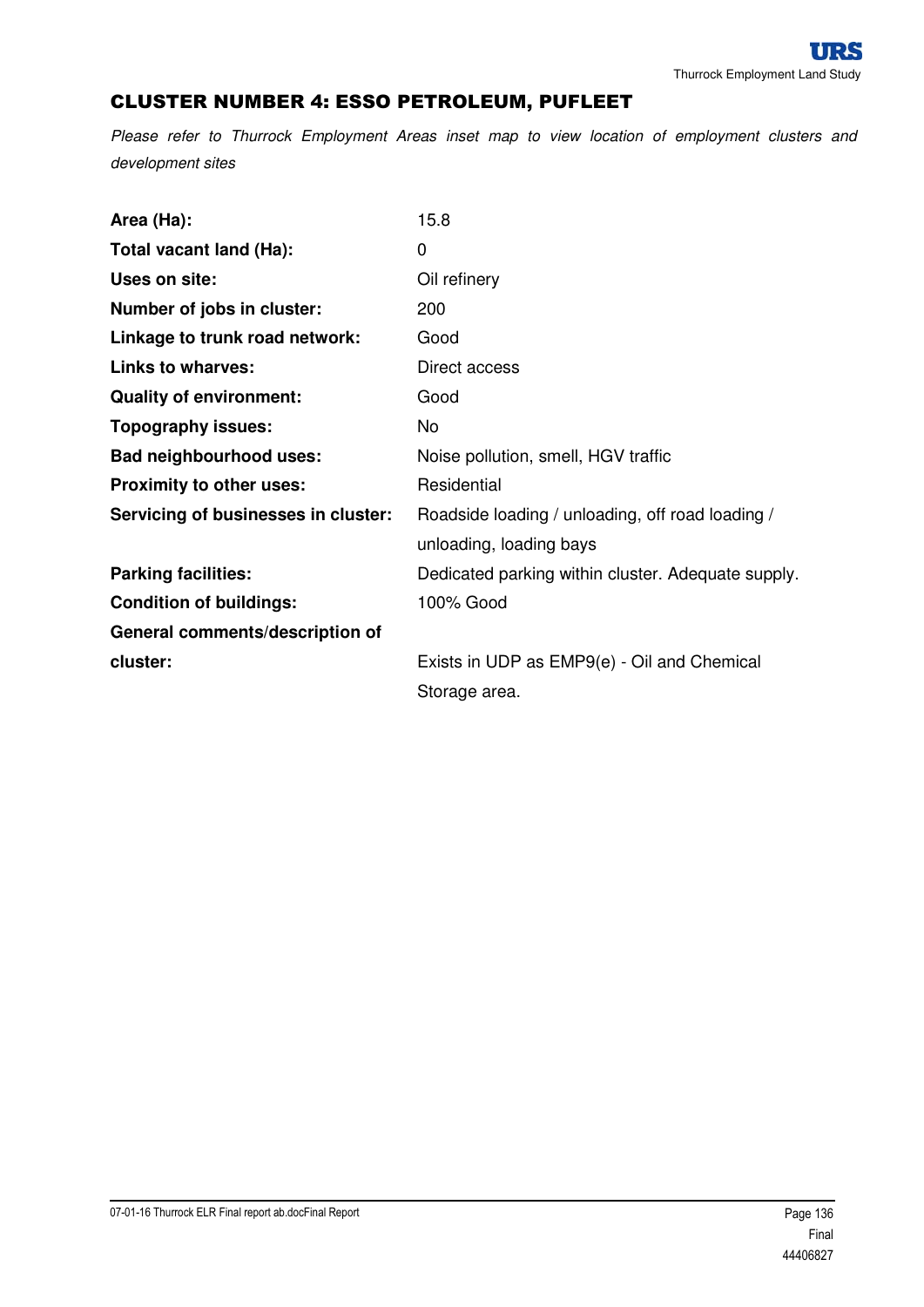## CLUSTER NUMBER 4: ESSO PETROLEUM, PUFLEET

*Please refer to Thurrock Employment Areas inset map to view location of employment clusters and development sites*

| | |
|---|---|
| **Area (Ha):** | 15.8 |
| **Total vacant land (Ha):** | 0 |
| **Uses on site:** | Oil refinery |
| **Number of jobs in cluster:** | 200 |
| **Linkage to trunk road network:** | Good |
| **Links to wharves:** | Direct access |
| **Quality of environment:** | Good |
| **Topography issues:** | No |
| **Bad neighbourhood uses:** | Noise pollution, smell, HGV traffic |
| **Proximity to other uses:** | Residential |
| **Servicing of businesses in cluster:** | Roadside loading / unloading, off road loading / unloading, loading bays |
| **Parking facilities:** | Dedicated parking within cluster. Adequate supply. |
| **Condition of buildings:** | 100% Good |
| **General comments/description of cluster:** | Exists in UDP as EMP9(e) - Oil and Chemical Storage area. |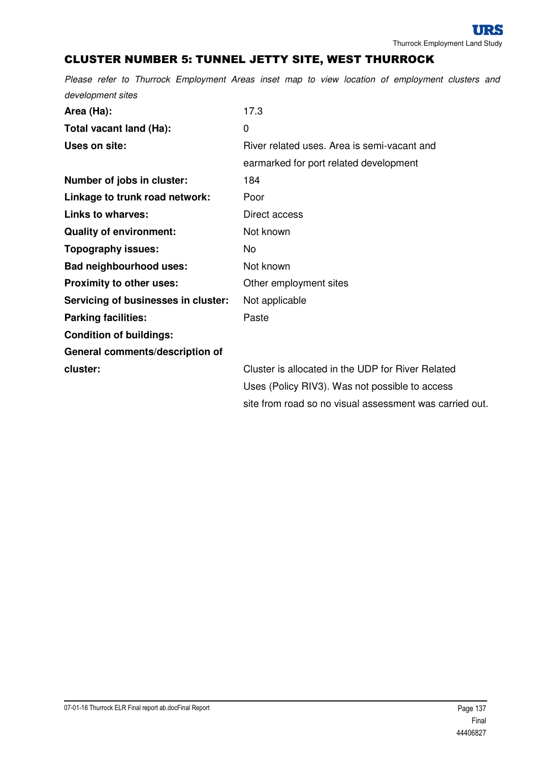## CLUSTER NUMBER 5: TUNNEL JETTY SITE, WEST THURROCK

*Please refer to Thurrock Employment Areas inset map to view location of employment clusters and development sites*

| | |
|---|---|
| **Area (Ha):** | 17.3 |
| **Total vacant land (Ha):** | 0 |
| **Uses on site:** | River related uses. Area is semi-vacant and earmarked for port related development |
| **Number of jobs in cluster:** | 184 |
| **Linkage to trunk road network:** | Poor |
| **Links to wharves:** | Direct access |
| **Quality of environment:** | Not known |
| **Topography issues:** | No |
| **Bad neighbourhood uses:** | Not known |
| **Proximity to other uses:** | Other employment sites |
| **Servicing of businesses in cluster:** | Not applicable |
| **Parking facilities:** | Paste |
| **Condition of buildings:** | |
| **General comments/description of cluster:** | Cluster is allocated in the UDP for River Related Uses (Policy RIV3). Was not possible to access site from road so no visual assessment was carried out. |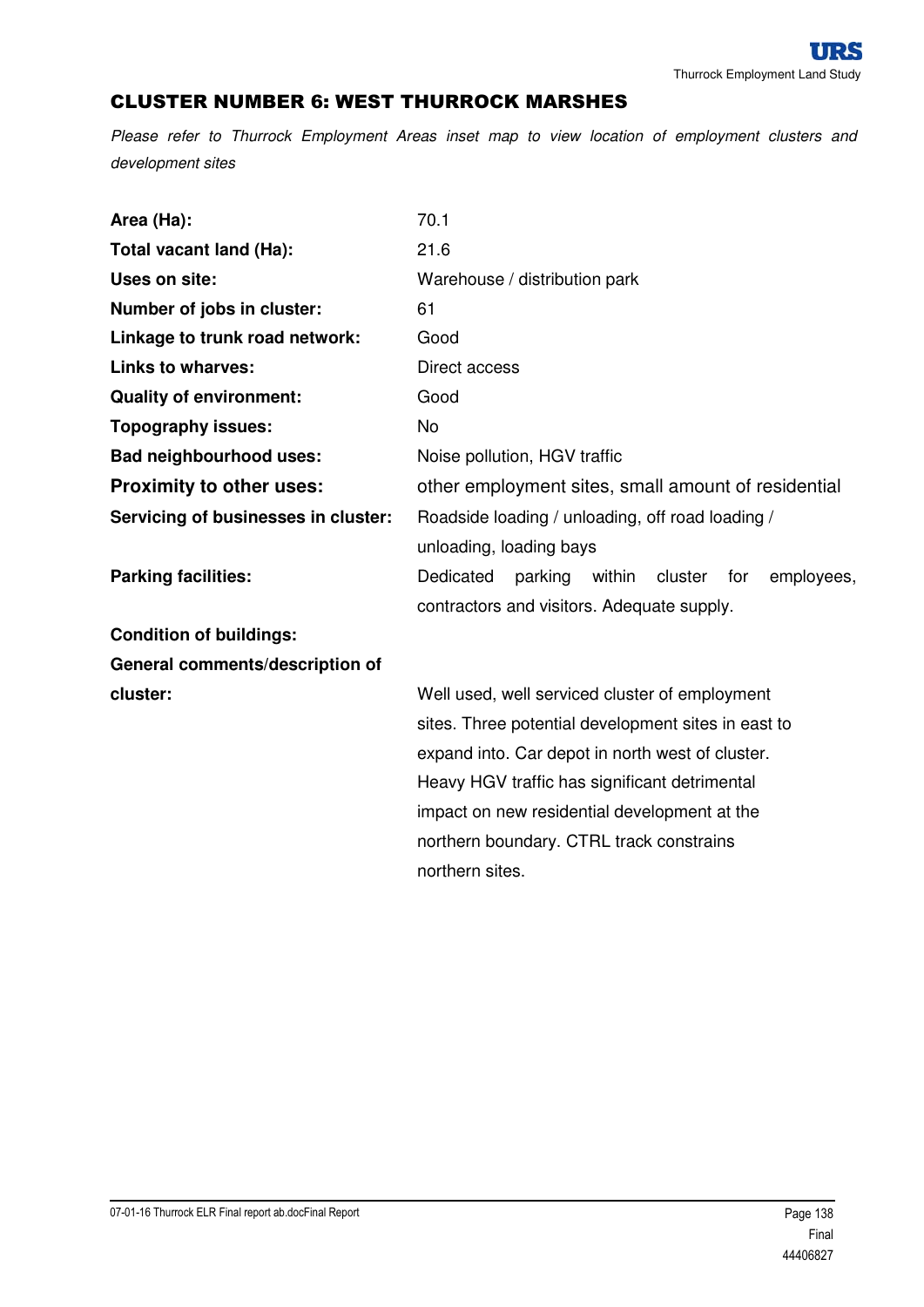## CLUSTER NUMBER 6: WEST THURROCK MARSHES

*Please refer to Thurrock Employment Areas inset map to view location of employment clusters and development sites*

| | |
|---|---|
| **Area (Ha):** | 70.1 |
| **Total vacant land (Ha):** | 21.6 |
| **Uses on site:** | Warehouse / distribution park |
| **Number of jobs in cluster:** | 61 |
| **Linkage to trunk road network:** | Good |
| **Links to wharves:** | Direct access |
| **Quality of environment:** | Good |
| **Topography issues:** | No |
| **Bad neighbourhood uses:** | Noise pollution, HGV traffic |
| **Proximity to other uses:** | other employment sites, small amount of residential |
| **Servicing of businesses in cluster:** | Roadside loading / unloading, off road loading / unloading, loading bays |
| **Parking facilities:** | Dedicated parking within cluster for employees, contractors and visitors. Adequate supply. |
| **Condition of buildings:** | |
| **General comments/description of cluster:** | Well used, well serviced cluster of employment sites. Three potential development sites in east to expand into. Car depot in north west of cluster. Heavy HGV traffic has significant detrimental impact on new residential development at the northern boundary. CTRL track constrains northern sites. |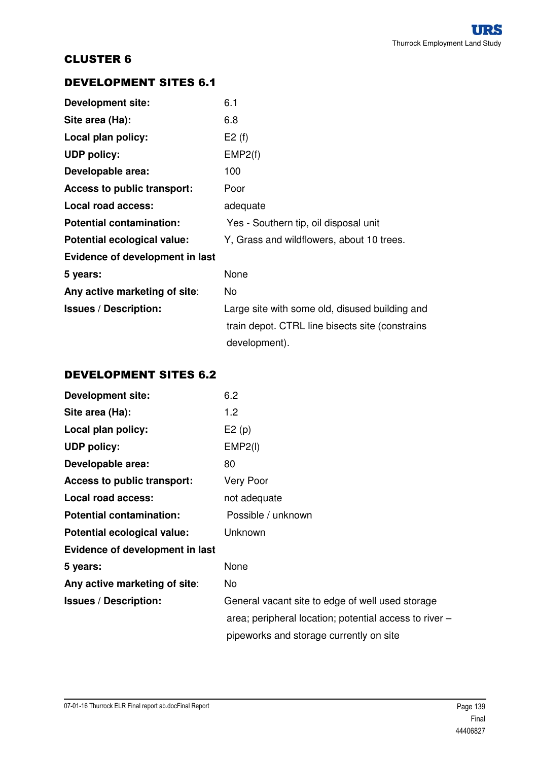## CLUSTER 6

### DEVELOPMENT SITES 6.1

| | |
|---|---|
| **Development site:** | 6.1 |
| **Site area (Ha):** | 6.8 |
| **Local plan policy:** | E2 (f) |
| **UDP policy:** | EMP2(f) |
| **Developable area:** | 100 |
| **Access to public transport:** | Poor |
| **Local road access:** | adequate |
| **Potential contamination:** | Yes - Southern tip, oil disposal unit |
| **Potential ecological value:** | Y, Grass and wildflowers, about 10 trees. |
| **Evidence of development in last 5 years:** | None |
| **Any active marketing of site:** | No |
| **Issues / Description:** | Large site with some old, disused building and train depot. CTRL line bisects site (constrains development). |

### DEVELOPMENT SITES 6.2

| | |
|---|---|
| **Development site:** | 6.2 |
| **Site area (Ha):** | 1.2 |
| **Local plan policy:** | E2 (p) |
| **UDP policy:** | EMP2(l) |
| **Developable area:** | 80 |
| **Access to public transport:** | Very Poor |
| **Local road access:** | not adequate |
| **Potential contamination:** | Possible / unknown |
| **Potential ecological value:** | Unknown |
| **Evidence of development in last 5 years:** | None |
| **Any active marketing of site:** | No |
| **Issues / Description:** | General vacant site to edge of well used storage area; peripheral location; potential access to river – pipeworks and storage currently on site |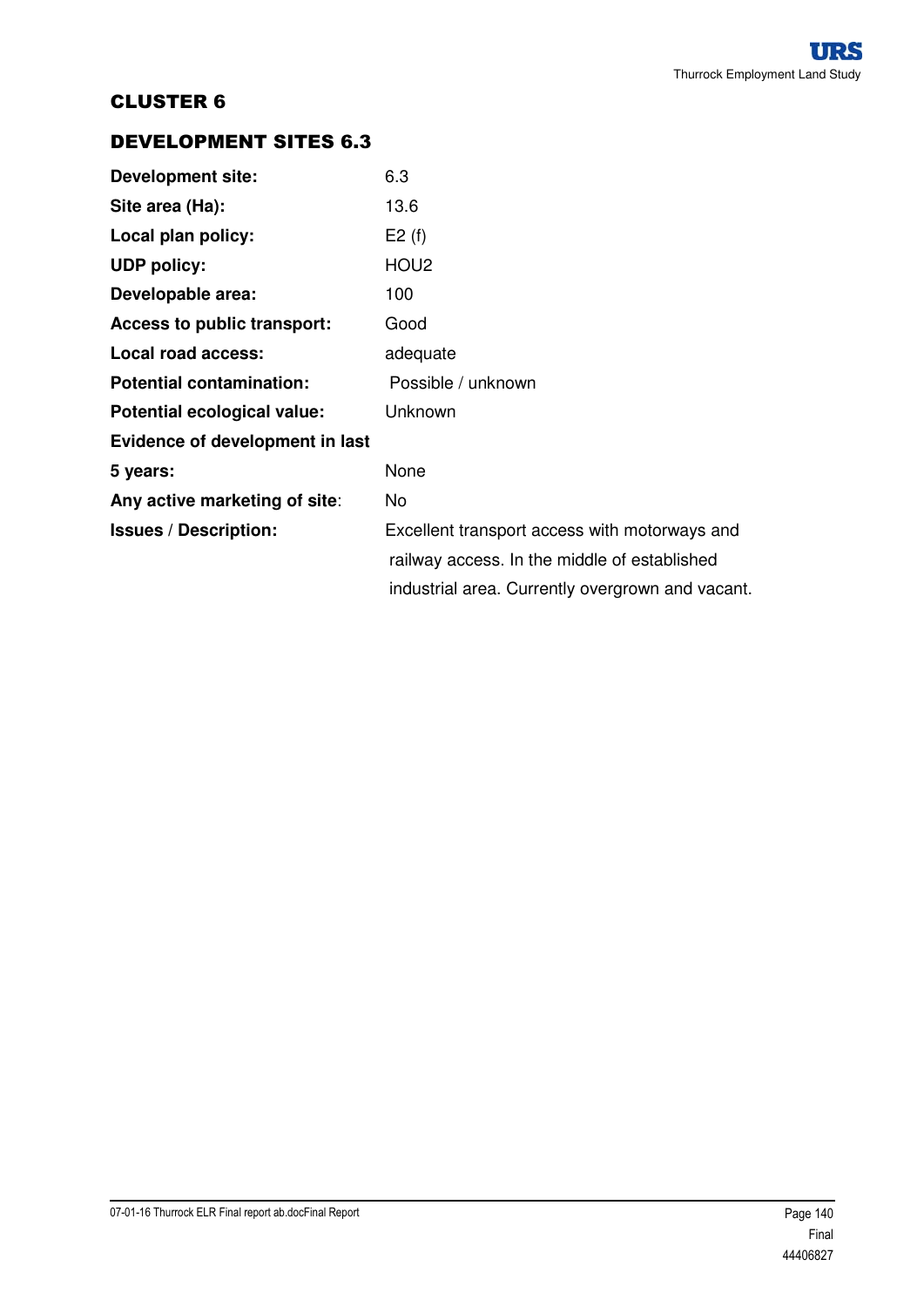# CLUSTER 6

## DEVELOPMENT SITES 6.3

| | |
|---|---|
| **Development site:** | 6.3 |
| **Site area (Ha):** | 13.6 |
| **Local plan policy:** | E2 (f) |
| **UDP policy:** | HOU2 |
| **Developable area:** | 100 |
| **Access to public transport:** | Good |
| **Local road access:** | adequate |
| **Potential contamination:** | Possible / unknown |
| **Potential ecological value:** | Unknown |
| **Evidence of development in last 5 years:** | None |
| **Any active marketing of site:** | No |
| **Issues / Description:** | Excellent transport access with motorways and railway access. In the middle of established industrial area. Currently overgrown and vacant. |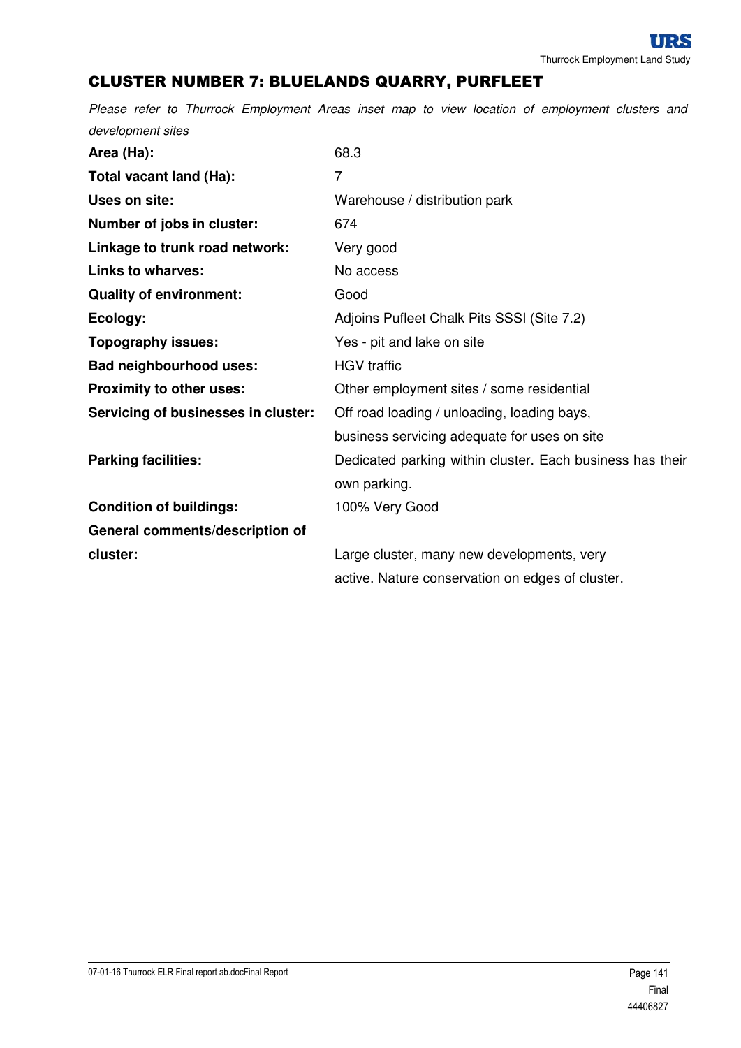## CLUSTER NUMBER 7: BLUELANDS QUARRY, PURFLEET

*Please refer to Thurrock Employment Areas inset map to view location of employment clusters and development sites*

| | |
|---|---|
| **Area (Ha):** | 68.3 |
| **Total vacant land (Ha):** | 7 |
| **Uses on site:** | Warehouse / distribution park |
| **Number of jobs in cluster:** | 674 |
| **Linkage to trunk road network:** | Very good |
| **Links to wharves:** | No access |
| **Quality of environment:** | Good |
| **Ecology:** | Adjoins Pufleet Chalk Pits SSSI (Site 7.2) |
| **Topography issues:** | Yes - pit and lake on site |
| **Bad neighbourhood uses:** | HGV traffic |
| **Proximity to other uses:** | Other employment sites / some residential |
| **Servicing of businesses in cluster:** | Off road loading / unloading, loading bays, business servicing adequate for uses on site |
| **Parking facilities:** | Dedicated parking within cluster. Each business has their own parking. |
| **Condition of buildings:** | 100% Very Good |
| **General comments/description of cluster:** | Large cluster, many new developments, very active. Nature conservation on edges of cluster. |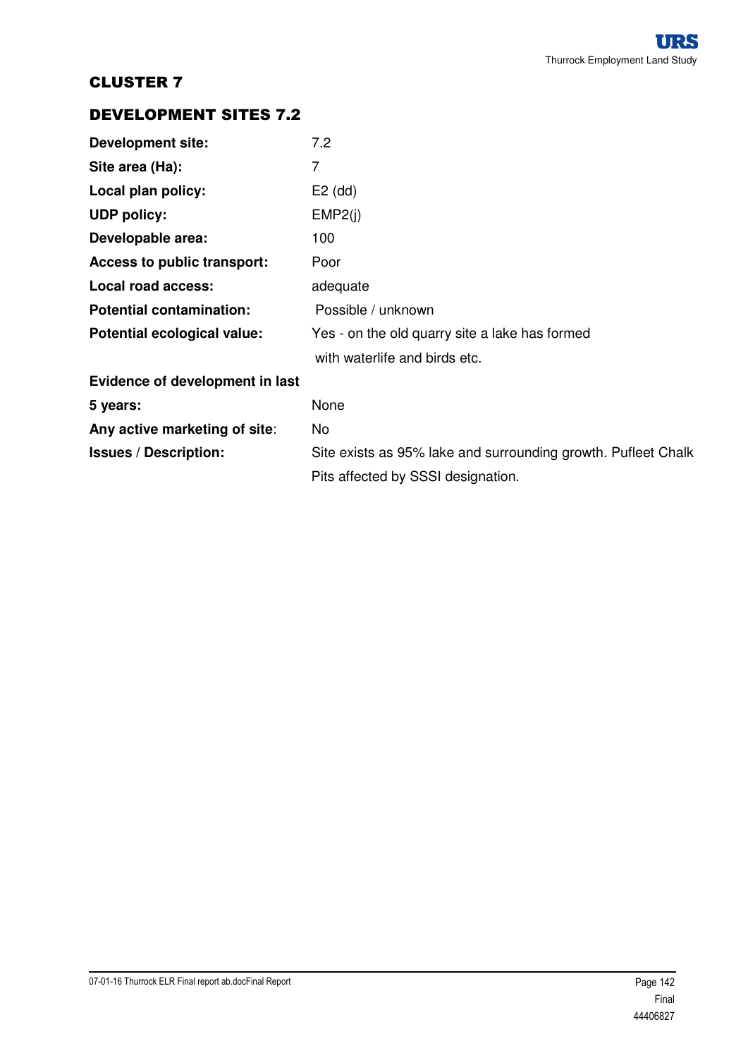## CLUSTER 7

### DEVELOPMENT SITES 7.2

| | |
|---|---|
| **Development site:** | 7.2 |
| **Site area (Ha):** | 7 |
| **Local plan policy:** | E2 (dd) |
| **UDP policy:** | EMP2(j) |
| **Developable area:** | 100 |
| **Access to public transport:** | Poor |
| **Local road access:** | adequate |
| **Potential contamination:** | Possible / unknown |
| **Potential ecological value:** | Yes - on the old quarry site a lake has formed with waterlife and birds etc. |
| **Evidence of development in last 5 years:** | None |
| **Any active marketing of site**: | No |
| **Issues / Description:** | Site exists as 95% lake and surrounding growth. Pufleet Chalk Pits affected by SSSI designation. |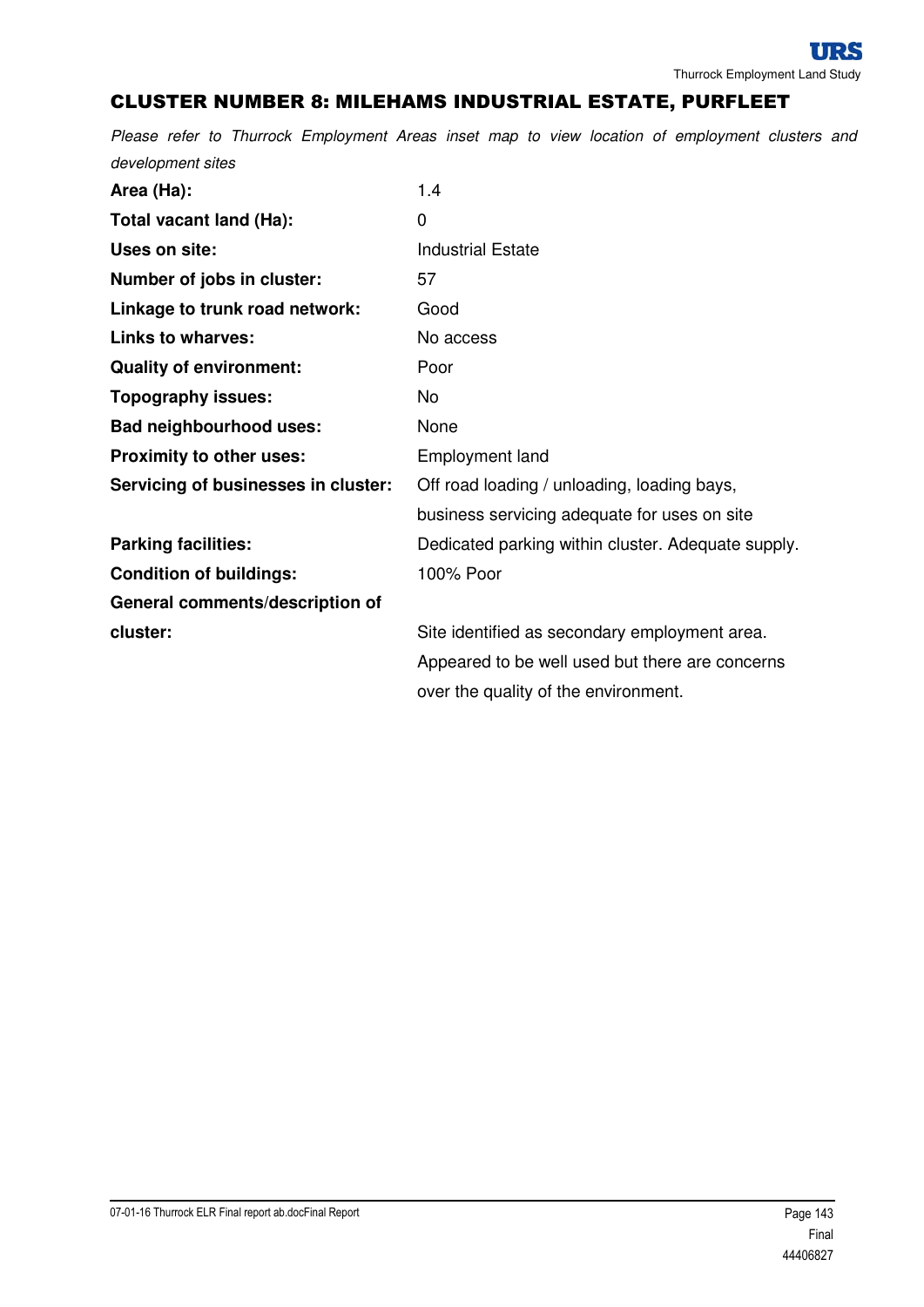## CLUSTER NUMBER 8: MILEHAMS INDUSTRIAL ESTATE, PURFLEET

*Please refer to Thurrock Employment Areas inset map to view location of employment clusters and development sites*

| | |
|---|---|
| **Area (Ha):** | 1.4 |
| **Total vacant land (Ha):** | 0 |
| **Uses on site:** | Industrial Estate |
| **Number of jobs in cluster:** | 57 |
| **Linkage to trunk road network:** | Good |
| **Links to wharves:** | No access |
| **Quality of environment:** | Poor |
| **Topography issues:** | No |
| **Bad neighbourhood uses:** | None |
| **Proximity to other uses:** | Employment land |
| **Servicing of businesses in cluster:** | Off road loading / unloading, loading bays, business servicing adequate for uses on site |
| **Parking facilities:** | Dedicated parking within cluster. Adequate supply. |
| **Condition of buildings:** | 100% Poor |
| **General comments/description of cluster:** | Site identified as secondary employment area. Appeared to be well used but there are concerns over the quality of the environment. |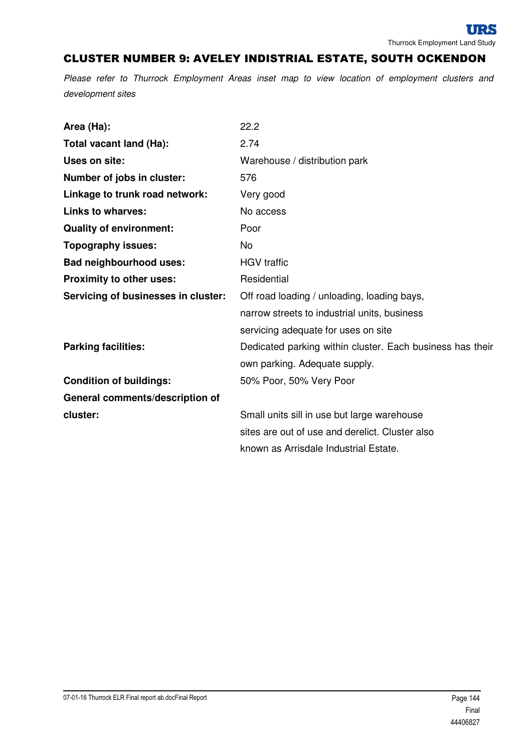## CLUSTER NUMBER 9: AVELEY INDISTRIAL ESTATE, SOUTH OCKENDON

*Please refer to Thurrock Employment Areas inset map to view location of employment clusters and development sites*

| | |
|---|---|
| **Area (Ha):** | 22.2 |
| **Total vacant land (Ha):** | 2.74 |
| **Uses on site:** | Warehouse / distribution park |
| **Number of jobs in cluster:** | 576 |
| **Linkage to trunk road network:** | Very good |
| **Links to wharves:** | No access |
| **Quality of environment:** | Poor |
| **Topography issues:** | No |
| **Bad neighbourhood uses:** | HGV traffic |
| **Proximity to other uses:** | Residential |
| **Servicing of businesses in cluster:** | Off road loading / unloading, loading bays, narrow streets to industrial units, business servicing adequate for uses on site |
| **Parking facilities:** | Dedicated parking within cluster. Each business has their own parking. Adequate supply. |
| **Condition of buildings:** | 50% Poor, 50% Very Poor |
| **General comments/description of cluster:** | Small units sill in use but large warehouse sites are out of use and derelict. Cluster also known as Arrisdale Industrial Estate. |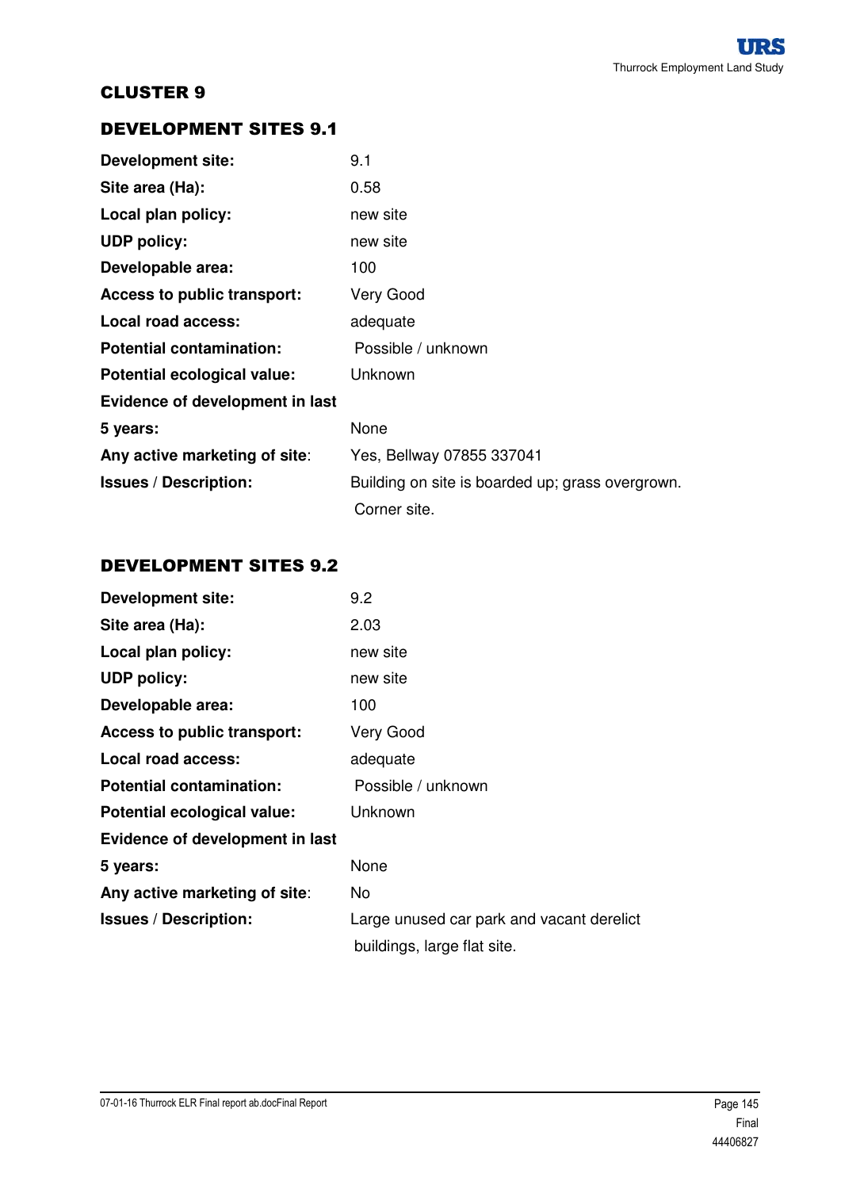## CLUSTER 9

### DEVELOPMENT SITES 9.1

| | |
|---|---|
| **Development site:** | 9.1 |
| **Site area (Ha):** | 0.58 |
| **Local plan policy:** | new site |
| **UDP policy:** | new site |
| **Developable area:** | 100 |
| **Access to public transport:** | Very Good |
| **Local road access:** | adequate |
| **Potential contamination:** | Possible / unknown |
| **Potential ecological value:** | Unknown |
| **Evidence of development in last 5 years:** | None |
| **Any active marketing of site:** | Yes, Bellway 07855 337041 |
| **Issues / Description:** | Building on site is boarded up; grass overgrown. Corner site. |

### DEVELOPMENT SITES 9.2

| | |
|---|---|
| **Development site:** | 9.2 |
| **Site area (Ha):** | 2.03 |
| **Local plan policy:** | new site |
| **UDP policy:** | new site |
| **Developable area:** | 100 |
| **Access to public transport:** | Very Good |
| **Local road access:** | adequate |
| **Potential contamination:** | Possible / unknown |
| **Potential ecological value:** | Unknown |
| **Evidence of development in last 5 years:** | None |
| **Any active marketing of site:** | No |
| **Issues / Description:** | Large unused car park and vacant derelict buildings, large flat site. |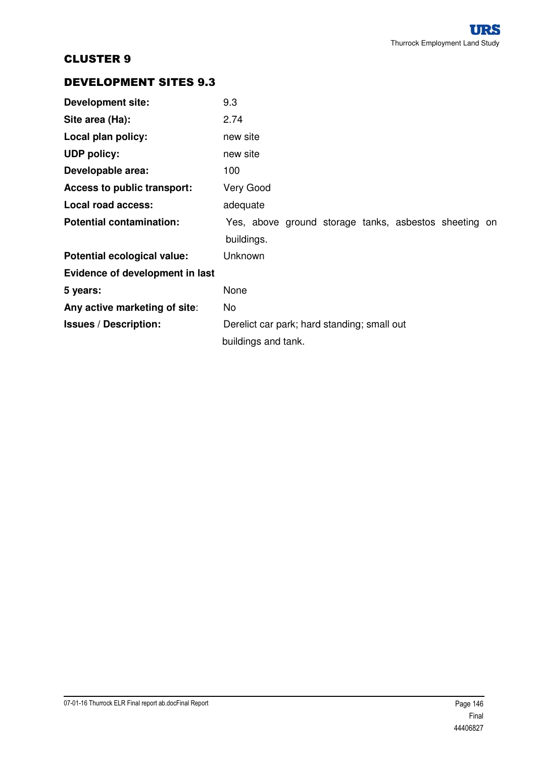# CLUSTER 9

## DEVELOPMENT SITES 9.3

| | |
|---|---|
| **Development site:** | 9.3 |
| **Site area (Ha):** | 2.74 |
| **Local plan policy:** | new site |
| **UDP policy:** | new site |
| **Developable area:** | 100 |
| **Access to public transport:** | Very Good |
| **Local road access:** | adequate |
| **Potential contamination:** | Yes, above ground storage tanks, asbestos sheeting on buildings. |
| **Potential ecological value:** | Unknown |
| **Evidence of development in last 5 years:** | None |
| **Any active marketing of site:** | No |
| **Issues / Description:** | Derelict car park; hard standing; small out buildings and tank. |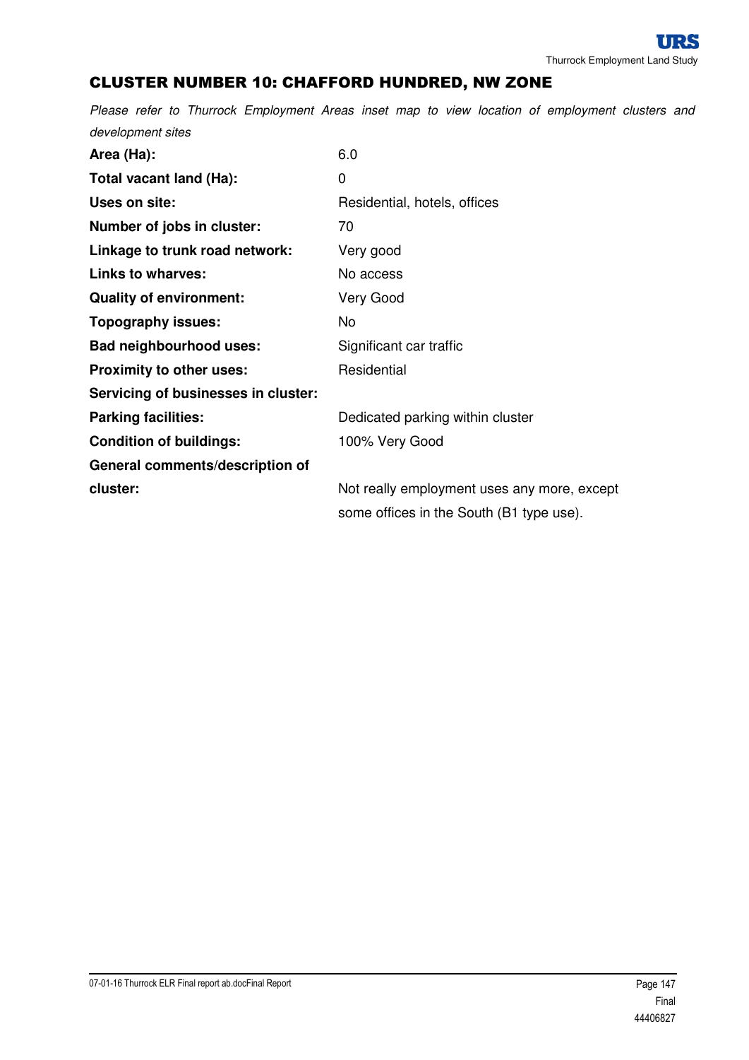## CLUSTER NUMBER 10: CHAFFORD HUNDRED, NW ZONE

*Please refer to Thurrock Employment Areas inset map to view location of employment clusters and development sites*

| | |
|---|---|
| **Area (Ha):** | 6.0 |
| **Total vacant land (Ha):** | 0 |
| **Uses on site:** | Residential, hotels, offices |
| **Number of jobs in cluster:** | 70 |
| **Linkage to trunk road network:** | Very good |
| **Links to wharves:** | No access |
| **Quality of environment:** | Very Good |
| **Topography issues:** | No |
| **Bad neighbourhood uses:** | Significant car traffic |
| **Proximity to other uses:** | Residential |
| **Servicing of businesses in cluster:** | |
| **Parking facilities:** | Dedicated parking within cluster |
| **Condition of buildings:** | 100% Very Good |
| **General comments/description of cluster:** | Not really employment uses any more, except some offices in the South (B1 type use). |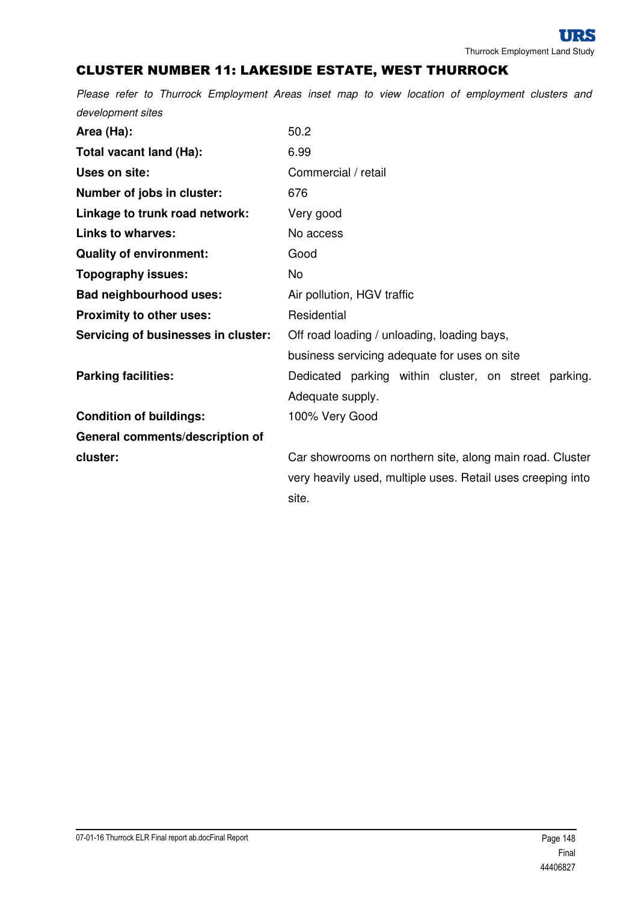## CLUSTER NUMBER 11: LAKESIDE ESTATE, WEST THURROCK

*Please refer to Thurrock Employment Areas inset map to view location of employment clusters and development sites*

| | |
|---|---|
| **Area (Ha):** | 50.2 |
| **Total vacant land (Ha):** | 6.99 |
| **Uses on site:** | Commercial / retail |
| **Number of jobs in cluster:** | 676 |
| **Linkage to trunk road network:** | Very good |
| **Links to wharves:** | No access |
| **Quality of environment:** | Good |
| **Topography issues:** | No |
| **Bad neighbourhood uses:** | Air pollution, HGV traffic |
| **Proximity to other uses:** | Residential |
| **Servicing of businesses in cluster:** | Off road loading / unloading, loading bays, business servicing adequate for uses on site |
| **Parking facilities:** | Dedicated parking within cluster, on street parking. Adequate supply. |
| **Condition of buildings:** | 100% Very Good |
| **General comments/description of cluster:** | Car showrooms on northern site, along main road. Cluster very heavily used, multiple uses. Retail uses creeping into site. |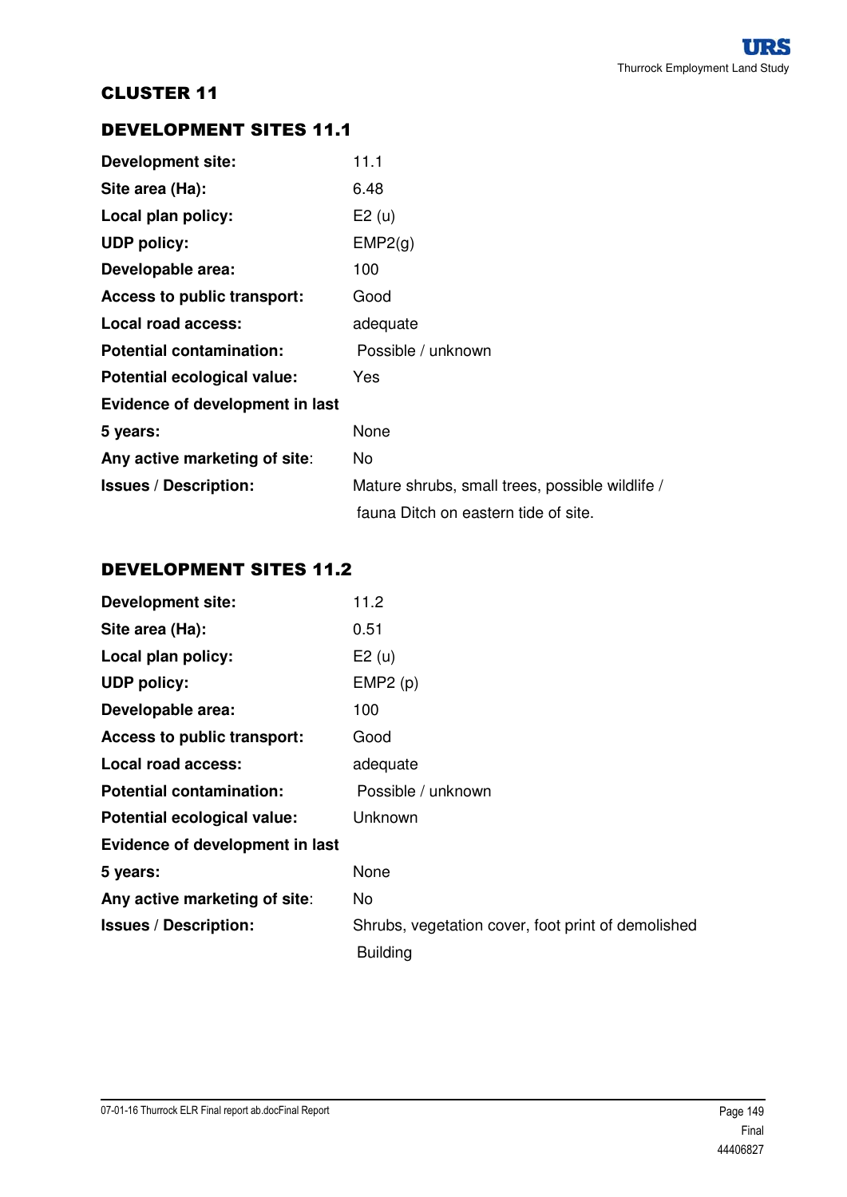## CLUSTER 11

### DEVELOPMENT SITES 11.1

| | |
|---|---|
| **Development site:** | 11.1 |
| **Site area (Ha):** | 6.48 |
| **Local plan policy:** | E2 (u) |
| **UDP policy:** | EMP2(g) |
| **Developable area:** | 100 |
| **Access to public transport:** | Good |
| **Local road access:** | adequate |
| **Potential contamination:** | Possible / unknown |
| **Potential ecological value:** | Yes |
| **Evidence of development in last 5 years:** | None |
| **Any active marketing of site:** | No |
| **Issues / Description:** | Mature shrubs, small trees, possible wildlife / fauna Ditch on eastern tide of site. |

### DEVELOPMENT SITES 11.2

| | |
|---|---|
| **Development site:** | 11.2 |
| **Site area (Ha):** | 0.51 |
| **Local plan policy:** | E2 (u) |
| **UDP policy:** | EMP2 (p) |
| **Developable area:** | 100 |
| **Access to public transport:** | Good |
| **Local road access:** | adequate |
| **Potential contamination:** | Possible / unknown |
| **Potential ecological value:** | Unknown |
| **Evidence of development in last 5 years:** | None |
| **Any active marketing of site:** | No |
| **Issues / Description:** | Shrubs, vegetation cover, foot print of demolished Building |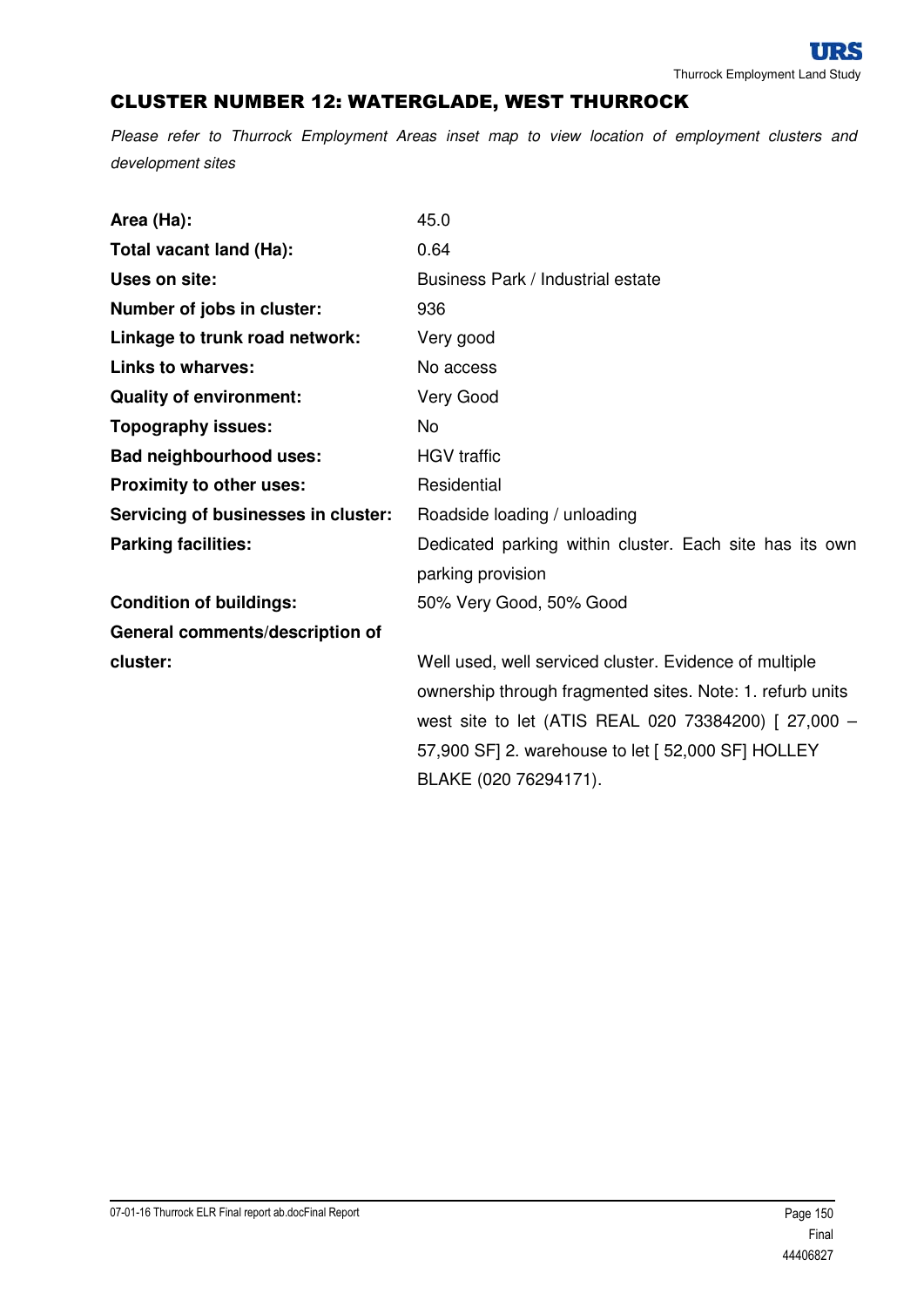## CLUSTER NUMBER 12: WATERGLADE, WEST THURROCK

*Please refer to Thurrock Employment Areas inset map to view location of employment clusters and development sites*

| | |
|---|---|
| **Area (Ha):** | 45.0 |
| **Total vacant land (Ha):** | 0.64 |
| **Uses on site:** | Business Park / Industrial estate |
| **Number of jobs in cluster:** | 936 |
| **Linkage to trunk road network:** | Very good |
| **Links to wharves:** | No access |
| **Quality of environment:** | Very Good |
| **Topography issues:** | No |
| **Bad neighbourhood uses:** | HGV traffic |
| **Proximity to other uses:** | Residential |
| **Servicing of businesses in cluster:** | Roadside loading / unloading |
| **Parking facilities:** | Dedicated parking within cluster. Each site has its own parking provision |
| **Condition of buildings:** | 50% Very Good, 50% Good |
| **General comments/description of cluster:** | Well used, well serviced cluster. Evidence of multiple ownership through fragmented sites. Note: 1. refurb units west site to let (ATIS REAL 020 73384200) [ 27,000 – 57,900 SF] 2. warehouse to let [ 52,000 SF] HOLLEY BLAKE (020 76294171). |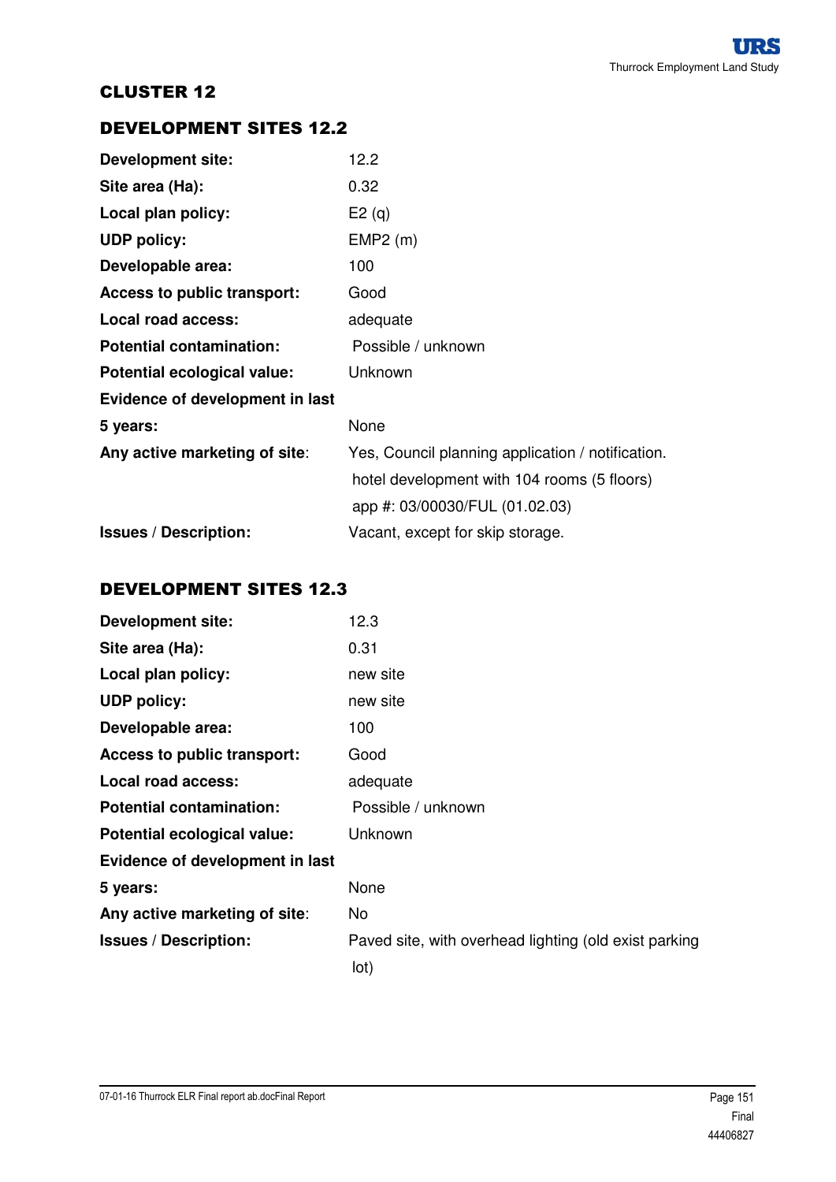## CLUSTER 12

### DEVELOPMENT SITES 12.2

| | |
|---|---|
| **Development site:** | 12.2 |
| **Site area (Ha):** | 0.32 |
| **Local plan policy:** | E2 (q) |
| **UDP policy:** | EMP2 (m) |
| **Developable area:** | 100 |
| **Access to public transport:** | Good |
| **Local road access:** | adequate |
| **Potential contamination:** | Possible / unknown |
| **Potential ecological value:** | Unknown |
| **Evidence of development in last 5 years:** | None |
| **Any active marketing of site:** | Yes, Council planning application / notification. hotel development with 104 rooms (5 floors) app #: 03/00030/FUL (01.02.03) |
| **Issues / Description:** | Vacant, except for skip storage. |

### DEVELOPMENT SITES 12.3

| | |
|---|---|
| **Development site:** | 12.3 |
| **Site area (Ha):** | 0.31 |
| **Local plan policy:** | new site |
| **UDP policy:** | new site |
| **Developable area:** | 100 |
| **Access to public transport:** | Good |
| **Local road access:** | adequate |
| **Potential contamination:** | Possible / unknown |
| **Potential ecological value:** | Unknown |
| **Evidence of development in last 5 years:** | None |
| **Any active marketing of site:** | No |
| **Issues / Description:** | Paved site, with overhead lighting (old exist parking lot) |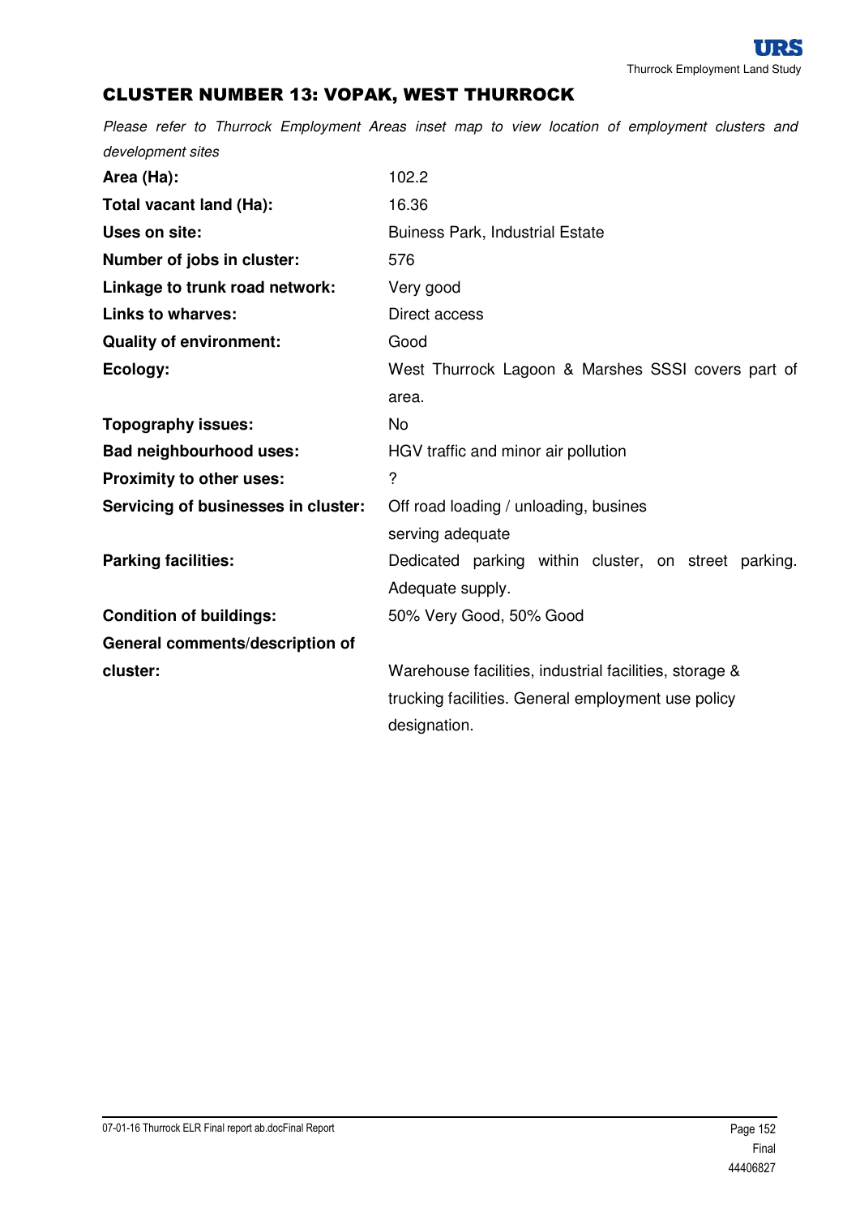## CLUSTER NUMBER 13: VOPAK, WEST THURROCK

*Please refer to Thurrock Employment Areas inset map to view location of employment clusters and development sites*

| | |
|---|---|
| **Area (Ha):** | 102.2 |
| **Total vacant land (Ha):** | 16.36 |
| **Uses on site:** | Buiness Park, Industrial Estate |
| **Number of jobs in cluster:** | 576 |
| **Linkage to trunk road network:** | Very good |
| **Links to wharves:** | Direct access |
| **Quality of environment:** | Good |
| **Ecology:** | West Thurrock Lagoon & Marshes SSSI covers part of area. |
| **Topography issues:** | No |
| **Bad neighbourhood uses:** | HGV traffic and minor air pollution |
| **Proximity to other uses:** | ? |
| **Servicing of businesses in cluster:** | Off road loading / unloading, busines serving adequate |
| **Parking facilities:** | Dedicated parking within cluster, on street parking. Adequate supply. |
| **Condition of buildings:** | 50% Very Good, 50% Good |
| **General comments/description of cluster:** | Warehouse facilities, industrial facilities, storage & trucking facilities. General employment use policy designation. |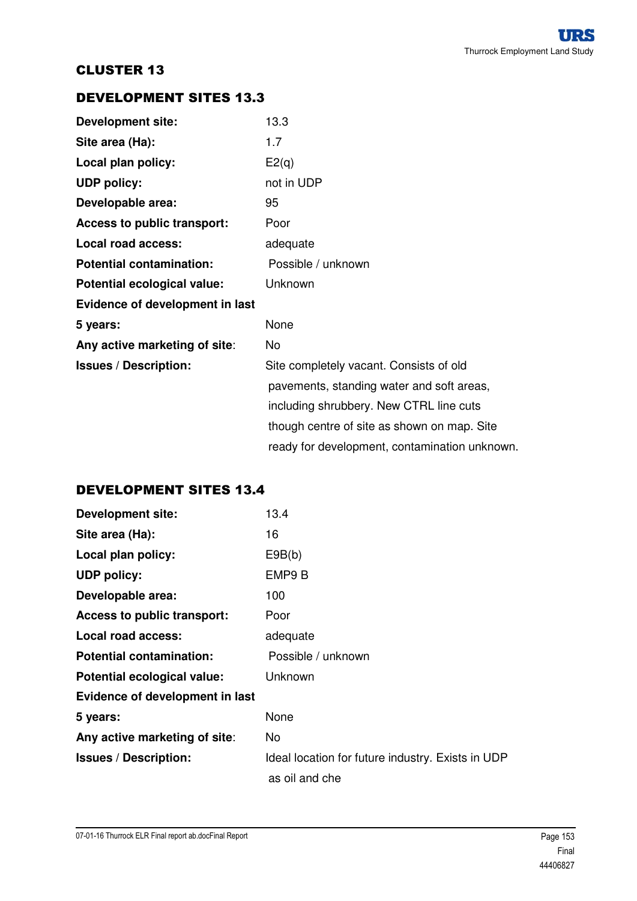## CLUSTER 13

### DEVELOPMENT SITES 13.3

| | |
|---|---|
| **Development site:** | 13.3 |
| **Site area (Ha):** | 1.7 |
| **Local plan policy:** | E2(q) |
| **UDP policy:** | not in UDP |
| **Developable area:** | 95 |
| **Access to public transport:** | Poor |
| **Local road access:** | adequate |
| **Potential contamination:** | Possible / unknown |
| **Potential ecological value:** | Unknown |
| **Evidence of development in last 5 years:** | None |
| **Any active marketing of site:** | No |
| **Issues / Description:** | Site completely vacant. Consists of old pavements, standing water and soft areas, including shrubbery. New CTRL line cuts though centre of site as shown on map. Site ready for development, contamination unknown. |

### DEVELOPMENT SITES 13.4

| | |
|---|---|
| **Development site:** | 13.4 |
| **Site area (Ha):** | 16 |
| **Local plan policy:** | E9B(b) |
| **UDP policy:** | EMP9 B |
| **Developable area:** | 100 |
| **Access to public transport:** | Poor |
| **Local road access:** | adequate |
| **Potential contamination:** | Possible / unknown |
| **Potential ecological value:** | Unknown |
| **Evidence of development in last 5 years:** | None |
| **Any active marketing of site:** | No |
| **Issues / Description:** | Ideal location for future industry. Exists in UDP as oil and che |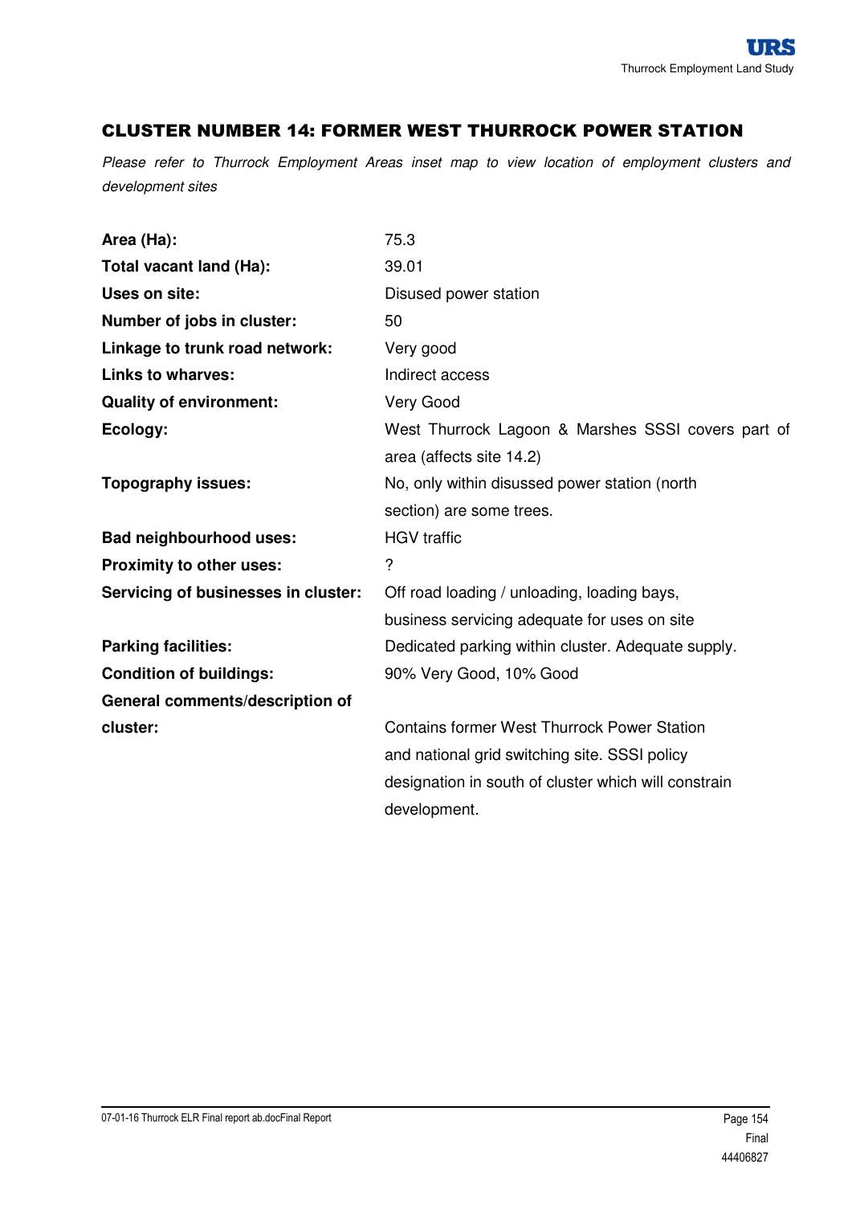## CLUSTER NUMBER 14: FORMER WEST THURROCK POWER STATION

*Please refer to Thurrock Employment Areas inset map to view location of employment clusters and development sites*

| | |
|---|---|
| **Area (Ha):** | 75.3 |
| **Total vacant land (Ha):** | 39.01 |
| **Uses on site:** | Disused power station |
| **Number of jobs in cluster:** | 50 |
| **Linkage to trunk road network:** | Very good |
| **Links to wharves:** | Indirect access |
| **Quality of environment:** | Very Good |
| **Ecology:** | West Thurrock Lagoon & Marshes SSSI covers part of area (affects site 14.2) |
| **Topography issues:** | No, only within disussed power station (north section) are some trees. |
| **Bad neighbourhood uses:** | HGV traffic |
| **Proximity to other uses:** | ? |
| **Servicing of businesses in cluster:** | Off road loading / unloading, loading bays, business servicing adequate for uses on site |
| **Parking facilities:** | Dedicated parking within cluster. Adequate supply. |
| **Condition of buildings:** | 90% Very Good, 10% Good |
| **General comments/description of cluster:** | Contains former West Thurrock Power Station and national grid switching site. SSSI policy designation in south of cluster which will constrain development. |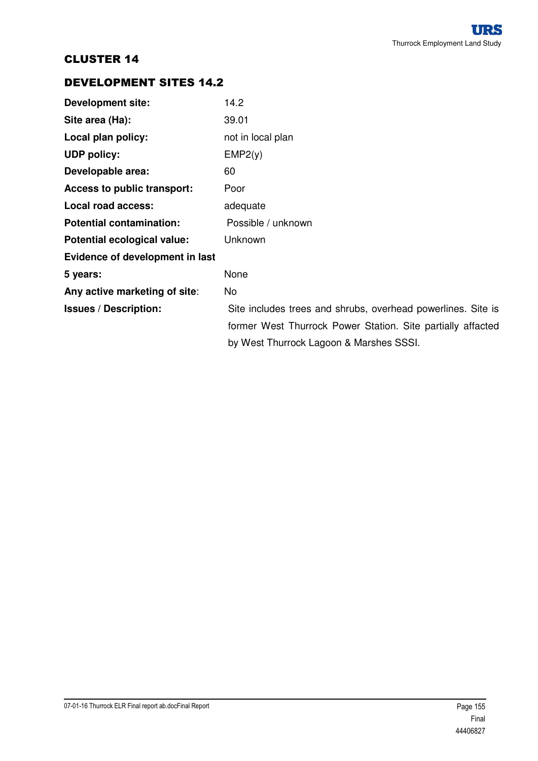## CLUSTER 14

### DEVELOPMENT SITES 14.2

| | |
|---|---|
| **Development site:** | 14.2 |
| **Site area (Ha):** | 39.01 |
| **Local plan policy:** | not in local plan |
| **UDP policy:** | EMP2(y) |
| **Developable area:** | 60 |
| **Access to public transport:** | Poor |
| **Local road access:** | adequate |
| **Potential contamination:** | Possible / unknown |
| **Potential ecological value:** | Unknown |
| **Evidence of development in last 5 years:** | None |
| **Any active marketing of site:** | No |
| **Issues / Description:** | Site includes trees and shrubs, overhead powerlines. Site is former West Thurrock Power Station. Site partially affacted by West Thurrock Lagoon & Marshes SSSI. |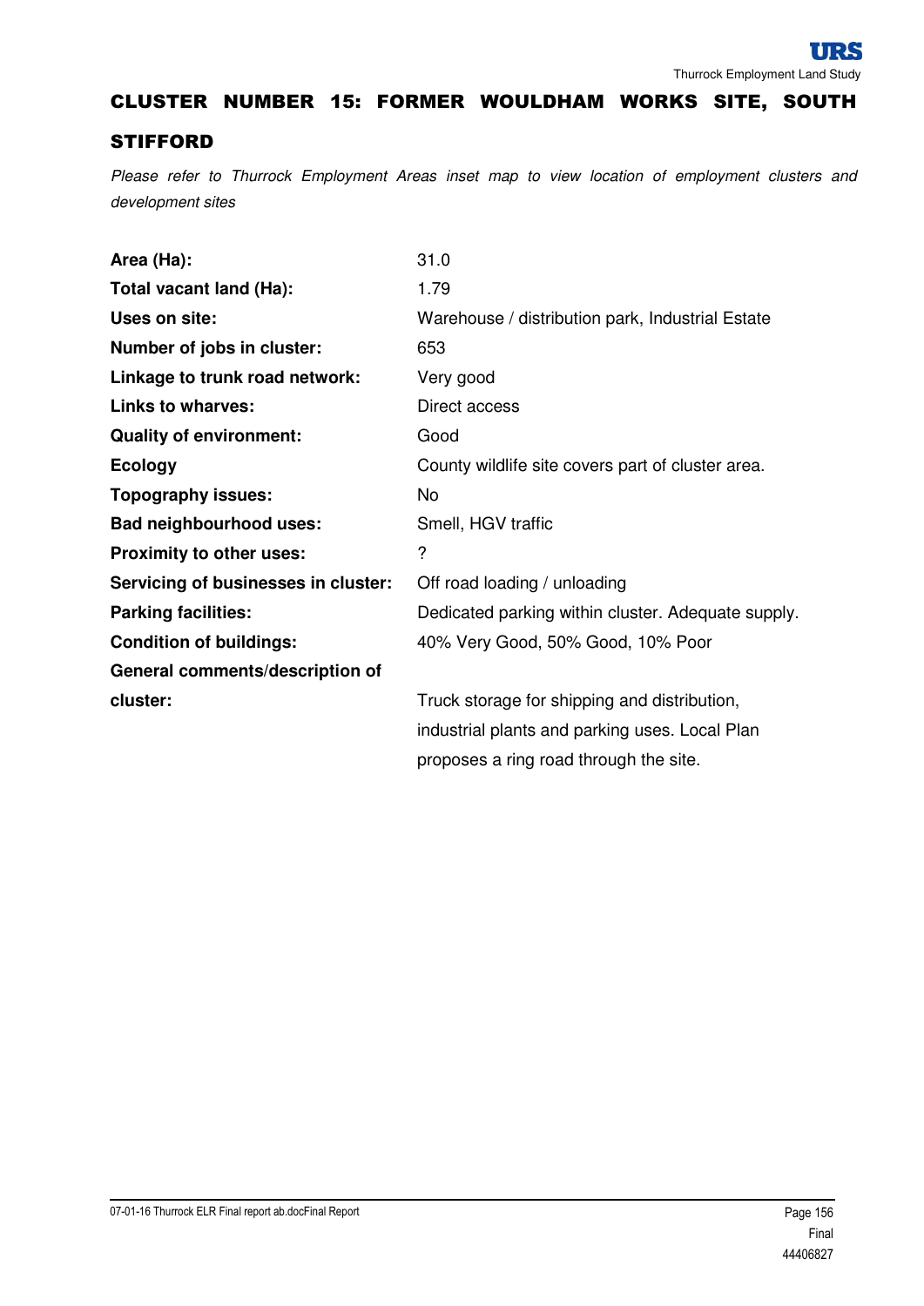# CLUSTER NUMBER 15: FORMER WOULDHAM WORKS SITE, SOUTH STIFFORD

*Please refer to Thurrock Employment Areas inset map to view location of employment clusters and development sites*

| | |
|---|---|
| **Area (Ha):** | 31.0 |
| **Total vacant land (Ha):** | 1.79 |
| **Uses on site:** | Warehouse / distribution park, Industrial Estate |
| **Number of jobs in cluster:** | 653 |
| **Linkage to trunk road network:** | Very good |
| **Links to wharves:** | Direct access |
| **Quality of environment:** | Good |
| **Ecology** | County wildlife site covers part of cluster area. |
| **Topography issues:** | No |
| **Bad neighbourhood uses:** | Smell, HGV traffic |
| **Proximity to other uses:** | ? |
| **Servicing of businesses in cluster:** | Off road loading / unloading |
| **Parking facilities:** | Dedicated parking within cluster. Adequate supply. |
| **Condition of buildings:** | 40% Very Good, 50% Good, 10% Poor |
| **General comments/description of cluster:** | Truck storage for shipping and distribution, industrial plants and parking uses. Local Plan proposes a ring road through the site. |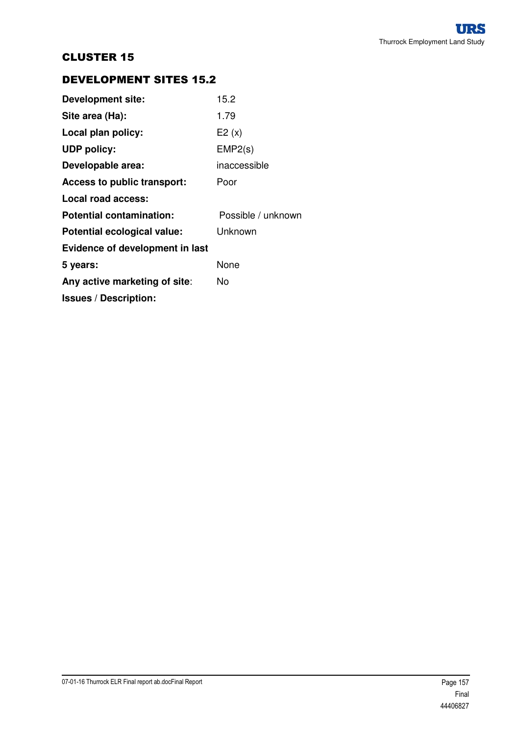## CLUSTER 15

### DEVELOPMENT SITES 15.2

| | |
|---|---|
| **Development site:** | 15.2 |
| **Site area (Ha):** | 1.79 |
| **Local plan policy:** | E2 (x) |
| **UDP policy:** | EMP2(s) |
| **Developable area:** | inaccessible |
| **Access to public transport:** | Poor |
| **Local road access:** | |
| **Potential contamination:** | Possible / unknown |
| **Potential ecological value:** | Unknown |
| **Evidence of development in last 5 years:** | None |
| **Any active marketing of site:** | No |
| **Issues / Description:** | |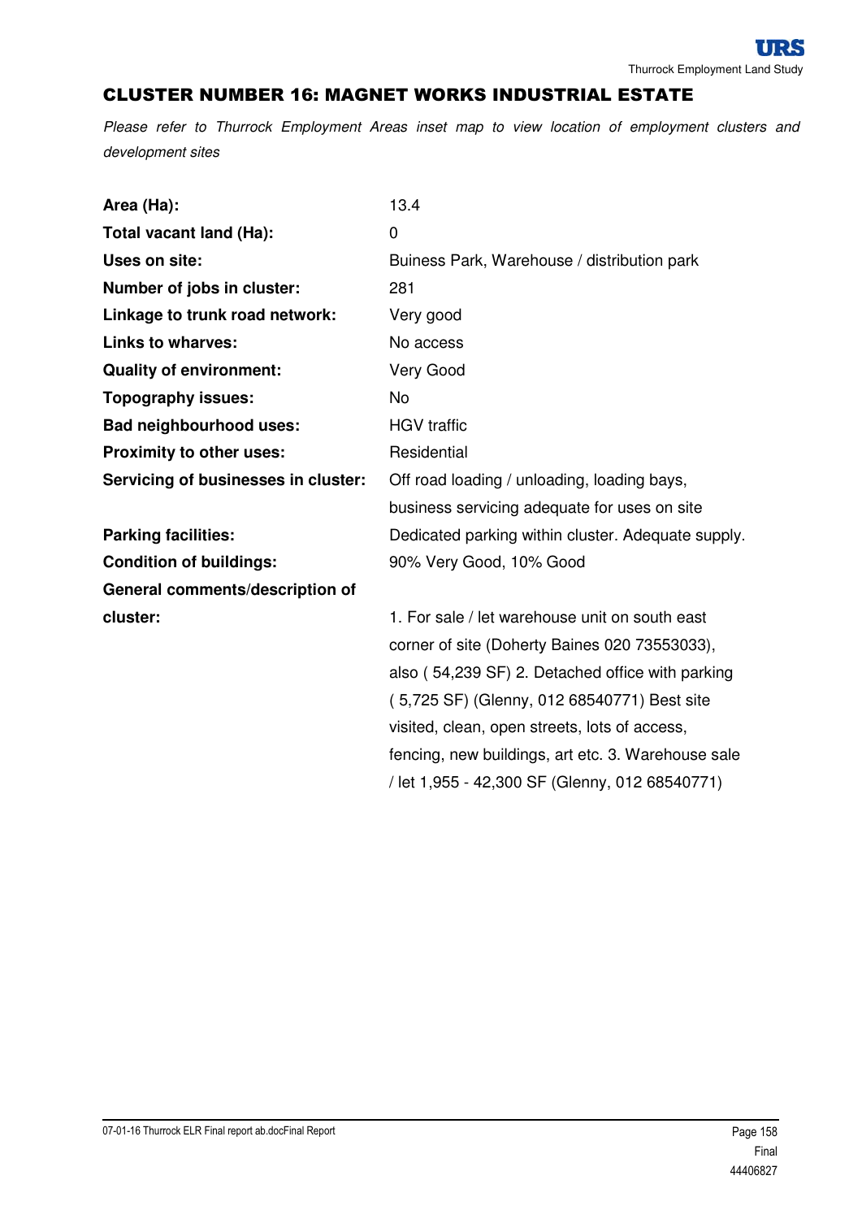## CLUSTER NUMBER 16: MAGNET WORKS INDUSTRIAL ESTATE

*Please refer to Thurrock Employment Areas inset map to view location of employment clusters and development sites*

| | |
|---|---|
| **Area (Ha):** | 13.4 |
| **Total vacant land (Ha):** | 0 |
| **Uses on site:** | Buiness Park, Warehouse / distribution park |
| **Number of jobs in cluster:** | 281 |
| **Linkage to trunk road network:** | Very good |
| **Links to wharves:** | No access |
| **Quality of environment:** | Very Good |
| **Topography issues:** | No |
| **Bad neighbourhood uses:** | HGV traffic |
| **Proximity to other uses:** | Residential |
| **Servicing of businesses in cluster:** | Off road loading / unloading, loading bays, business servicing adequate for uses on site |
| **Parking facilities:** | Dedicated parking within cluster. Adequate supply. |
| **Condition of buildings:** | 90% Very Good, 10% Good |
| **General comments/description of cluster:** | 1. For sale / let warehouse unit on south east corner of site (Doherty Baines 020 73553033), also ( 54,239 SF) 2. Detached office with parking ( 5,725 SF) (Glenny, 012 68540771) Best site visited, clean, open streets, lots of access, fencing, new buildings, art etc. 3. Warehouse sale / let 1,955 - 42,300 SF (Glenny, 012 68540771) |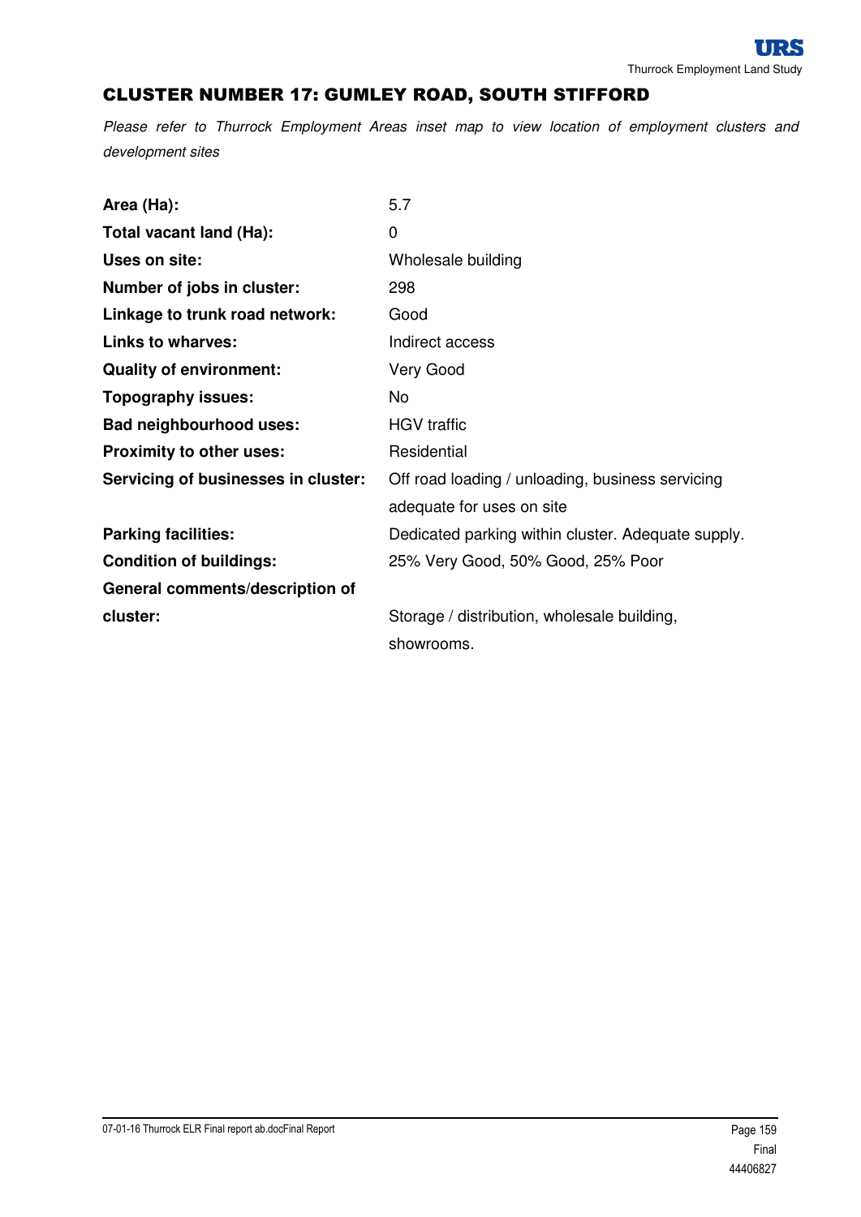## CLUSTER NUMBER 17: GUMLEY ROAD, SOUTH STIFFORD

*Please refer to Thurrock Employment Areas inset map to view location of employment clusters and development sites*

| | |
|---|---|
| **Area (Ha):** | 5.7 |
| **Total vacant land (Ha):** | 0 |
| **Uses on site:** | Wholesale building |
| **Number of jobs in cluster:** | 298 |
| **Linkage to trunk road network:** | Good |
| **Links to wharves:** | Indirect access |
| **Quality of environment:** | Very Good |
| **Topography issues:** | No |
| **Bad neighbourhood uses:** | HGV traffic |
| **Proximity to other uses:** | Residential |
| **Servicing of businesses in cluster:** | Off road loading / unloading, business servicing adequate for uses on site |
| **Parking facilities:** | Dedicated parking within cluster. Adequate supply. |
| **Condition of buildings:** | 25% Very Good, 50% Good, 25% Poor |
| **General comments/description of cluster:** | Storage / distribution, wholesale building, showrooms. |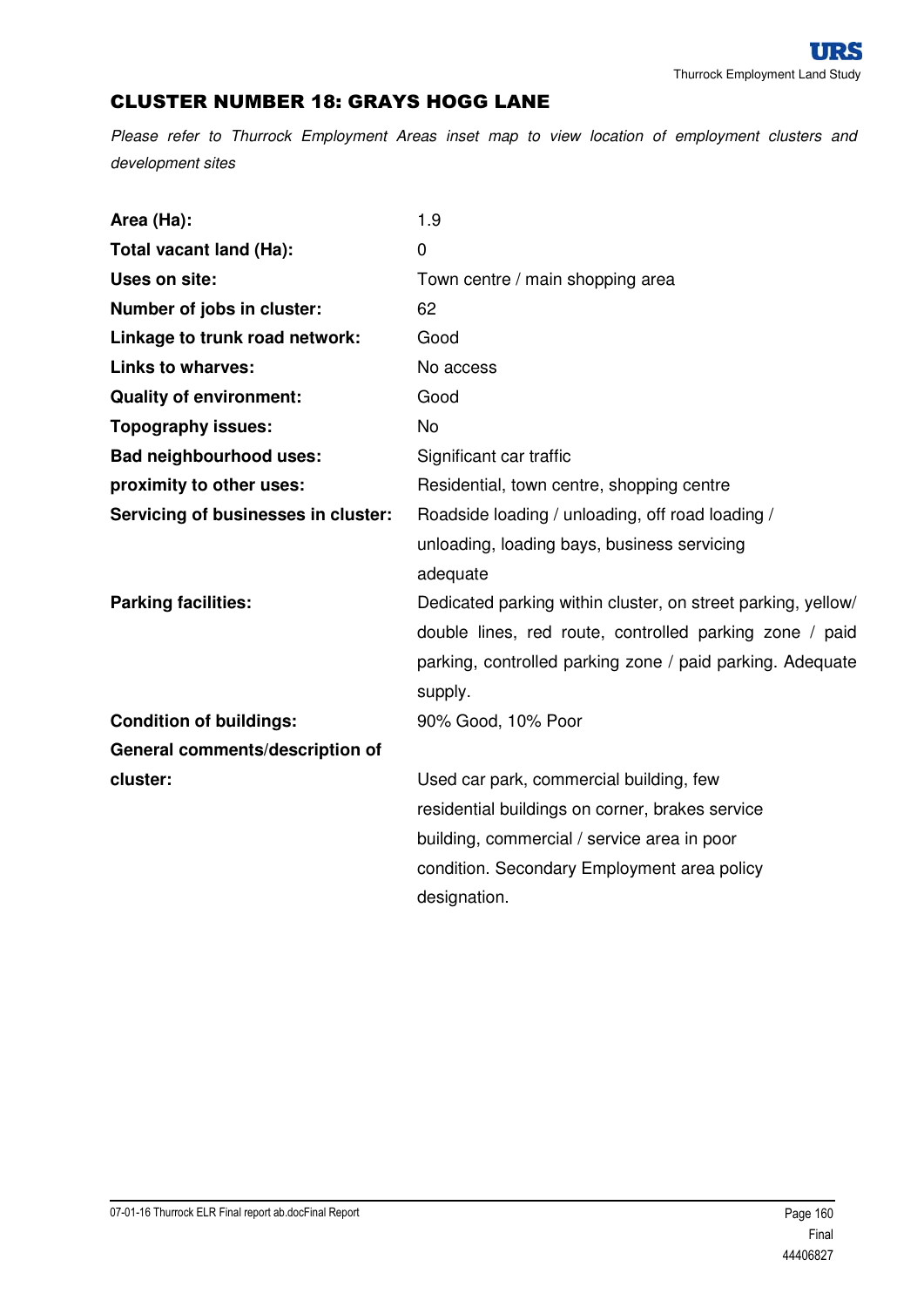## CLUSTER NUMBER 18: GRAYS HOGG LANE

*Please refer to Thurrock Employment Areas inset map to view location of employment clusters and development sites*

| | |
|---|---|
| **Area (Ha):** | 1.9 |
| **Total vacant land (Ha):** | 0 |
| **Uses on site:** | Town centre / main shopping area |
| **Number of jobs in cluster:** | 62 |
| **Linkage to trunk road network:** | Good |
| **Links to wharves:** | No access |
| **Quality of environment:** | Good |
| **Topography issues:** | No |
| **Bad neighbourhood uses:** | Significant car traffic |
| **proximity to other uses:** | Residential, town centre, shopping centre |
| **Servicing of businesses in cluster:** | Roadside loading / unloading, off road loading / unloading, loading bays, business servicing adequate |
| **Parking facilities:** | Dedicated parking within cluster, on street parking, yellow/ double lines, red route, controlled parking zone / paid parking, controlled parking zone / paid parking. Adequate supply. |
| **Condition of buildings:** | 90% Good, 10% Poor |
| **General comments/description of cluster:** | Used car park, commercial building, few residential buildings on corner, brakes service building, commercial / service area in poor condition. Secondary Employment area policy designation. |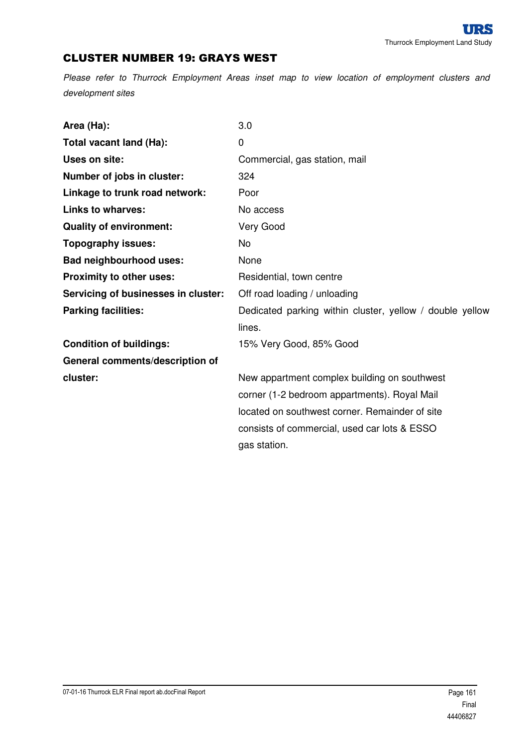## CLUSTER NUMBER 19: GRAYS WEST

*Please refer to Thurrock Employment Areas inset map to view location of employment clusters and development sites*

| | |
|---|---|
| **Area (Ha):** | 3.0 |
| **Total vacant land (Ha):** | 0 |
| **Uses on site:** | Commercial, gas station, mail |
| **Number of jobs in cluster:** | 324 |
| **Linkage to trunk road network:** | Poor |
| **Links to wharves:** | No access |
| **Quality of environment:** | Very Good |
| **Topography issues:** | No |
| **Bad neighbourhood uses:** | None |
| **Proximity to other uses:** | Residential, town centre |
| **Servicing of businesses in cluster:** | Off road loading / unloading |
| **Parking facilities:** | Dedicated parking within cluster, yellow / double yellow lines. |
| **Condition of buildings:** | 15% Very Good, 85% Good |
| **General comments/description of cluster:** | New appartment complex building on southwest corner (1-2 bedroom appartments). Royal Mail located on southwest corner. Remainder of site consists of commercial, used car lots & ESSO gas station. |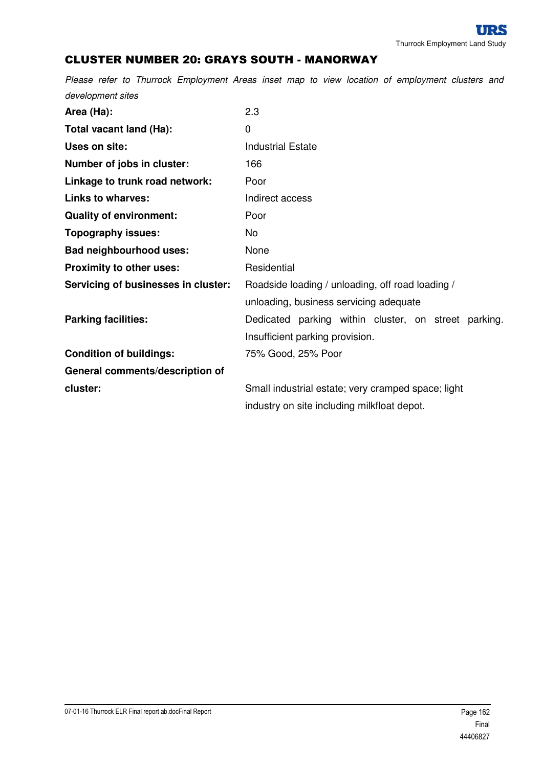## CLUSTER NUMBER 20: GRAYS SOUTH - MANORWAY

*Please refer to Thurrock Employment Areas inset map to view location of employment clusters and development sites*

| | |
|---|---|
| **Area (Ha):** | 2.3 |
| **Total vacant land (Ha):** | 0 |
| **Uses on site:** | Industrial Estate |
| **Number of jobs in cluster:** | 166 |
| **Linkage to trunk road network:** | Poor |
| **Links to wharves:** | Indirect access |
| **Quality of environment:** | Poor |
| **Topography issues:** | No |
| **Bad neighbourhood uses:** | None |
| **Proximity to other uses:** | Residential |
| **Servicing of businesses in cluster:** | Roadside loading / unloading, off road loading / unloading, business servicing adequate |
| **Parking facilities:** | Dedicated parking within cluster, on street parking. Insufficient parking provision. |
| **Condition of buildings:** | 75% Good, 25% Poor |
| **General comments/description of cluster:** | Small industrial estate; very cramped space; light industry on site including milkfloat depot. |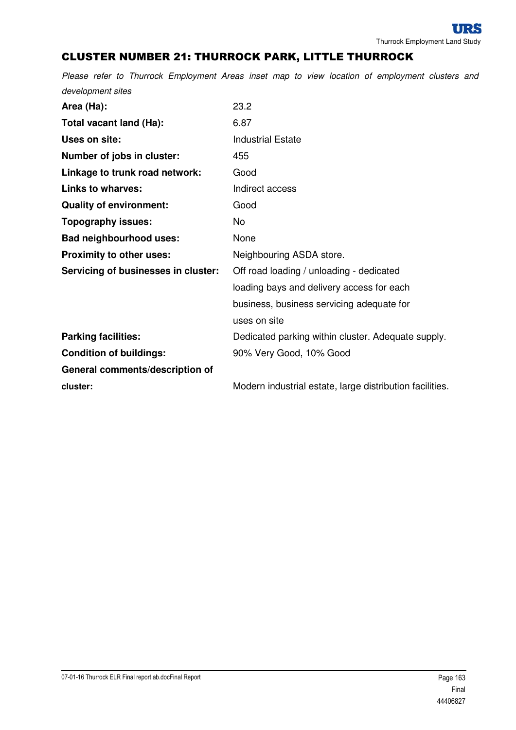## CLUSTER NUMBER 21: THURROCK PARK, LITTLE THURROCK

*Please refer to Thurrock Employment Areas inset map to view location of employment clusters and development sites*

| | |
|---|---|
| **Area (Ha):** | 23.2 |
| **Total vacant land (Ha):** | 6.87 |
| **Uses on site:** | Industrial Estate |
| **Number of jobs in cluster:** | 455 |
| **Linkage to trunk road network:** | Good |
| **Links to wharves:** | Indirect access |
| **Quality of environment:** | Good |
| **Topography issues:** | No |
| **Bad neighbourhood uses:** | None |
| **Proximity to other uses:** | Neighbouring ASDA store. |
| **Servicing of businesses in cluster:** | Off road loading / unloading - dedicated loading bays and delivery access for each business, business servicing adequate for uses on site |
| **Parking facilities:** | Dedicated parking within cluster. Adequate supply. |
| **Condition of buildings:** | 90% Very Good, 10% Good |
| **General comments/description of cluster:** | Modern industrial estate, large distribution facilities. |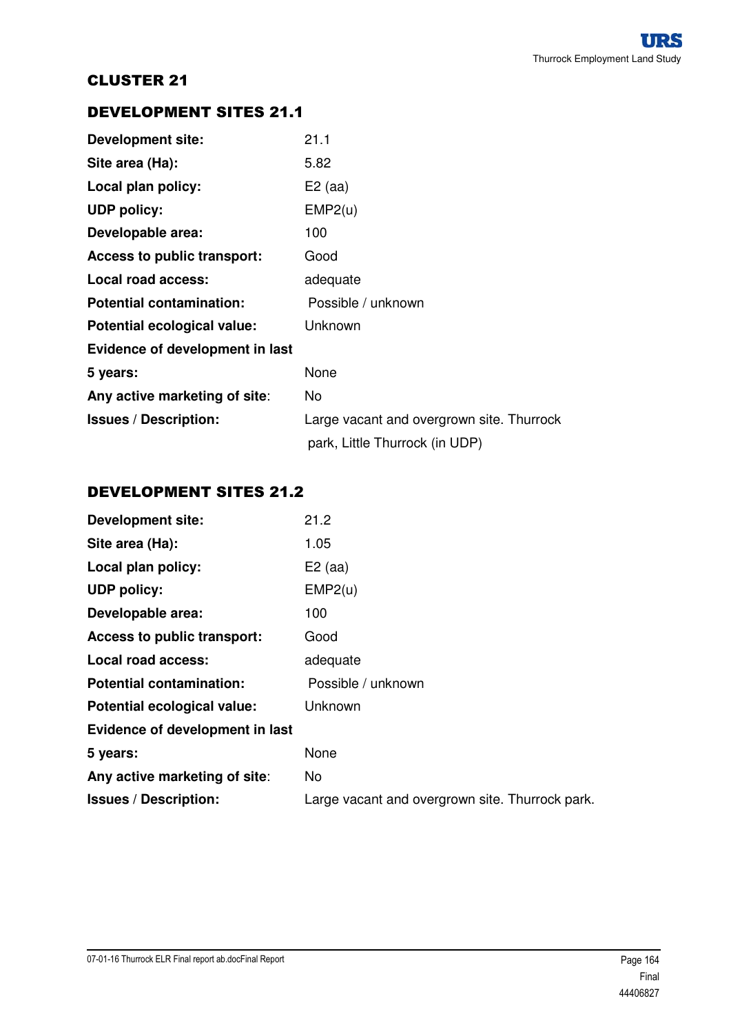## CLUSTER 21

### DEVELOPMENT SITES 21.1

| | |
|---|---|
| **Development site:** | 21.1 |
| **Site area (Ha):** | 5.82 |
| **Local plan policy:** | E2 (aa) |
| **UDP policy:** | EMP2(u) |
| **Developable area:** | 100 |
| **Access to public transport:** | Good |
| **Local road access:** | adequate |
| **Potential contamination:** | Possible / unknown |
| **Potential ecological value:** | Unknown |
| **Evidence of development in last 5 years:** | None |
| **Any active marketing of site:** | No |
| **Issues / Description:** | Large vacant and overgrown site. Thurrock park, Little Thurrock (in UDP) |

### DEVELOPMENT SITES 21.2

| | |
|---|---|
| **Development site:** | 21.2 |
| **Site area (Ha):** | 1.05 |
| **Local plan policy:** | E2 (aa) |
| **UDP policy:** | EMP2(u) |
| **Developable area:** | 100 |
| **Access to public transport:** | Good |
| **Local road access:** | adequate |
| **Potential contamination:** | Possible / unknown |
| **Potential ecological value:** | Unknown |
| **Evidence of development in last 5 years:** | None |
| **Any active marketing of site:** | No |
| **Issues / Description:** | Large vacant and overgrown site. Thurrock park. |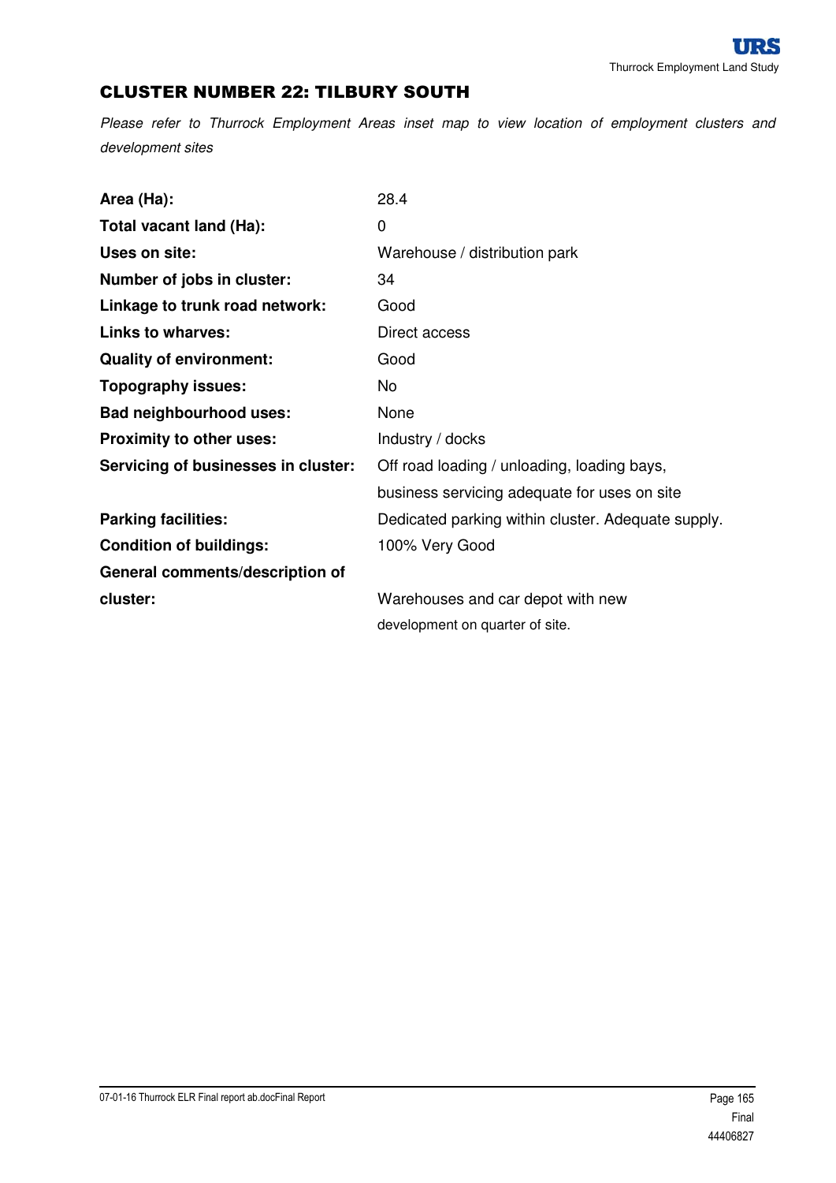# CLUSTER NUMBER 22: TILBURY SOUTH

*Please refer to Thurrock Employment Areas inset map to view location of employment clusters and development sites*

| | |
|---|---|
| **Area (Ha):** | 28.4 |
| **Total vacant land (Ha):** | 0 |
| **Uses on site:** | Warehouse / distribution park |
| **Number of jobs in cluster:** | 34 |
| **Linkage to trunk road network:** | Good |
| **Links to wharves:** | Direct access |
| **Quality of environment:** | Good |
| **Topography issues:** | No |
| **Bad neighbourhood uses:** | None |
| **Proximity to other uses:** | Industry / docks |
| **Servicing of businesses in cluster:** | Off road loading / unloading, loading bays, business servicing adequate for uses on site |
| **Parking facilities:** | Dedicated parking within cluster. Adequate supply. |
| **Condition of buildings:** | 100% Very Good |
| **General comments/description of cluster:** | Warehouses and car depot with new development on quarter of site. |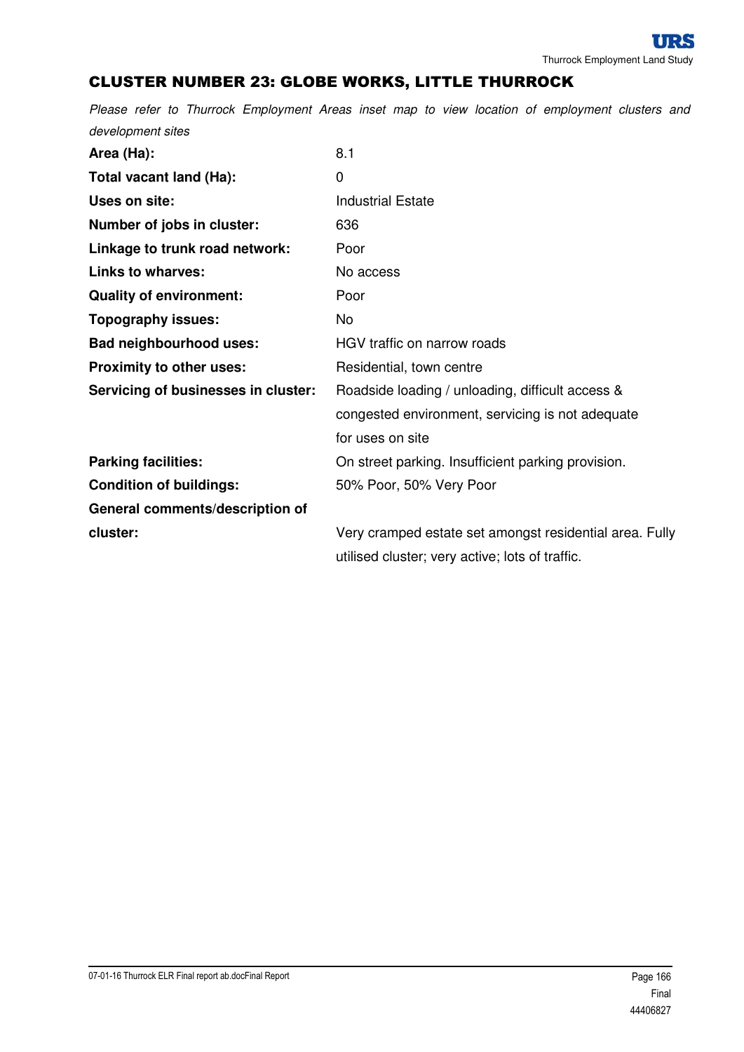## CLUSTER NUMBER 23: GLOBE WORKS, LITTLE THURROCK

*Please refer to Thurrock Employment Areas inset map to view location of employment clusters and development sites*

| | |
|---|---|
| **Area (Ha):** | 8.1 |
| **Total vacant land (Ha):** | 0 |
| **Uses on site:** | Industrial Estate |
| **Number of jobs in cluster:** | 636 |
| **Linkage to trunk road network:** | Poor |
| **Links to wharves:** | No access |
| **Quality of environment:** | Poor |
| **Topography issues:** | No |
| **Bad neighbourhood uses:** | HGV traffic on narrow roads |
| **Proximity to other uses:** | Residential, town centre |
| **Servicing of businesses in cluster:** | Roadside loading / unloading, difficult access & congested environment, servicing is not adequate for uses on site |
| **Parking facilities:** | On street parking. Insufficient parking provision. |
| **Condition of buildings:** | 50% Poor, 50% Very Poor |
| **General comments/description of cluster:** | Very cramped estate set amongst residential area. Fully utilised cluster; very active; lots of traffic. |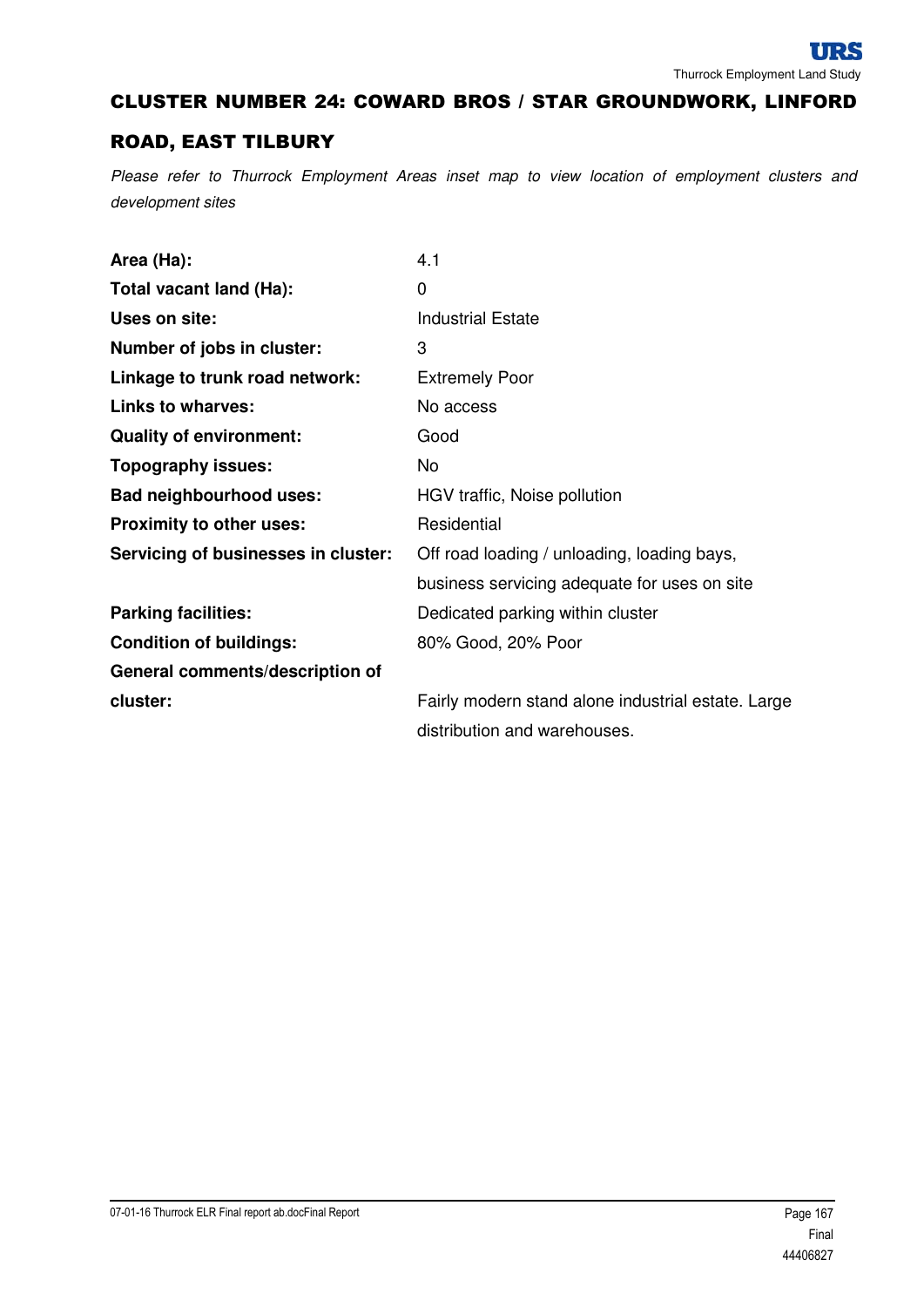## CLUSTER NUMBER 24: COWARD BROS / STAR GROUNDWORK, LINFORD ROAD, EAST TILBURY

*Please refer to Thurrock Employment Areas inset map to view location of employment clusters and development sites*

| | |
|---|---|
| **Area (Ha):** | 4.1 |
| **Total vacant land (Ha):** | 0 |
| **Uses on site:** | Industrial Estate |
| **Number of jobs in cluster:** | 3 |
| **Linkage to trunk road network:** | Extremely Poor |
| **Links to wharves:** | No access |
| **Quality of environment:** | Good |
| **Topography issues:** | No |
| **Bad neighbourhood uses:** | HGV traffic, Noise pollution |
| **Proximity to other uses:** | Residential |
| **Servicing of businesses in cluster:** | Off road loading / unloading, loading bays, business servicing adequate for uses on site |
| **Parking facilities:** | Dedicated parking within cluster |
| **Condition of buildings:** | 80% Good, 20% Poor |
| **General comments/description of cluster:** | Fairly modern stand alone industrial estate. Large distribution and warehouses. |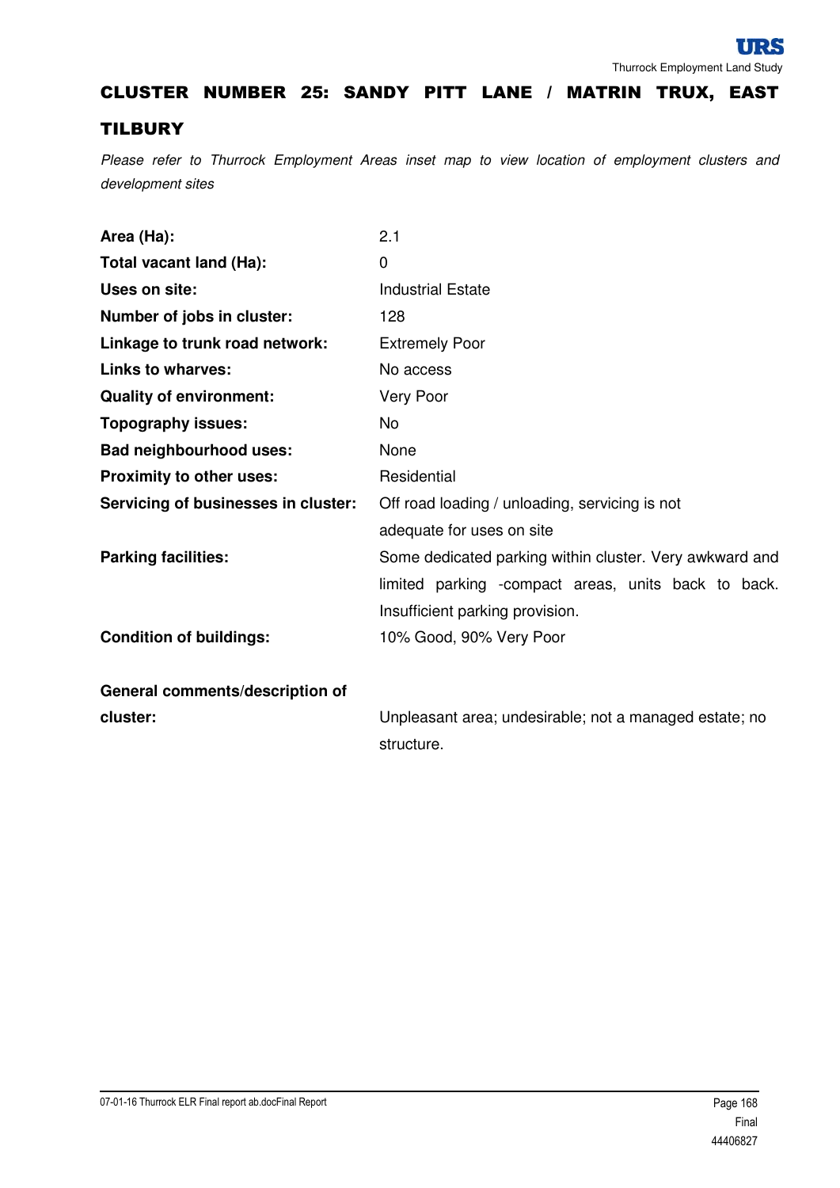# CLUSTER NUMBER 25: SANDY PITT LANE / MATRIN TRUX, EAST TILBURY

*Please refer to Thurrock Employment Areas inset map to view location of employment clusters and development sites*

| | |
|---|---|
| **Area (Ha):** | 2.1 |
| **Total vacant land (Ha):** | 0 |
| **Uses on site:** | Industrial Estate |
| **Number of jobs in cluster:** | 128 |
| **Linkage to trunk road network:** | Extremely Poor |
| **Links to wharves:** | No access |
| **Quality of environment:** | Very Poor |
| **Topography issues:** | No |
| **Bad neighbourhood uses:** | None |
| **Proximity to other uses:** | Residential |
| **Servicing of businesses in cluster:** | Off road loading / unloading, servicing is not adequate for uses on site |
| **Parking facilities:** | Some dedicated parking within cluster. Very awkward and limited parking -compact areas, units back to back. Insufficient parking provision. |
| **Condition of buildings:** | 10% Good, 90% Very Poor |
| **General comments/description of cluster:** | Unpleasant area; undesirable; not a managed estate; no structure. |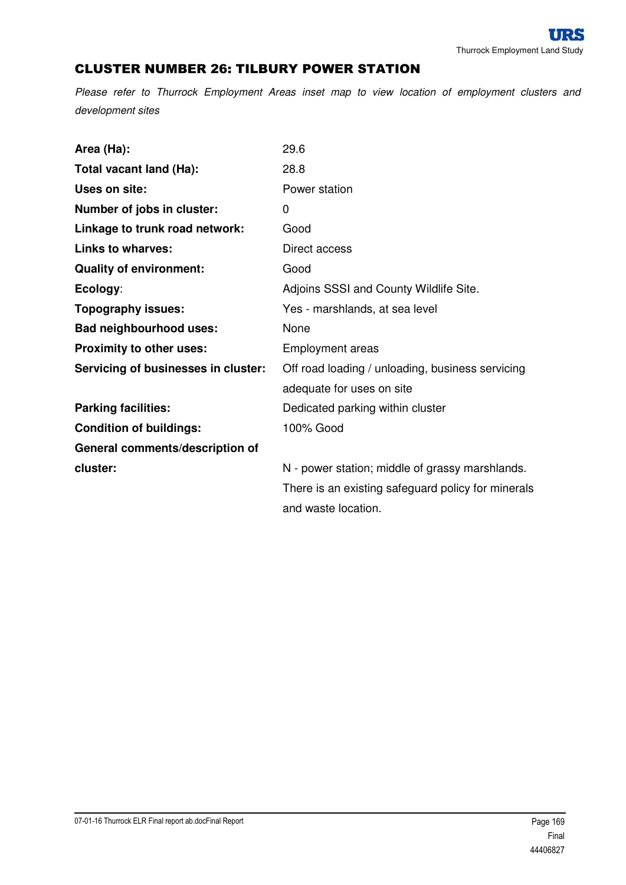## CLUSTER NUMBER 26: TILBURY POWER STATION

*Please refer to Thurrock Employment Areas inset map to view location of employment clusters and development sites*

| | |
|---|---|
| **Area (Ha):** | 29.6 |
| **Total vacant land (Ha):** | 28.8 |
| **Uses on site:** | Power station |
| **Number of jobs in cluster:** | 0 |
| **Linkage to trunk road network:** | Good |
| **Links to wharves:** | Direct access |
| **Quality of environment:** | Good |
| **Ecology:** | Adjoins SSSI and County Wildlife Site. |
| **Topography issues:** | Yes - marshlands, at sea level |
| **Bad neighbourhood uses:** | None |
| **Proximity to other uses:** | Employment areas |
| **Servicing of businesses in cluster:** | Off road loading / unloading, business servicing adequate for uses on site |
| **Parking facilities:** | Dedicated parking within cluster |
| **Condition of buildings:** | 100% Good |
| **General comments/description of cluster:** | N - power station; middle of grassy marshlands. There is an existing safeguard policy for minerals and waste location. |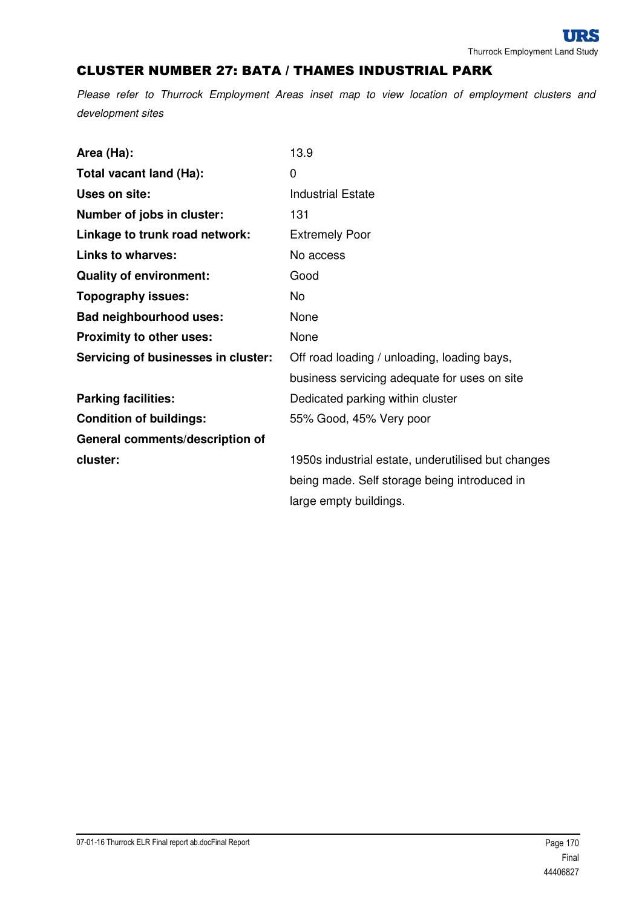## CLUSTER NUMBER 27: BATA / THAMES INDUSTRIAL PARK

*Please refer to Thurrock Employment Areas inset map to view location of employment clusters and development sites*

| | |
|---|---|
| **Area (Ha):** | 13.9 |
| **Total vacant land (Ha):** | 0 |
| **Uses on site:** | Industrial Estate |
| **Number of jobs in cluster:** | 131 |
| **Linkage to trunk road network:** | Extremely Poor |
| **Links to wharves:** | No access |
| **Quality of environment:** | Good |
| **Topography issues:** | No |
| **Bad neighbourhood uses:** | None |
| **Proximity to other uses:** | None |
| **Servicing of businesses in cluster:** | Off road loading / unloading, loading bays, business servicing adequate for uses on site |
| **Parking facilities:** | Dedicated parking within cluster |
| **Condition of buildings:** | 55% Good, 45% Very poor |
| **General comments/description of cluster:** | 1950s industrial estate, underutilised but changes being made. Self storage being introduced in large empty buildings. |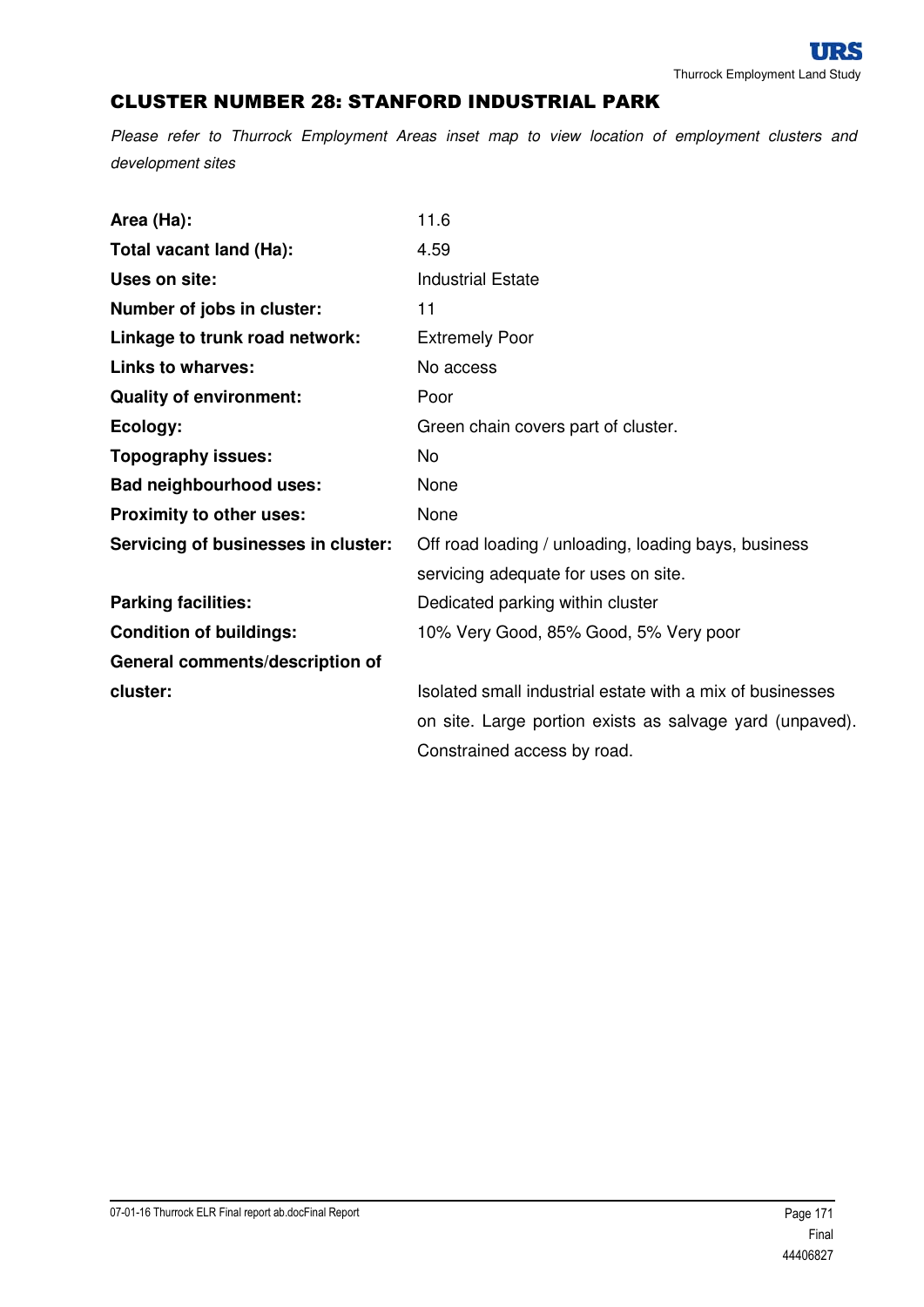## CLUSTER NUMBER 28: STANFORD INDUSTRIAL PARK

*Please refer to Thurrock Employment Areas inset map to view location of employment clusters and development sites*

| | |
|---|---|
| **Area (Ha):** | 11.6 |
| **Total vacant land (Ha):** | 4.59 |
| **Uses on site:** | Industrial Estate |
| **Number of jobs in cluster:** | 11 |
| **Linkage to trunk road network:** | Extremely Poor |
| **Links to wharves:** | No access |
| **Quality of environment:** | Poor |
| **Ecology:** | Green chain covers part of cluster. |
| **Topography issues:** | No |
| **Bad neighbourhood uses:** | None |
| **Proximity to other uses:** | None |
| **Servicing of businesses in cluster:** | Off road loading / unloading, loading bays, business servicing adequate for uses on site. |
| **Parking facilities:** | Dedicated parking within cluster |
| **Condition of buildings:** | 10% Very Good, 85% Good, 5% Very poor |
| **General comments/description of cluster:** | Isolated small industrial estate with a mix of businesses on site. Large portion exists as salvage yard (unpaved). Constrained access by road. |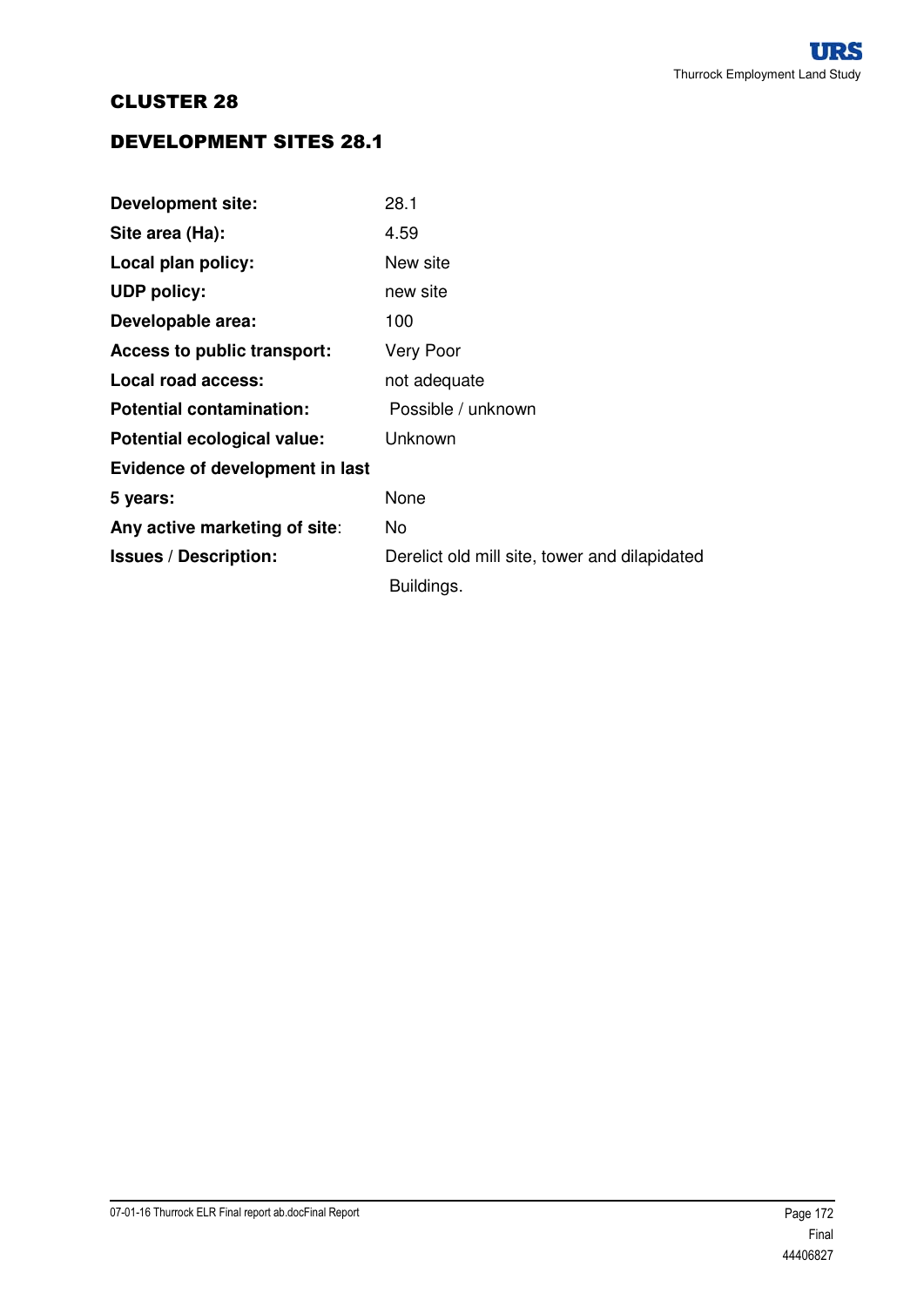# CLUSTER 28

## DEVELOPMENT SITES 28.1

| | |
|---|---|
| **Development site:** | 28.1 |
| **Site area (Ha):** | 4.59 |
| **Local plan policy:** | New site |
| **UDP policy:** | new site |
| **Developable area:** | 100 |
| **Access to public transport:** | Very Poor |
| **Local road access:** | not adequate |
| **Potential contamination:** | Possible / unknown |
| **Potential ecological value:** | Unknown |
| **Evidence of development in last 5 years:** | None |
| **Any active marketing of site:** | No |
| **Issues / Description:** | Derelict old mill site, tower and dilapidated Buildings. |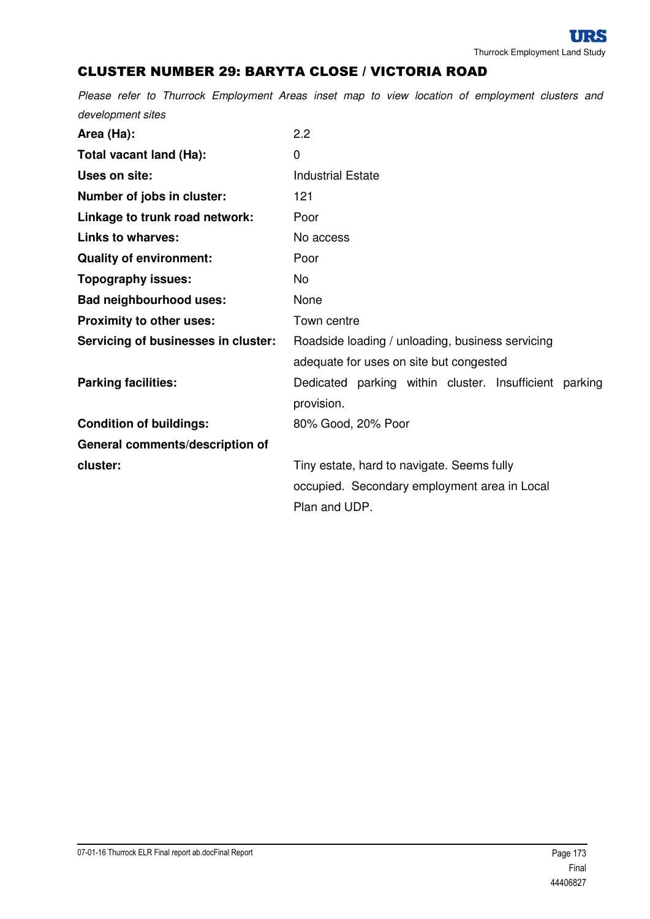## CLUSTER NUMBER 29: BARYTA CLOSE / VICTORIA ROAD

*Please refer to Thurrock Employment Areas inset map to view location of employment clusters and development sites*

| | |
|---|---|
| **Area (Ha):** | 2.2 |
| **Total vacant land (Ha):** | 0 |
| **Uses on site:** | Industrial Estate |
| **Number of jobs in cluster:** | 121 |
| **Linkage to trunk road network:** | Poor |
| **Links to wharves:** | No access |
| **Quality of environment:** | Poor |
| **Topography issues:** | No |
| **Bad neighbourhood uses:** | None |
| **Proximity to other uses:** | Town centre |
| **Servicing of businesses in cluster:** | Roadside loading / unloading, business servicing adequate for uses on site but congested |
| **Parking facilities:** | Dedicated parking within cluster. Insufficient parking provision. |
| **Condition of buildings:** | 80% Good, 20% Poor |
| **General comments/description of cluster:** | Tiny estate, hard to navigate. Seems fully occupied. Secondary employment area in Local Plan and UDP. |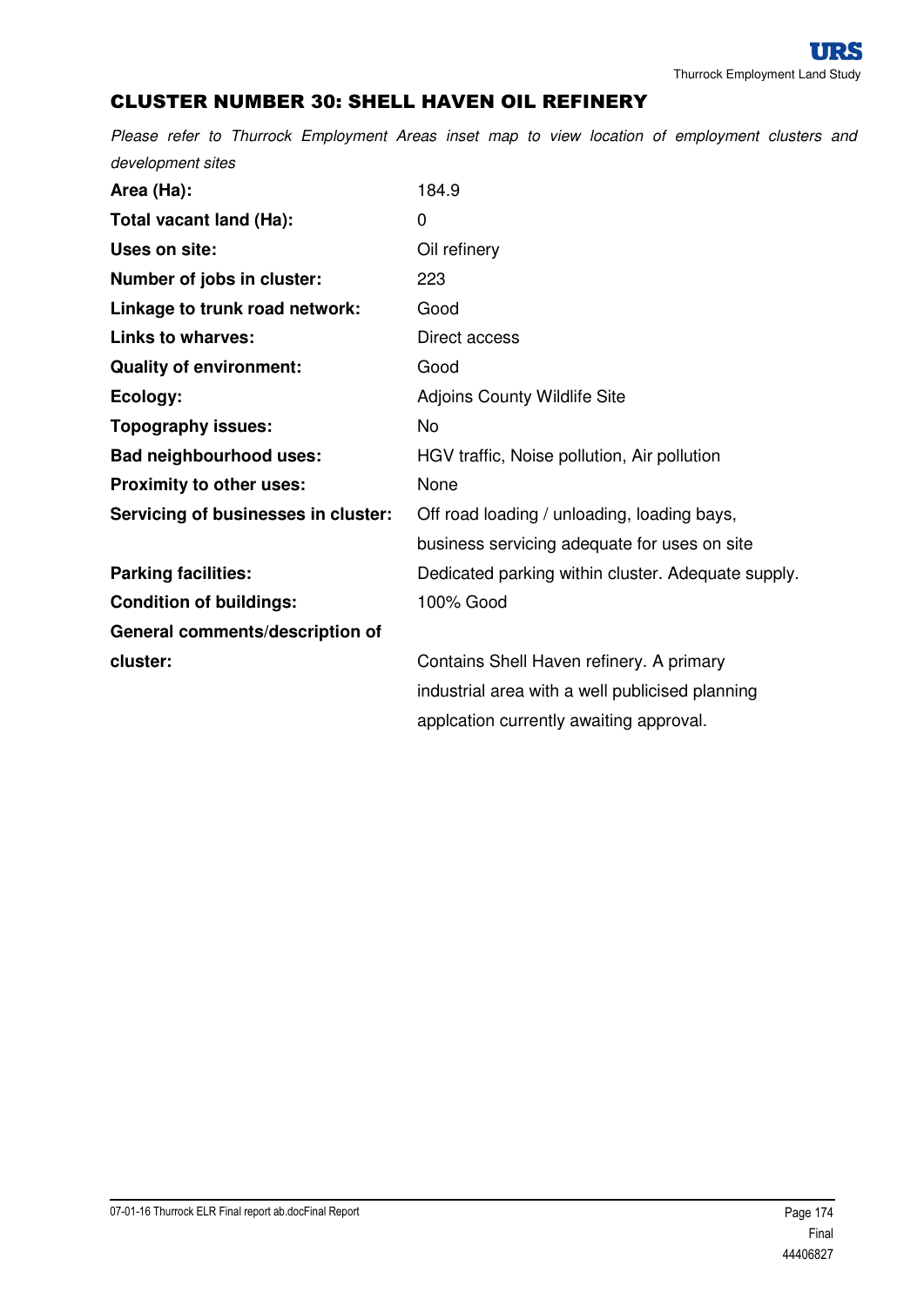## CLUSTER NUMBER 30: SHELL HAVEN OIL REFINERY

*Please refer to Thurrock Employment Areas inset map to view location of employment clusters and development sites*

| | |
|---|---|
| **Area (Ha):** | 184.9 |
| **Total vacant land (Ha):** | 0 |
| **Uses on site:** | Oil refinery |
| **Number of jobs in cluster:** | 223 |
| **Linkage to trunk road network:** | Good |
| **Links to wharves:** | Direct access |
| **Quality of environment:** | Good |
| **Ecology:** | Adjoins County Wildlife Site |
| **Topography issues:** | No |
| **Bad neighbourhood uses:** | HGV traffic, Noise pollution, Air pollution |
| **Proximity to other uses:** | None |
| **Servicing of businesses in cluster:** | Off road loading / unloading, loading bays, business servicing adequate for uses on site |
| **Parking facilities:** | Dedicated parking within cluster. Adequate supply. |
| **Condition of buildings:** | 100% Good |
| **General comments/description of cluster:** | Contains Shell Haven refinery. A primary industrial area with a well publicised planning applcation currently awaiting approval. |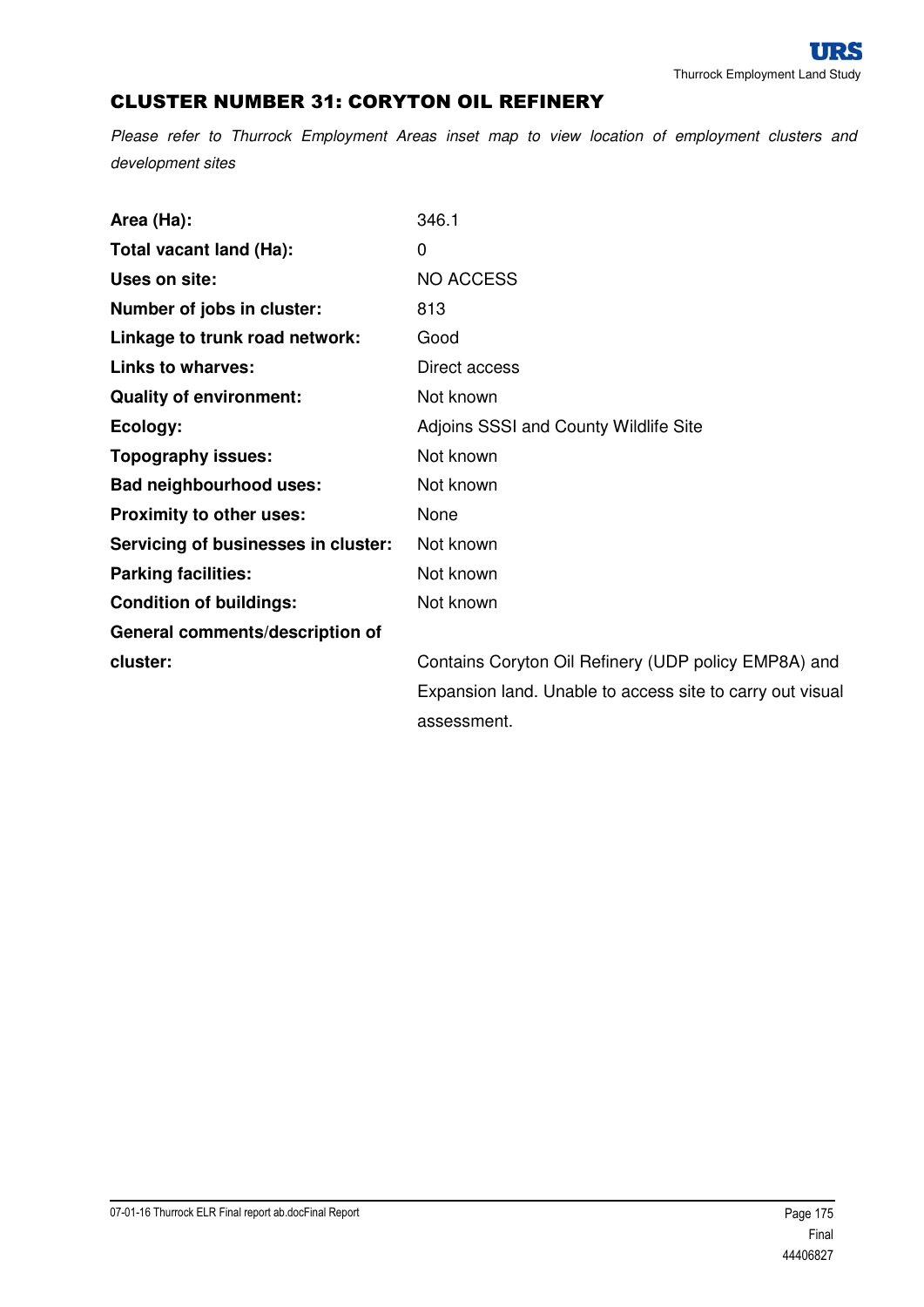## CLUSTER NUMBER 31: CORYTON OIL REFINERY

*Please refer to Thurrock Employment Areas inset map to view location of employment clusters and development sites*

| | |
|---|---|
| **Area (Ha):** | 346.1 |
| **Total vacant land (Ha):** | 0 |
| **Uses on site:** | NO ACCESS |
| **Number of jobs in cluster:** | 813 |
| **Linkage to trunk road network:** | Good |
| **Links to wharves:** | Direct access |
| **Quality of environment:** | Not known |
| **Ecology:** | Adjoins SSSI and County Wildlife Site |
| **Topography issues:** | Not known |
| **Bad neighbourhood uses:** | Not known |
| **Proximity to other uses:** | None |
| **Servicing of businesses in cluster:** | Not known |
| **Parking facilities:** | Not known |
| **Condition of buildings:** | Not known |
| **General comments/description of cluster:** | Contains Coryton Oil Refinery (UDP policy EMP8A) and Expansion land. Unable to access site to carry out visual assessment. |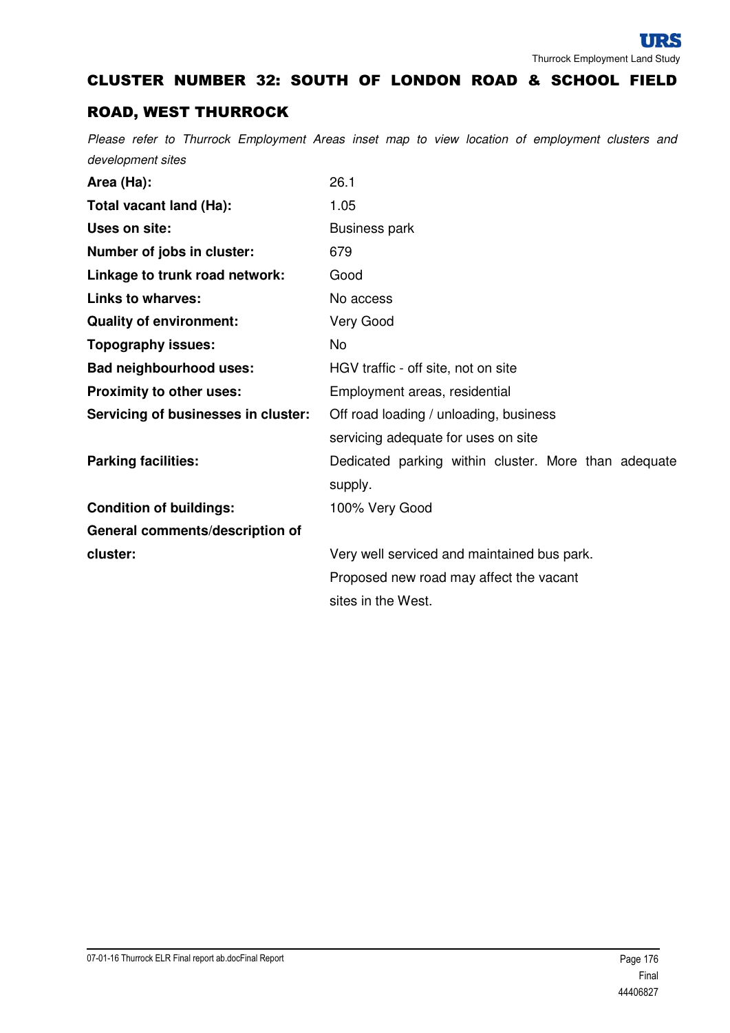## CLUSTER NUMBER 32: SOUTH OF LONDON ROAD & SCHOOL FIELD ROAD, WEST THURROCK

*Please refer to Thurrock Employment Areas inset map to view location of employment clusters and development sites*

| | |
|---|---|
| **Area (Ha):** | 26.1 |
| **Total vacant land (Ha):** | 1.05 |
| **Uses on site:** | Business park |
| **Number of jobs in cluster:** | 679 |
| **Linkage to trunk road network:** | Good |
| **Links to wharves:** | No access |
| **Quality of environment:** | Very Good |
| **Topography issues:** | No |
| **Bad neighbourhood uses:** | HGV traffic - off site, not on site |
| **Proximity to other uses:** | Employment areas, residential |
| **Servicing of businesses in cluster:** | Off road loading / unloading, business servicing adequate for uses on site |
| **Parking facilities:** | Dedicated parking within cluster. More than adequate supply. |
| **Condition of buildings:** | 100% Very Good |
| **General comments/description of cluster:** | Very well serviced and maintained bus park. Proposed new road may affect the vacant sites in the West. |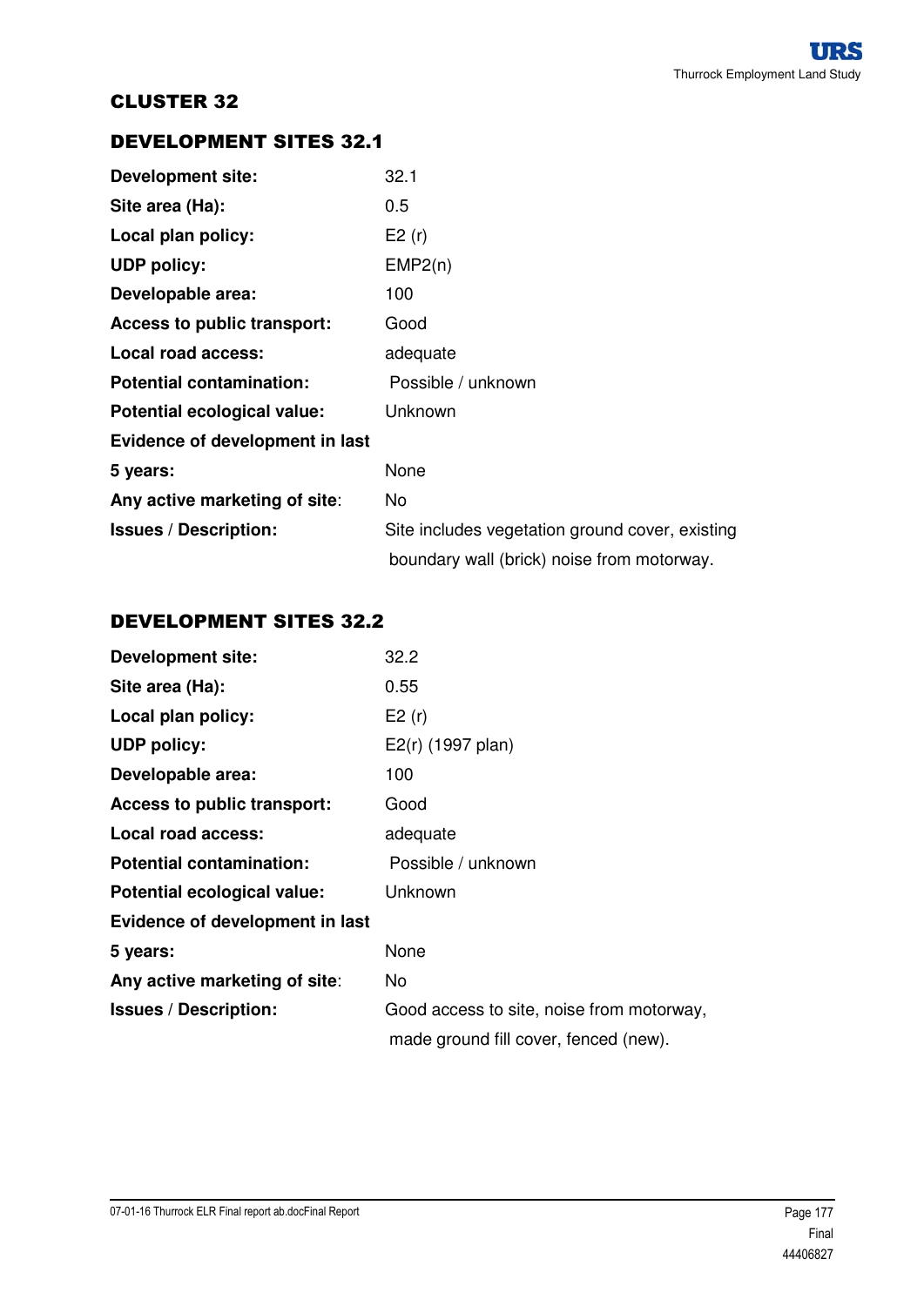## CLUSTER 32

### DEVELOPMENT SITES 32.1

| | |
|---|---|
| **Development site:** | 32.1 |
| **Site area (Ha):** | 0.5 |
| **Local plan policy:** | E2 (r) |
| **UDP policy:** | EMP2(n) |
| **Developable area:** | 100 |
| **Access to public transport:** | Good |
| **Local road access:** | adequate |
| **Potential contamination:** | Possible / unknown |
| **Potential ecological value:** | Unknown |
| **Evidence of development in last 5 years:** | None |
| **Any active marketing of site:** | No |
| **Issues / Description:** | Site includes vegetation ground cover, existing boundary wall (brick) noise from motorway. |

### DEVELOPMENT SITES 32.2

| | |
|---|---|
| **Development site:** | 32.2 |
| **Site area (Ha):** | 0.55 |
| **Local plan policy:** | E2 (r) |
| **UDP policy:** | E2(r) (1997 plan) |
| **Developable area:** | 100 |
| **Access to public transport:** | Good |
| **Local road access:** | adequate |
| **Potential contamination:** | Possible / unknown |
| **Potential ecological value:** | Unknown |
| **Evidence of development in last 5 years:** | None |
| **Any active marketing of site:** | No |
| **Issues / Description:** | Good access to site, noise from motorway, made ground fill cover, fenced (new). |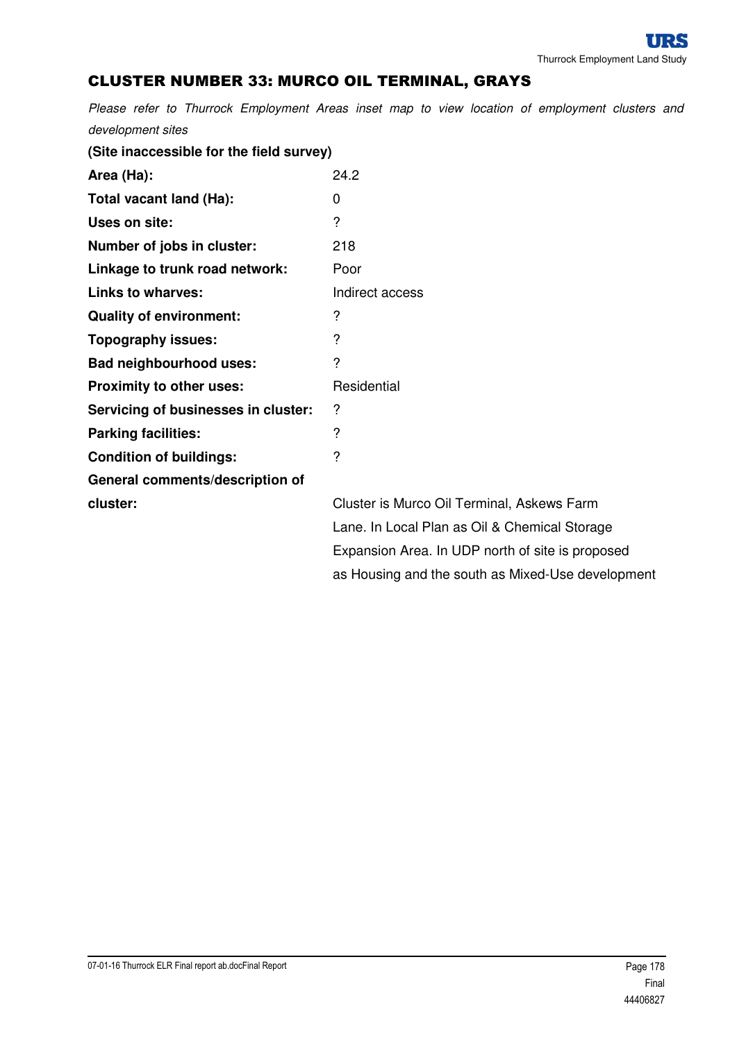## CLUSTER NUMBER 33: MURCO OIL TERMINAL, GRAYS

*Please refer to Thurrock Employment Areas inset map to view location of employment clusters and development sites*

**(Site inaccessible for the field survey)**

| | |
|---|---|
| **Area (Ha):** | 24.2 |
| **Total vacant land (Ha):** | 0 |
| **Uses on site:** | ? |
| **Number of jobs in cluster:** | 218 |
| **Linkage to trunk road network:** | Poor |
| **Links to wharves:** | Indirect access |
| **Quality of environment:** | ? |
| **Topography issues:** | ? |
| **Bad neighbourhood uses:** | ? |
| **Proximity to other uses:** | Residential |
| **Servicing of businesses in cluster:** | ? |
| **Parking facilities:** | ? |
| **Condition of buildings:** | ? |
| **General comments/description of cluster:** | Cluster is Murco Oil Terminal, Askews Farm Lane. In Local Plan as Oil & Chemical Storage Expansion Area. In UDP north of site is proposed as Housing and the south as Mixed-Use development |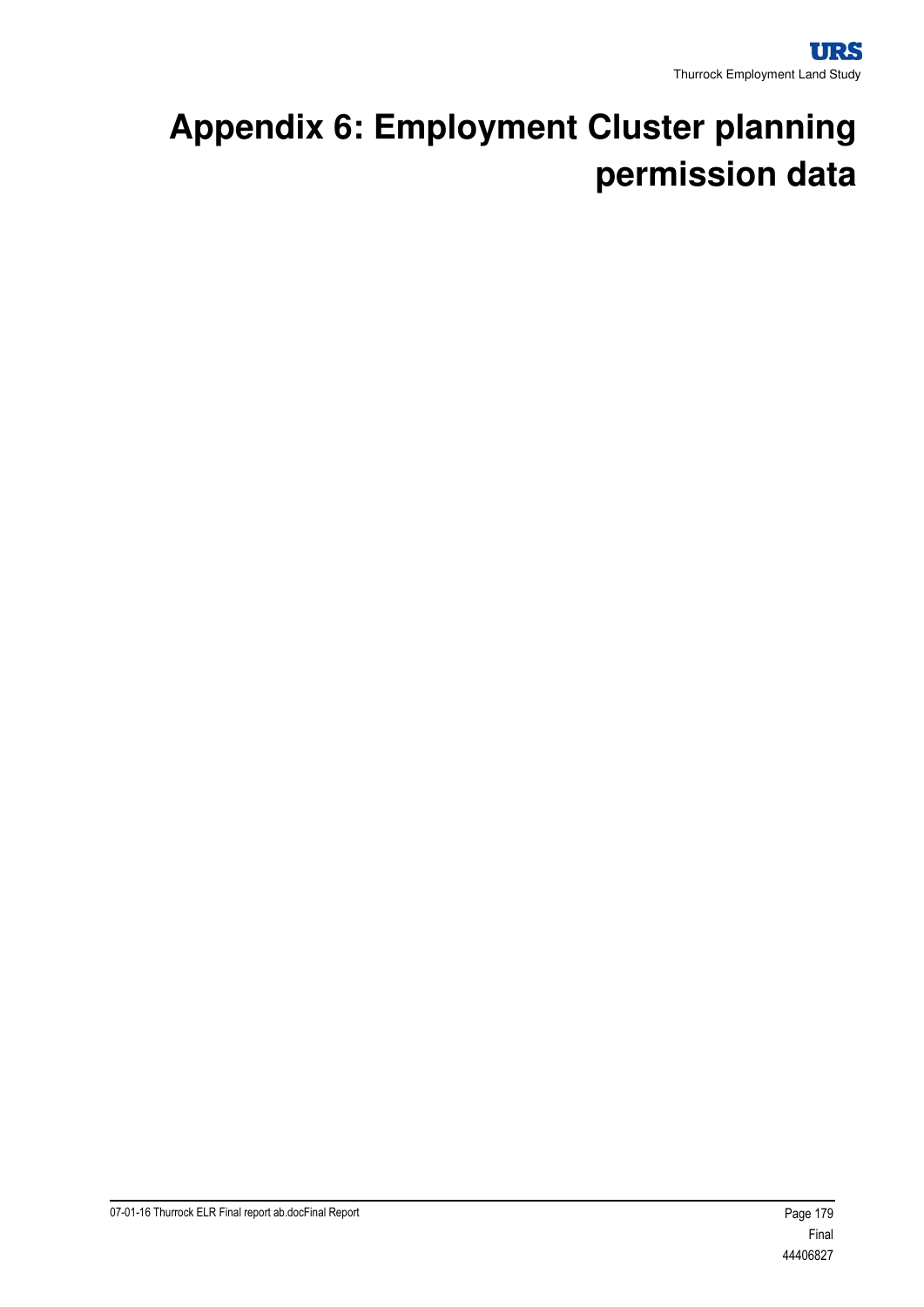# Appendix 6: Employment Cluster planning permission data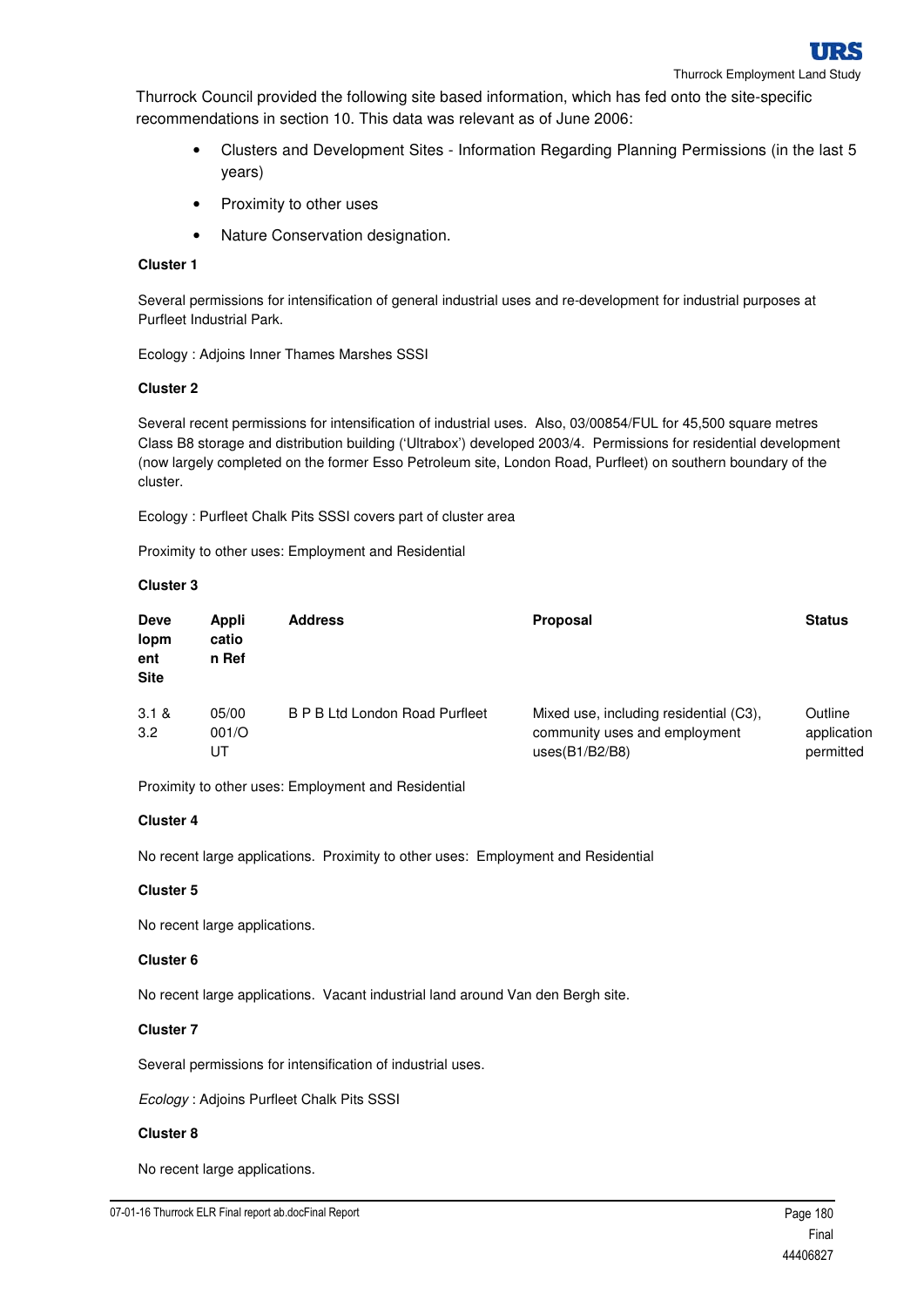Thurrock Council provided the following site based information, which has fed onto the site-specific recommendations in section 10. This data was relevant as of June 2006:

- Clusters and Development Sites - Information Regarding Planning Permissions (in the last 5 years)
- Proximity to other uses
- Nature Conservation designation.

**Cluster 1**

Several permissions for intensification of general industrial uses and re-development for industrial purposes at Purfleet Industrial Park.

Ecology : Adjoins Inner Thames Marshes SSSI

**Cluster 2**

Several recent permissions for intensification of industrial uses. Also, 03/00854/FUL for 45,500 square metres Class B8 storage and distribution building ('Ultrabox') developed 2003/4. Permissions for residential development (now largely completed on the former Esso Petroleum site, London Road, Purfleet) on southern boundary of the cluster.

Ecology : Purfleet Chalk Pits SSSI covers part of cluster area

Proximity to other uses: Employment and Residential

**Cluster 3**

| Development Site | Application Ref | Address | Proposal | Status |
|---|---|---|---|---|
| 3.1 & 3.2 | 05/00001/OUT | B P B Ltd London Road Purfleet | Mixed use, including residential (C3), community uses and employment uses(B1/B2/B8) | Outline application permitted |

Proximity to other uses: Employment and Residential

**Cluster 4**

No recent large applications. Proximity to other uses: Employment and Residential

**Cluster 5**

No recent large applications.

**Cluster 6**

No recent large applications. Vacant industrial land around Van den Bergh site.

**Cluster 7**

Several permissions for intensification of industrial uses.

*Ecology* : Adjoins Purfleet Chalk Pits SSSI

**Cluster 8**

No recent large applications.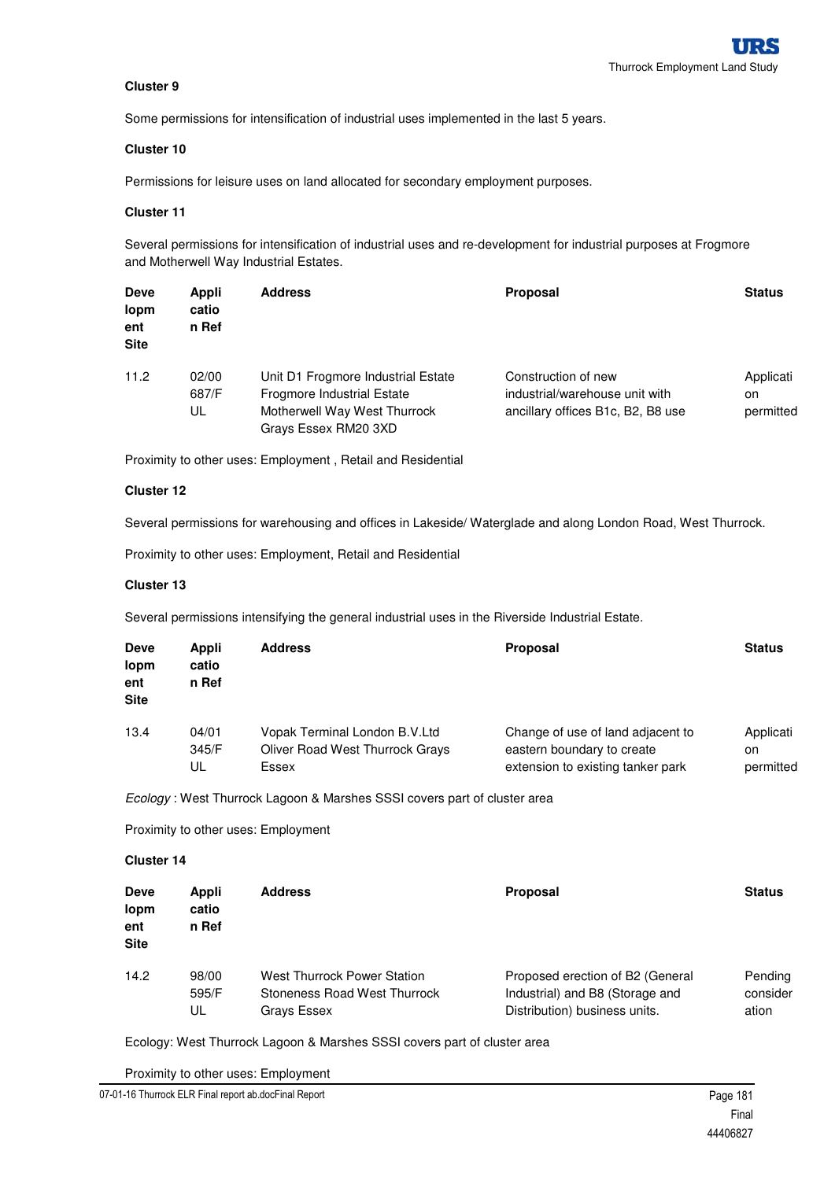**Cluster 9**

Some permissions for intensification of industrial uses implemented in the last 5 years.

**Cluster 10**

Permissions for leisure uses on land allocated for secondary employment purposes.

**Cluster 11**

Several permissions for intensification of industrial uses and re-development for industrial purposes at Frogmore and Motherwell Way Industrial Estates.

| Development Site | Application Ref | Address | Proposal | Status |
|---|---|---|---|---|
| 11.2 | 02/00687/FUL | Unit D1 Frogmore Industrial Estate Frogmore Industrial Estate Motherwell Way West Thurrock Grays Essex RM20 3XD | Construction of new industrial/warehouse unit with ancillary offices B1c, B2, B8 use | Application permitted |

Proximity to other uses: Employment , Retail and Residential

**Cluster 12**

Several permissions for warehousing and offices in Lakeside/ Waterglade and along London Road, West Thurrock.

Proximity to other uses: Employment, Retail and Residential

**Cluster 13**

Several permissions intensifying the general industrial uses in the Riverside Industrial Estate.

| Development Site | Application Ref | Address | Proposal | Status |
|---|---|---|---|---|
| 13.4 | 04/01345/FUL | Vopak Terminal London B.V.Ltd Oliver Road West Thurrock Grays Essex | Change of use of land adjacent to eastern boundary to create extension to existing tanker park | Application permitted |

*Ecology* : West Thurrock Lagoon & Marshes SSSI covers part of cluster area

Proximity to other uses: Employment

**Cluster 14**

| Development Site | Application Ref | Address | Proposal | Status |
|---|---|---|---|---|
| 14.2 | 98/00595/FUL | West Thurrock Power Station Stoneness Road West Thurrock Grays Essex | Proposed erection of B2 (General Industrial) and B8 (Storage and Distribution) business units. | Pending consideration |

Ecology: West Thurrock Lagoon & Marshes SSSI covers part of cluster area

Proximity to other uses: Employment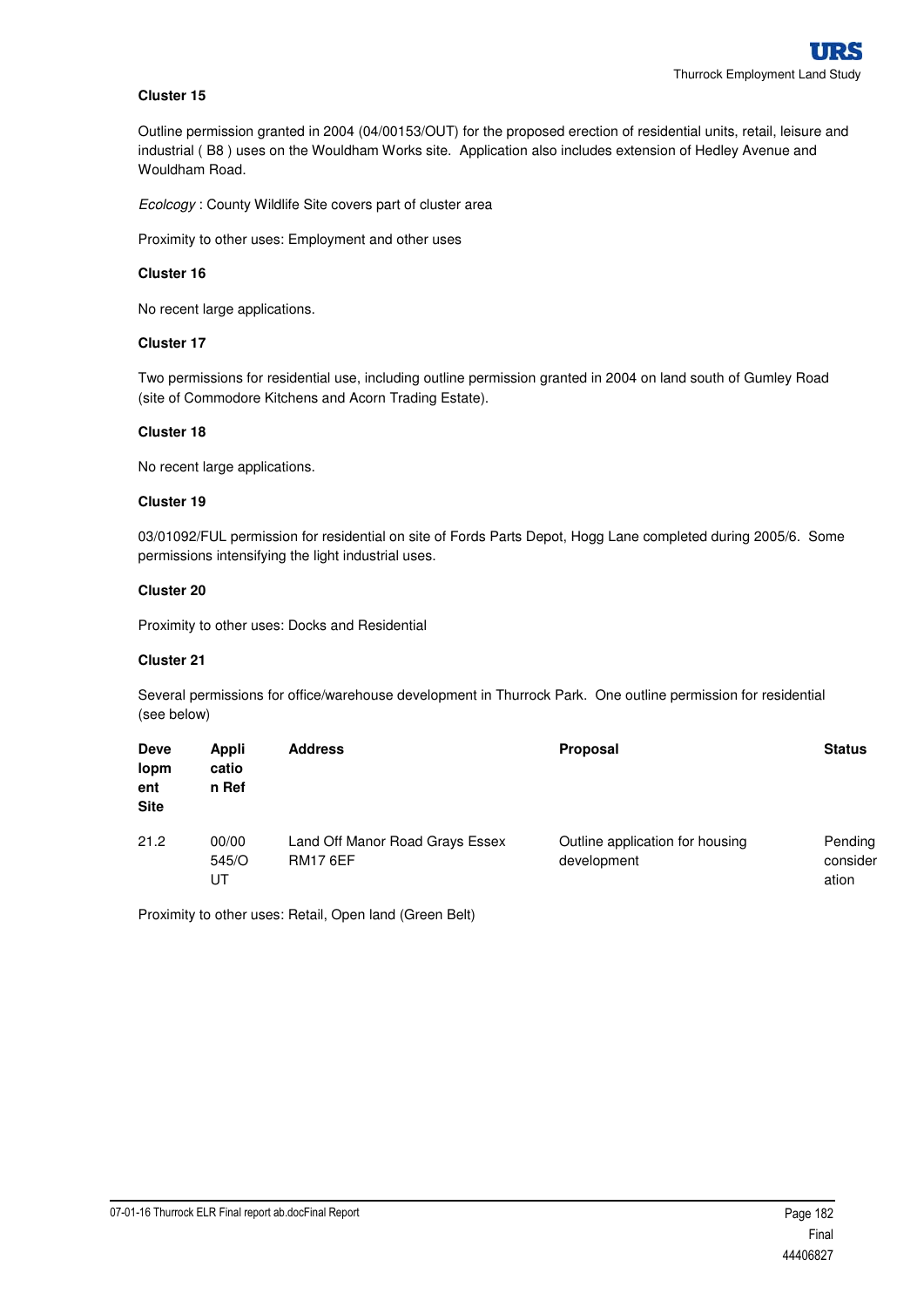**Cluster 15**

Outline permission granted in 2004 (04/00153/OUT) for the proposed erection of residential units, retail, leisure and industrial ( B8 ) uses on the Wouldham Works site. Application also includes extension of Hedley Avenue and Wouldham Road.

*Ecolcogy* : County Wildlife Site covers part of cluster area

Proximity to other uses: Employment and other uses

**Cluster 16**

No recent large applications.

**Cluster 17**

Two permissions for residential use, including outline permission granted in 2004 on land south of Gumley Road (site of Commodore Kitchens and Acorn Trading Estate).

**Cluster 18**

No recent large applications.

**Cluster 19**

03/01092/FUL permission for residential on site of Fords Parts Depot, Hogg Lane completed during 2005/6. Some permissions intensifying the light industrial uses.

**Cluster 20**

Proximity to other uses: Docks and Residential

**Cluster 21**

Several permissions for office/warehouse development in Thurrock Park. One outline permission for residential (see below)

| Development Site | Application Ref | Address | Proposal | Status |
|---|---|---|---|---|
| 21.2 | 00/00545/OUT | Land Off Manor Road Grays Essex RM17 6EF | Outline application for housing development | Pending consideration |

Proximity to other uses: Retail, Open land (Green Belt)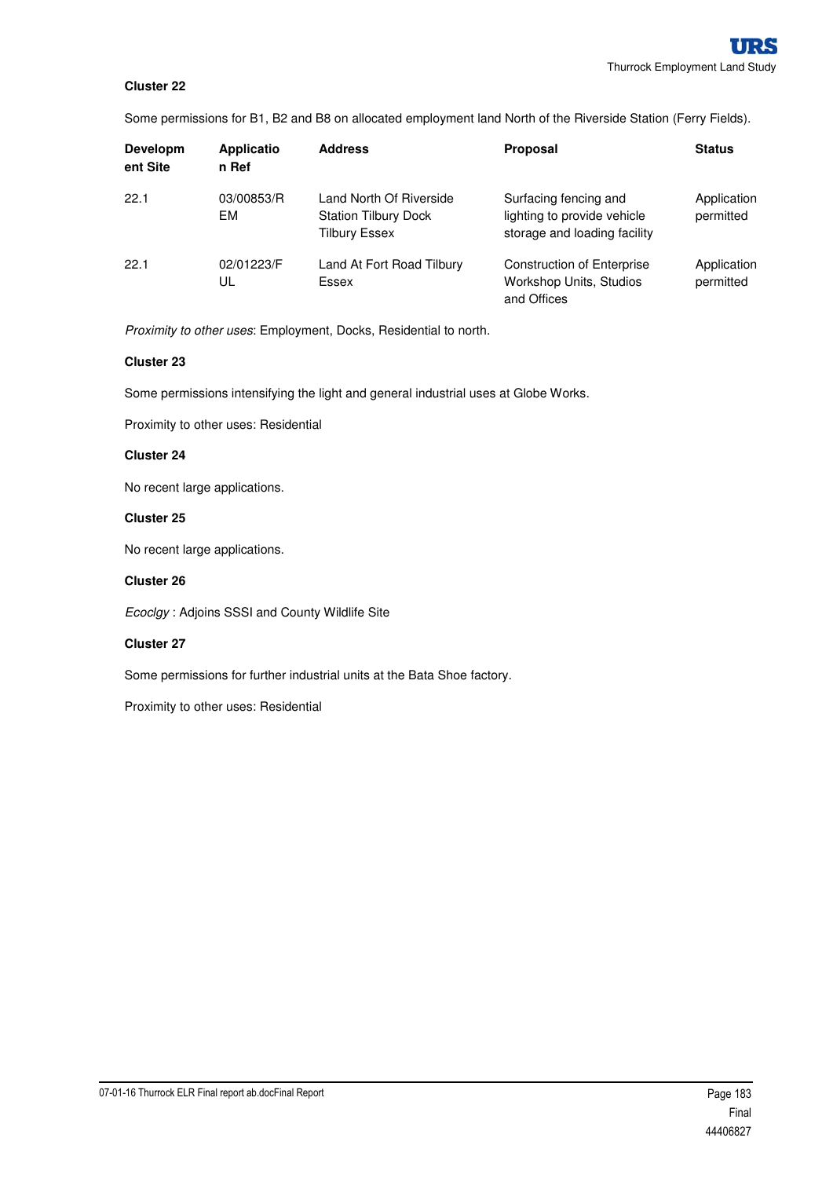**Cluster 22**

Some permissions for B1, B2 and B8 on allocated employment land North of the Riverside Station (Ferry Fields).

| Development Site | Application Ref | Address | Proposal | Status |
|---|---|---|---|---|
| 22.1 | 03/00853/REM | Land North Of Riverside Station Tilbury Dock Tilbury Essex | Surfacing fencing and lighting to provide vehicle storage and loading facility | Application permitted |
| 22.1 | 02/01223/FUL | Land At Fort Road Tilbury Essex | Construction of Enterprise Workshop Units, Studios and Offices | Application permitted |

*Proximity to other uses*: Employment, Docks, Residential to north.

**Cluster 23**

Some permissions intensifying the light and general industrial uses at Globe Works.

Proximity to other uses: Residential

**Cluster 24**

No recent large applications.

**Cluster 25**

No recent large applications.

**Cluster 26**

*Ecoclgy* : Adjoins SSSI and County Wildlife Site

**Cluster 27**

Some permissions for further industrial units at the Bata Shoe factory.

Proximity to other uses: Residential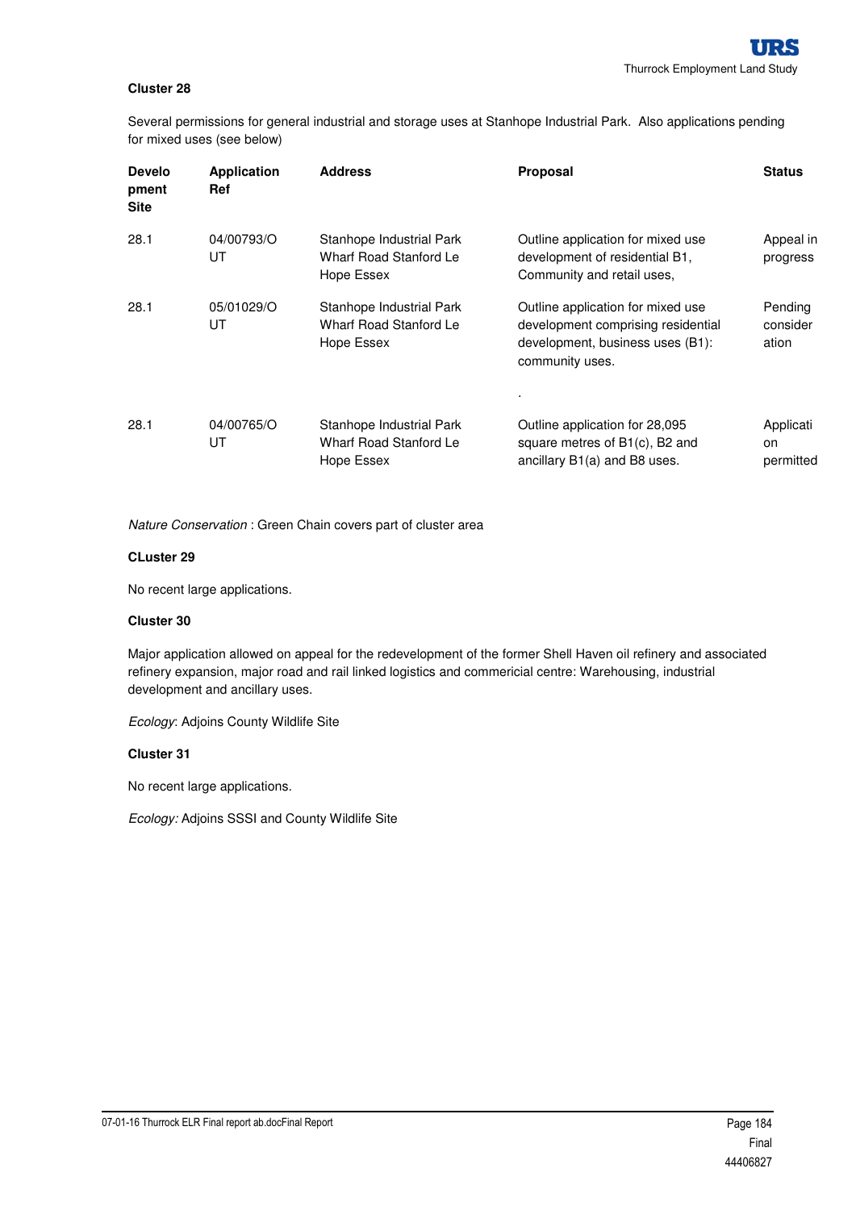**Cluster 28**

Several permissions for general industrial and storage uses at Stanhope Industrial Park. Also applications pending for mixed uses (see below)

| Development Site | Application Ref | Address | Proposal | Status |
|---|---|---|---|---|
| 28.1 | 04/00793/OUT | Stanhope Industrial Park Wharf Road Stanford Le Hope Essex | Outline application for mixed use development of residential B1, Community and retail uses, | Appeal in progress |
| 28.1 | 05/01029/OUT | Stanhope Industrial Park Wharf Road Stanford Le Hope Essex | Outline application for mixed use development comprising residential development, business uses (B1): community uses. . | Pending consideration |
| 28.1 | 04/00765/OUT | Stanhope Industrial Park Wharf Road Stanford Le Hope Essex | Outline application for 28,095 square metres of B1(c), B2 and ancillary B1(a) and B8 uses. | Application permitted |

*Nature Conservation* : Green Chain covers part of cluster area

**CLuster 29**

No recent large applications.

**Cluster 30**

Major application allowed on appeal for the redevelopment of the former Shell Haven oil refinery and associated refinery expansion, major road and rail linked logistics and commericial centre: Warehousing, industrial development and ancillary uses.

*Ecology*: Adjoins County Wildlife Site

**Cluster 31**

No recent large applications.

*Ecology:* Adjoins SSSI and County Wildlife Site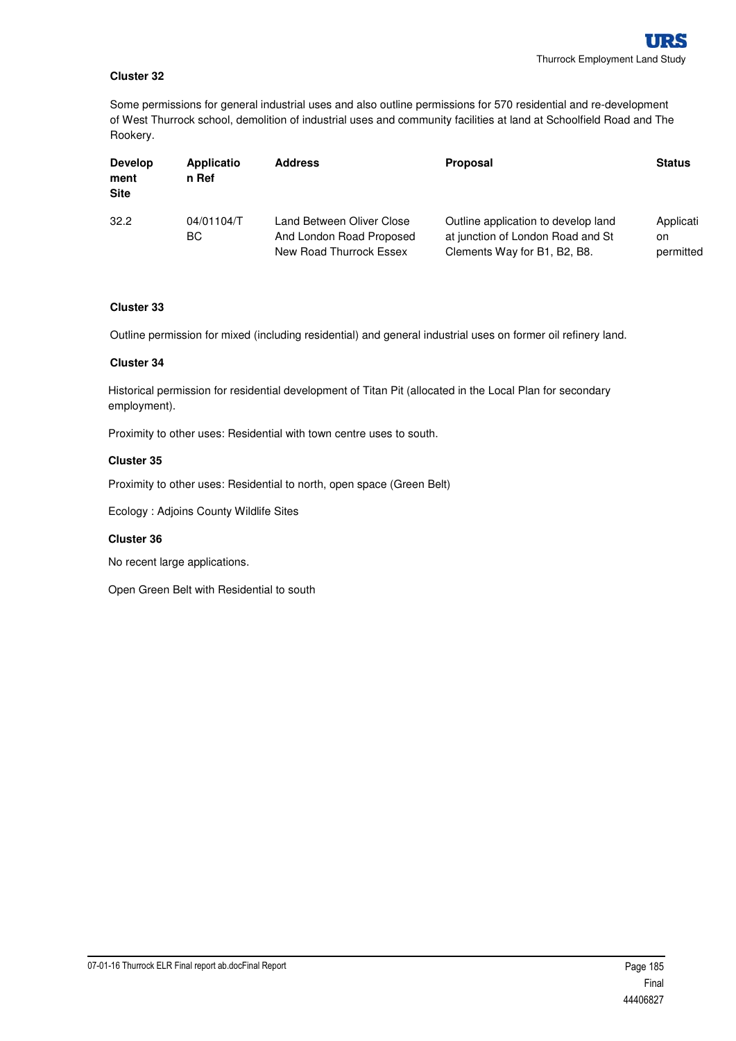**Cluster 32**

Some permissions for general industrial uses and also outline permissions for 570 residential and re-development of West Thurrock school, demolition of industrial uses and community facilities at land at Schoolfield Road and The Rookery.

| Development Site | Application Ref | Address | Proposal | Status |
|---|---|---|---|---|
| 32.2 | 04/01104/TBC | Land Between Oliver Close And London Road Proposed New Road Thurrock Essex | Outline application to develop land at junction of London Road and St Clements Way for B1, B2, B8. | Application permitted |

**Cluster 33**

Outline permission for mixed (including residential) and general industrial uses on former oil refinery land.

**Cluster 34**

Historical permission for residential development of Titan Pit (allocated in the Local Plan for secondary employment).

Proximity to other uses: Residential with town centre uses to south.

**Cluster 35**

Proximity to other uses: Residential to north, open space (Green Belt)

Ecology : Adjoins County Wildlife Sites

**Cluster 36**

No recent large applications.

Open Green Belt with Residential to south